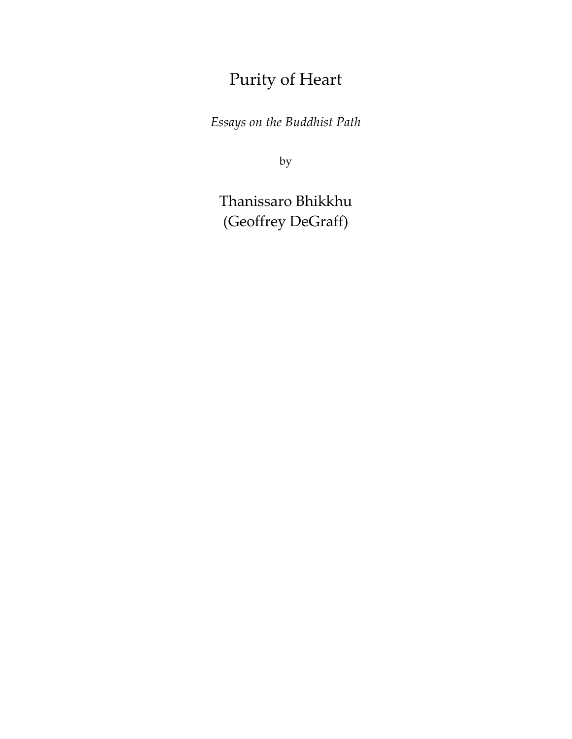# Purity of Heart

*Essays on the Buddhist Path*

by

Thanissaro Bhikkhu
(Geoffrey DeGraff)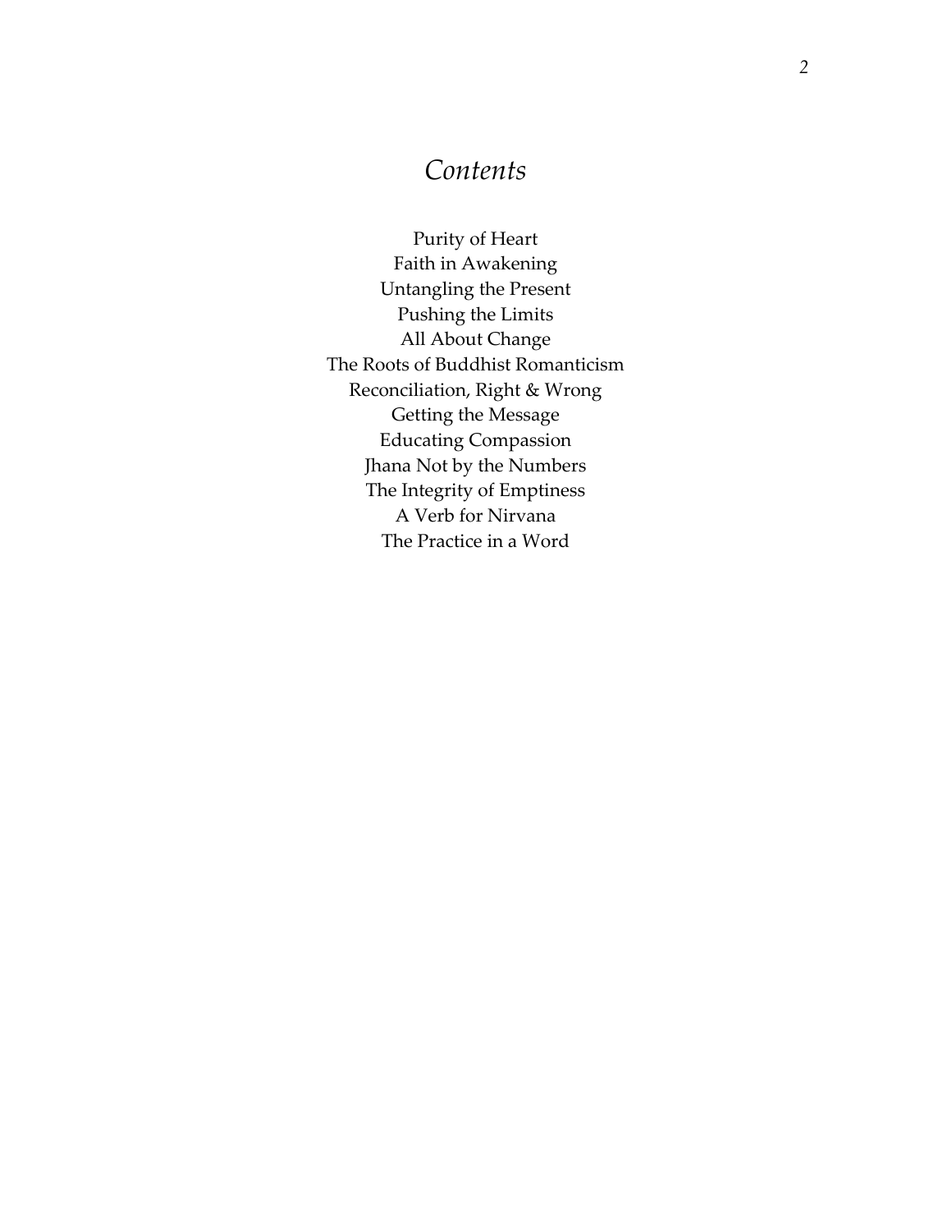# *Contents*

Purity of Heart
Faith in Awakening
Untangling the Present
Pushing the Limits
All About Change
The Roots of Buddhist Romanticism
Reconciliation, Right & Wrong
Getting the Message
Educating Compassion
Jhana Not by the Numbers
The Integrity of Emptiness
A Verb for Nirvana
The Practice in a Word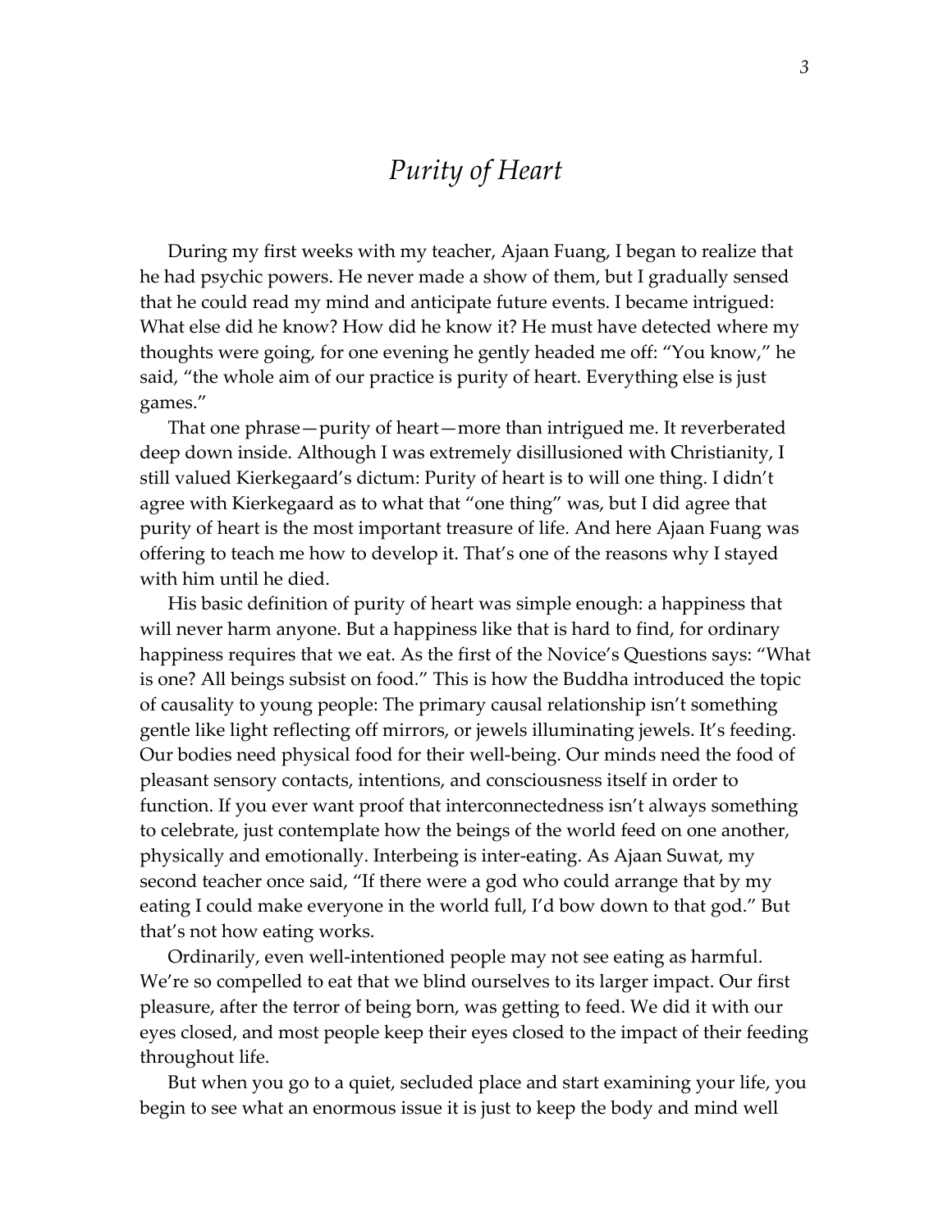# *Purity of Heart*

During my first weeks with my teacher, Ajaan Fuang, I began to realize that he had psychic powers. He never made a show of them, but I gradually sensed that he could read my mind and anticipate future events. I became intrigued: What else did he know? How did he know it? He must have detected where my thoughts were going, for one evening he gently headed me off: "You know," he said, "the whole aim of our practice is purity of heart. Everything else is just games."

That one phrase—purity of heart—more than intrigued me. It reverberated deep down inside. Although I was extremely disillusioned with Christianity, I still valued Kierkegaard's dictum: Purity of heart is to will one thing. I didn't agree with Kierkegaard as to what that "one thing" was, but I did agree that purity of heart is the most important treasure of life. And here Ajaan Fuang was offering to teach me how to develop it. That's one of the reasons why I stayed with him until he died.

His basic definition of purity of heart was simple enough: a happiness that will never harm anyone. But a happiness like that is hard to find, for ordinary happiness requires that we eat. As the first of the Novice's Questions says: "What is one? All beings subsist on food." This is how the Buddha introduced the topic of causality to young people: The primary causal relationship isn't something gentle like light reflecting off mirrors, or jewels illuminating jewels. It's feeding. Our bodies need physical food for their well-being. Our minds need the food of pleasant sensory contacts, intentions, and consciousness itself in order to function. If you ever want proof that interconnectedness isn't always something to celebrate, just contemplate how the beings of the world feed on one another, physically and emotionally. Interbeing is inter-eating. As Ajaan Suwat, my second teacher once said, "If there were a god who could arrange that by my eating I could make everyone in the world full, I'd bow down to that god." But that's not how eating works.

Ordinarily, even well-intentioned people may not see eating as harmful. We're so compelled to eat that we blind ourselves to its larger impact. Our first pleasure, after the terror of being born, was getting to feed. We did it with our eyes closed, and most people keep their eyes closed to the impact of their feeding throughout life.

But when you go to a quiet, secluded place and start examining your life, you begin to see what an enormous issue it is just to keep the body and mind well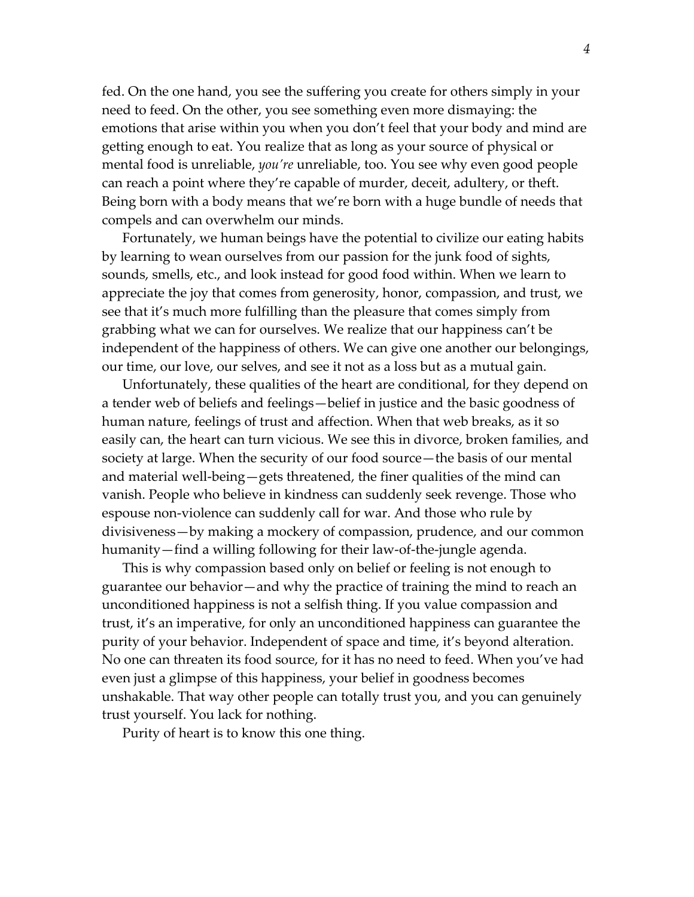fed. On the one hand, you see the suffering you create for others simply in your need to feed. On the other, you see something even more dismaying: the emotions that arise within you when you don't feel that your body and mind are getting enough to eat. You realize that as long as your source of physical or mental food is unreliable, *you're* unreliable, too. You see why even good people can reach a point where they're capable of murder, deceit, adultery, or theft. Being born with a body means that we're born with a huge bundle of needs that compels and can overwhelm our minds.

Fortunately, we human beings have the potential to civilize our eating habits by learning to wean ourselves from our passion for the junk food of sights, sounds, smells, etc., and look instead for good food within. When we learn to appreciate the joy that comes from generosity, honor, compassion, and trust, we see that it's much more fulfilling than the pleasure that comes simply from grabbing what we can for ourselves. We realize that our happiness can't be independent of the happiness of others. We can give one another our belongings, our time, our love, our selves, and see it not as a loss but as a mutual gain.

Unfortunately, these qualities of the heart are conditional, for they depend on a tender web of beliefs and feelings—belief in justice and the basic goodness of human nature, feelings of trust and affection. When that web breaks, as it so easily can, the heart can turn vicious. We see this in divorce, broken families, and society at large. When the security of our food source—the basis of our mental and material well-being—gets threatened, the finer qualities of the mind can vanish. People who believe in kindness can suddenly seek revenge. Those who espouse non-violence can suddenly call for war. And those who rule by divisiveness—by making a mockery of compassion, prudence, and our common humanity—find a willing following for their law-of-the-jungle agenda.

This is why compassion based only on belief or feeling is not enough to guarantee our behavior—and why the practice of training the mind to reach an unconditioned happiness is not a selfish thing. If you value compassion and trust, it's an imperative, for only an unconditioned happiness can guarantee the purity of your behavior. Independent of space and time, it's beyond alteration. No one can threaten its food source, for it has no need to feed. When you've had even just a glimpse of this happiness, your belief in goodness becomes unshakable. That way other people can totally trust you, and you can genuinely trust yourself. You lack for nothing.

Purity of heart is to know this one thing.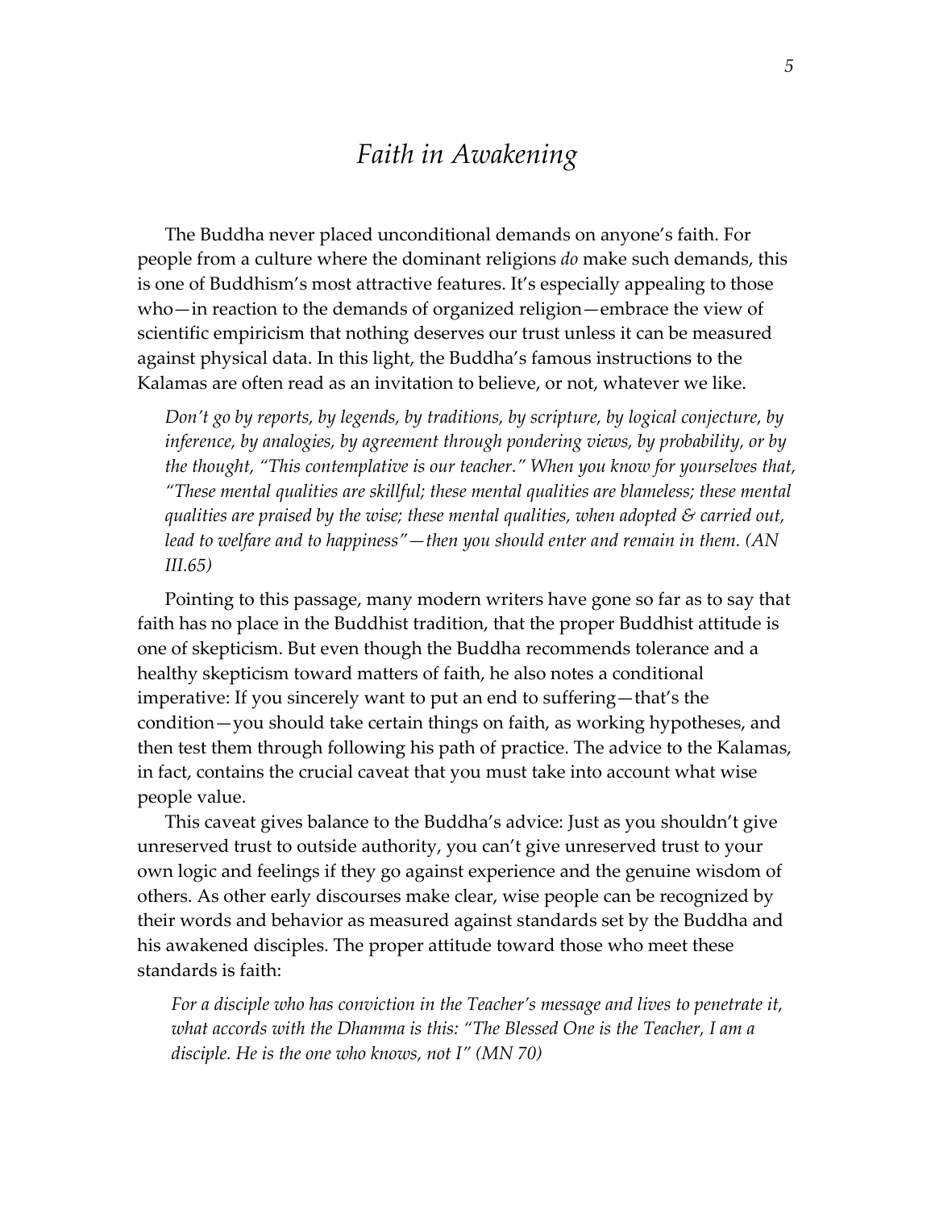# *Faith in Awakening*

The Buddha never placed unconditional demands on anyone's faith. For people from a culture where the dominant religions *do* make such demands, this is one of Buddhism's most attractive features. It's especially appealing to those who—in reaction to the demands of organized religion—embrace the view of scientific empiricism that nothing deserves our trust unless it can be measured against physical data. In this light, the Buddha's famous instructions to the Kalamas are often read as an invitation to believe, or not, whatever we like.

> *Don't go by reports, by legends, by traditions, by scripture, by logical conjecture, by inference, by analogies, by agreement through pondering views, by probability, or by the thought, "This contemplative is our teacher." When you know for yourselves that, "These mental qualities are skillful; these mental qualities are blameless; these mental qualities are praised by the wise; these mental qualities, when adopted & carried out, lead to welfare and to happiness"—then you should enter and remain in them. (AN III.65)*

Pointing to this passage, many modern writers have gone so far as to say that faith has no place in the Buddhist tradition, that the proper Buddhist attitude is one of skepticism. But even though the Buddha recommends tolerance and a healthy skepticism toward matters of faith, he also notes a conditional imperative: If you sincerely want to put an end to suffering—that's the condition—you should take certain things on faith, as working hypotheses, and then test them through following his path of practice. The advice to the Kalamas, in fact, contains the crucial caveat that you must take into account what wise people value.

This caveat gives balance to the Buddha's advice: Just as you shouldn't give unreserved trust to outside authority, you can't give unreserved trust to your own logic and feelings if they go against experience and the genuine wisdom of others. As other early discourses make clear, wise people can be recognized by their words and behavior as measured against standards set by the Buddha and his awakened disciples. The proper attitude toward those who meet these standards is faith:

> *For a disciple who has conviction in the Teacher's message and lives to penetrate it, what accords with the Dhamma is this: "The Blessed One is the Teacher, I am a disciple. He is the one who knows, not I" (MN 70)*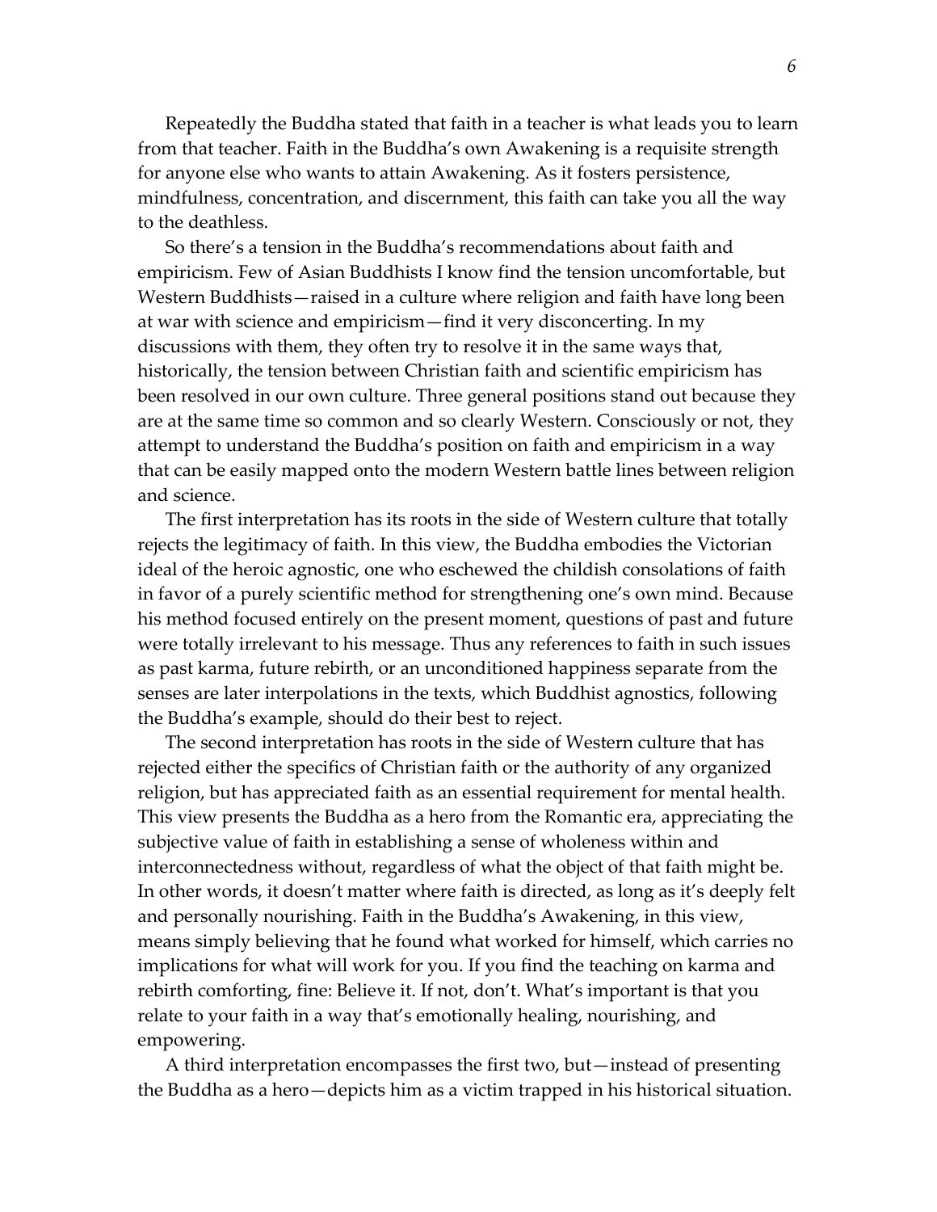Repeatedly the Buddha stated that faith in a teacher is what leads you to learn from that teacher. Faith in the Buddha's own Awakening is a requisite strength for anyone else who wants to attain Awakening. As it fosters persistence, mindfulness, concentration, and discernment, this faith can take you all the way to the deathless.

So there's a tension in the Buddha's recommendations about faith and empiricism. Few of Asian Buddhists I know find the tension uncomfortable, but Western Buddhists—raised in a culture where religion and faith have long been at war with science and empiricism—find it very disconcerting. In my discussions with them, they often try to resolve it in the same ways that, historically, the tension between Christian faith and scientific empiricism has been resolved in our own culture. Three general positions stand out because they are at the same time so common and so clearly Western. Consciously or not, they attempt to understand the Buddha's position on faith and empiricism in a way that can be easily mapped onto the modern Western battle lines between religion and science.

The first interpretation has its roots in the side of Western culture that totally rejects the legitimacy of faith. In this view, the Buddha embodies the Victorian ideal of the heroic agnostic, one who eschewed the childish consolations of faith in favor of a purely scientific method for strengthening one's own mind. Because his method focused entirely on the present moment, questions of past and future were totally irrelevant to his message. Thus any references to faith in such issues as past karma, future rebirth, or an unconditioned happiness separate from the senses are later interpolations in the texts, which Buddhist agnostics, following the Buddha's example, should do their best to reject.

The second interpretation has roots in the side of Western culture that has rejected either the specifics of Christian faith or the authority of any organized religion, but has appreciated faith as an essential requirement for mental health. This view presents the Buddha as a hero from the Romantic era, appreciating the subjective value of faith in establishing a sense of wholeness within and interconnectedness without, regardless of what the object of that faith might be. In other words, it doesn't matter where faith is directed, as long as it's deeply felt and personally nourishing. Faith in the Buddha's Awakening, in this view, means simply believing that he found what worked for himself, which carries no implications for what will work for you. If you find the teaching on karma and rebirth comforting, fine: Believe it. If not, don't. What's important is that you relate to your faith in a way that's emotionally healing, nourishing, and empowering.

A third interpretation encompasses the first two, but—instead of presenting the Buddha as a hero—depicts him as a victim trapped in his historical situation.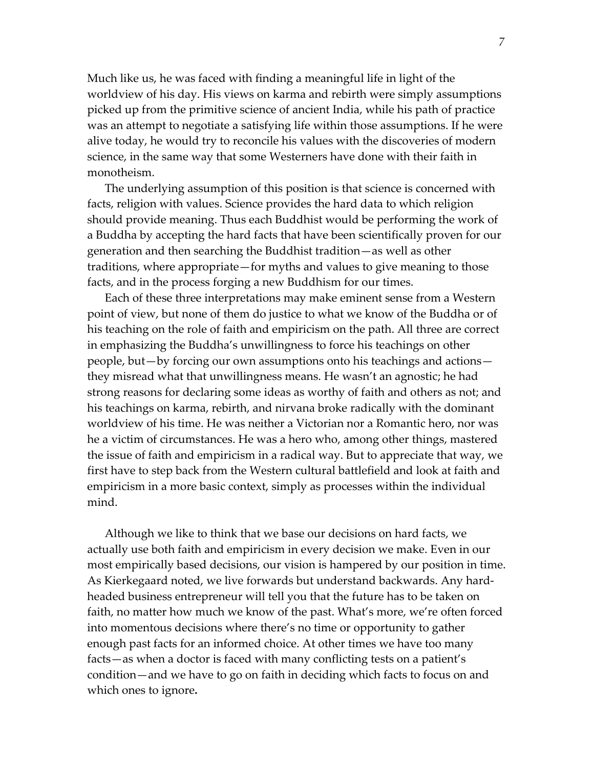Much like us, he was faced with finding a meaningful life in light of the worldview of his day. His views on karma and rebirth were simply assumptions picked up from the primitive science of ancient India, while his path of practice was an attempt to negotiate a satisfying life within those assumptions. If he were alive today, he would try to reconcile his values with the discoveries of modern science, in the same way that some Westerners have done with their faith in monotheism.

The underlying assumption of this position is that science is concerned with facts, religion with values. Science provides the hard data to which religion should provide meaning. Thus each Buddhist would be performing the work of a Buddha by accepting the hard facts that have been scientifically proven for our generation and then searching the Buddhist tradition—as well as other traditions, where appropriate—for myths and values to give meaning to those facts, and in the process forging a new Buddhism for our times.

Each of these three interpretations may make eminent sense from a Western point of view, but none of them do justice to what we know of the Buddha or of his teaching on the role of faith and empiricism on the path. All three are correct in emphasizing the Buddha's unwillingness to force his teachings on other people, but—by forcing our own assumptions onto his teachings and actions—they misread what that unwillingness means. He wasn't an agnostic; he had strong reasons for declaring some ideas as worthy of faith and others as not; and his teachings on karma, rebirth, and nirvana broke radically with the dominant worldview of his time. He was neither a Victorian nor a Romantic hero, nor was he a victim of circumstances. He was a hero who, among other things, mastered the issue of faith and empiricism in a radical way. But to appreciate that way, we first have to step back from the Western cultural battlefield and look at faith and empiricism in a more basic context, simply as processes within the individual mind.

Although we like to think that we base our decisions on hard facts, we actually use both faith and empiricism in every decision we make. Even in our most empirically based decisions, our vision is hampered by our position in time. As Kierkegaard noted, we live forwards but understand backwards. Any hard-headed business entrepreneur will tell you that the future has to be taken on faith, no matter how much we know of the past. What's more, we're often forced into momentous decisions where there's no time or opportunity to gather enough past facts for an informed choice. At other times we have too many facts—as when a doctor is faced with many conflicting tests on a patient's condition—and we have to go on faith in deciding which facts to focus on and which ones to ignore.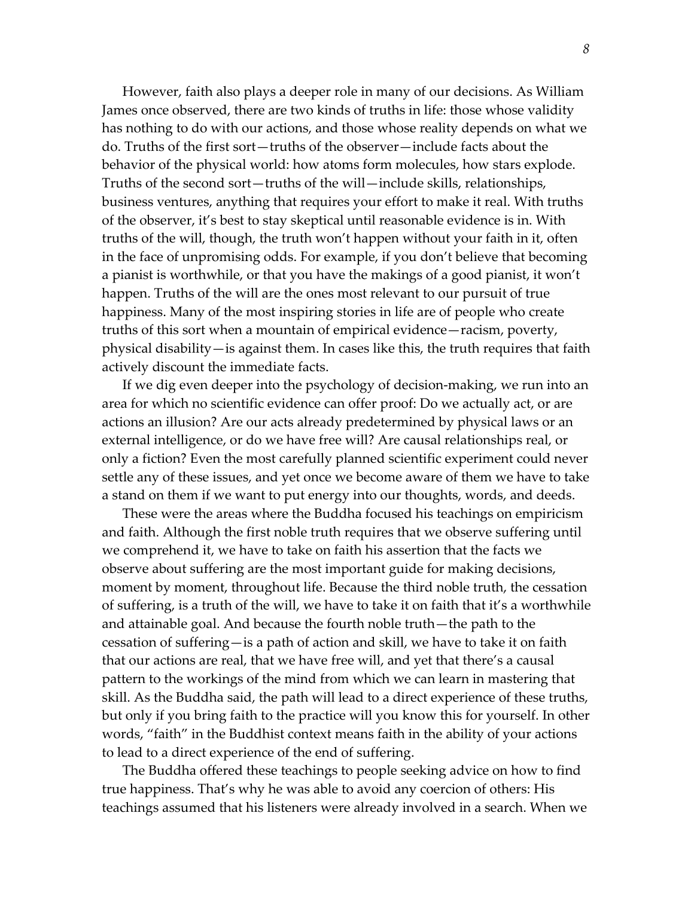However, faith also plays a deeper role in many of our decisions. As William James once observed, there are two kinds of truths in life: those whose validity has nothing to do with our actions, and those whose reality depends on what we do. Truths of the first sort—truths of the observer—include facts about the behavior of the physical world: how atoms form molecules, how stars explode. Truths of the second sort—truths of the will—include skills, relationships, business ventures, anything that requires your effort to make it real. With truths of the observer, it's best to stay skeptical until reasonable evidence is in. With truths of the will, though, the truth won't happen without your faith in it, often in the face of unpromising odds. For example, if you don't believe that becoming a pianist is worthwhile, or that you have the makings of a good pianist, it won't happen. Truths of the will are the ones most relevant to our pursuit of true happiness. Many of the most inspiring stories in life are of people who create truths of this sort when a mountain of empirical evidence—racism, poverty, physical disability—is against them. In cases like this, the truth requires that faith actively discount the immediate facts.

If we dig even deeper into the psychology of decision-making, we run into an area for which no scientific evidence can offer proof: Do we actually act, or are actions an illusion? Are our acts already predetermined by physical laws or an external intelligence, or do we have free will? Are causal relationships real, or only a fiction? Even the most carefully planned scientific experiment could never settle any of these issues, and yet once we become aware of them we have to take a stand on them if we want to put energy into our thoughts, words, and deeds.

These were the areas where the Buddha focused his teachings on empiricism and faith. Although the first noble truth requires that we observe suffering until we comprehend it, we have to take on faith his assertion that the facts we observe about suffering are the most important guide for making decisions, moment by moment, throughout life. Because the third noble truth, the cessation of suffering, is a truth of the will, we have to take it on faith that it's a worthwhile and attainable goal. And because the fourth noble truth—the path to the cessation of suffering—is a path of action and skill, we have to take it on faith that our actions are real, that we have free will, and yet that there's a causal pattern to the workings of the mind from which we can learn in mastering that skill. As the Buddha said, the path will lead to a direct experience of these truths, but only if you bring faith to the practice will you know this for yourself. In other words, "faith" in the Buddhist context means faith in the ability of your actions to lead to a direct experience of the end of suffering.

The Buddha offered these teachings to people seeking advice on how to find true happiness. That's why he was able to avoid any coercion of others: His teachings assumed that his listeners were already involved in a search. When we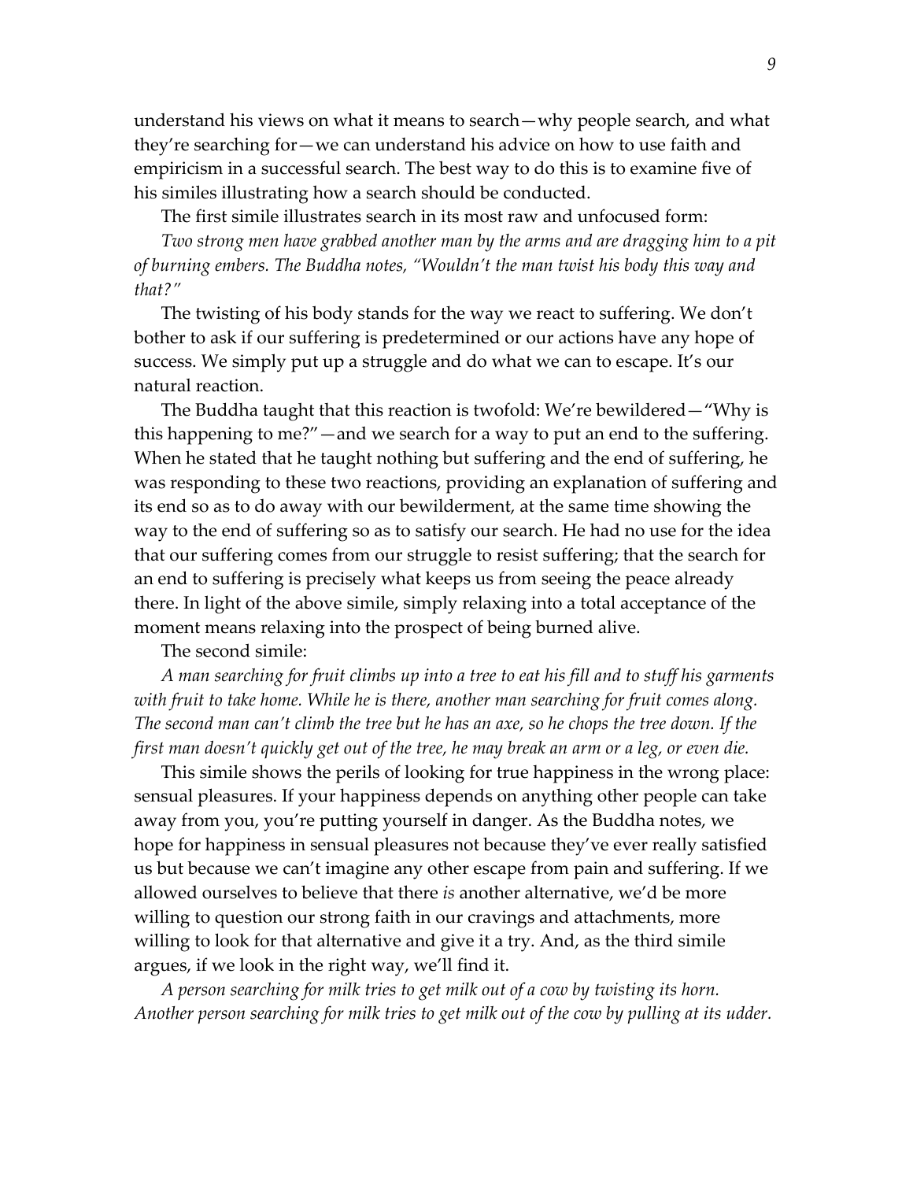understand his views on what it means to search—why people search, and what they're searching for—we can understand his advice on how to use faith and empiricism in a successful search. The best way to do this is to examine five of his similes illustrating how a search should be conducted.

The first simile illustrates search in its most raw and unfocused form:

*Two strong men have grabbed another man by the arms and are dragging him to a pit of burning embers. The Buddha notes, "Wouldn't the man twist his body this way and that?"*

The twisting of his body stands for the way we react to suffering. We don't bother to ask if our suffering is predetermined or our actions have any hope of success. We simply put up a struggle and do what we can to escape. It's our natural reaction.

The Buddha taught that this reaction is twofold: We're bewildered—"Why is this happening to me?"—and we search for a way to put an end to the suffering. When he stated that he taught nothing but suffering and the end of suffering, he was responding to these two reactions, providing an explanation of suffering and its end so as to do away with our bewilderment, at the same time showing the way to the end of suffering so as to satisfy our search. He had no use for the idea that our suffering comes from our struggle to resist suffering; that the search for an end to suffering is precisely what keeps us from seeing the peace already there. In light of the above simile, simply relaxing into a total acceptance of the moment means relaxing into the prospect of being burned alive.

The second simile:

*A man searching for fruit climbs up into a tree to eat his fill and to stuff his garments with fruit to take home. While he is there, another man searching for fruit comes along. The second man can't climb the tree but he has an axe, so he chops the tree down. If the first man doesn't quickly get out of the tree, he may break an arm or a leg, or even die.*

This simile shows the perils of looking for true happiness in the wrong place: sensual pleasures. If your happiness depends on anything other people can take away from you, you're putting yourself in danger. As the Buddha notes, we hope for happiness in sensual pleasures not because they've ever really satisfied us but because we can't imagine any other escape from pain and suffering. If we allowed ourselves to believe that there *is* another alternative, we'd be more willing to question our strong faith in our cravings and attachments, more willing to look for that alternative and give it a try. And, as the third simile argues, if we look in the right way, we'll find it.

*A person searching for milk tries to get milk out of a cow by twisting its horn. Another person searching for milk tries to get milk out of the cow by pulling at its udder.*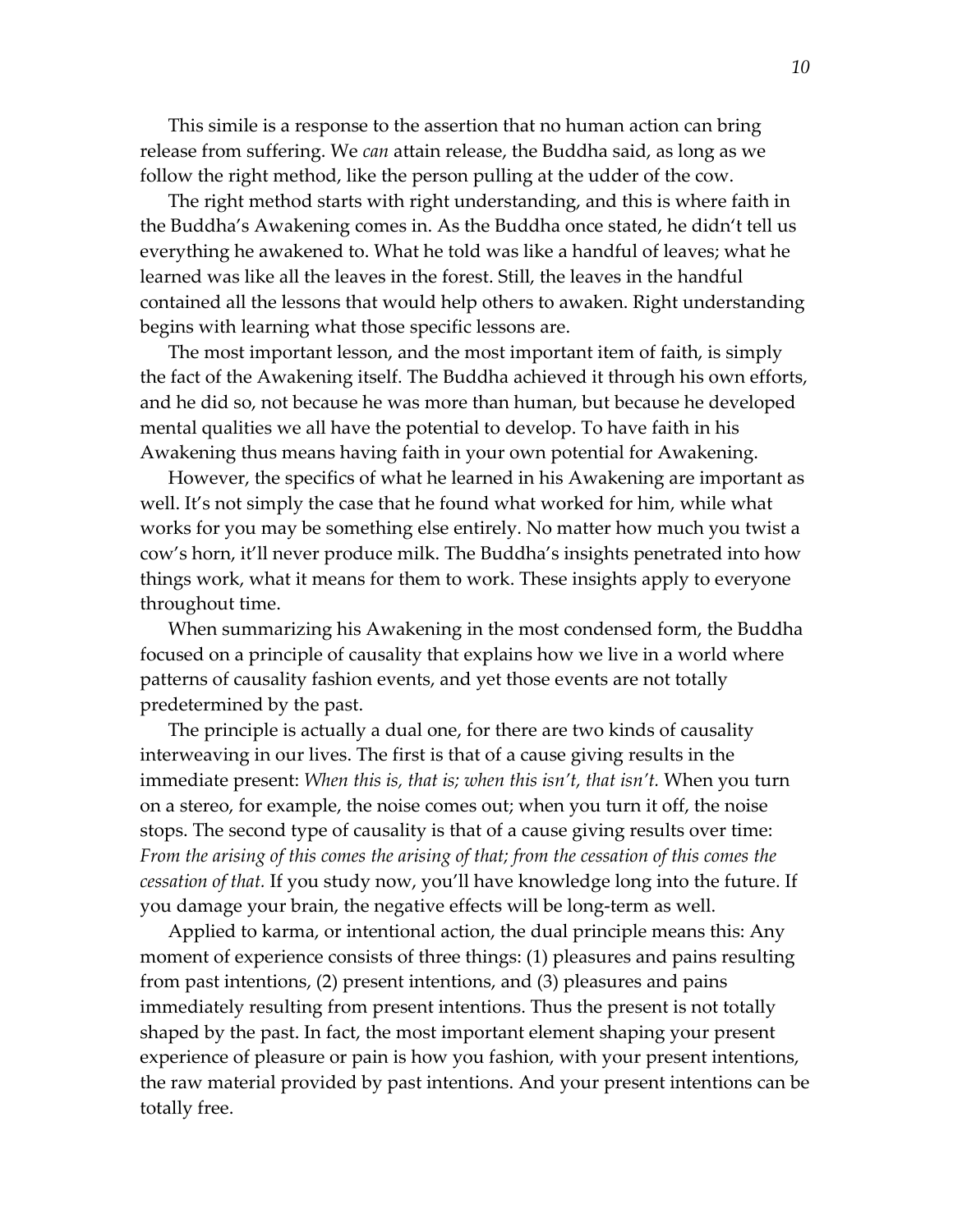This simile is a response to the assertion that no human action can bring release from suffering. We *can* attain release, the Buddha said, as long as we follow the right method, like the person pulling at the udder of the cow.

The right method starts with right understanding, and this is where faith in the Buddha's Awakening comes in. As the Buddha once stated, he didn't tell us everything he awakened to. What he told was like a handful of leaves; what he learned was like all the leaves in the forest. Still, the leaves in the handful contained all the lessons that would help others to awaken. Right understanding begins with learning what those specific lessons are.

The most important lesson, and the most important item of faith, is simply the fact of the Awakening itself. The Buddha achieved it through his own efforts, and he did so, not because he was more than human, but because he developed mental qualities we all have the potential to develop. To have faith in his Awakening thus means having faith in your own potential for Awakening.

However, the specifics of what he learned in his Awakening are important as well. It's not simply the case that he found what worked for him, while what works for you may be something else entirely. No matter how much you twist a cow's horn, it'll never produce milk. The Buddha's insights penetrated into how things work, what it means for them to work. These insights apply to everyone throughout time.

When summarizing his Awakening in the most condensed form, the Buddha focused on a principle of causality that explains how we live in a world where patterns of causality fashion events, and yet those events are not totally predetermined by the past.

The principle is actually a dual one, for there are two kinds of causality interweaving in our lives. The first is that of a cause giving results in the immediate present: *When this is, that is; when this isn't, that isn't.* When you turn on a stereo, for example, the noise comes out; when you turn it off, the noise stops. The second type of causality is that of a cause giving results over time: *From the arising of this comes the arising of that; from the cessation of this comes the cessation of that.* If you study now, you'll have knowledge long into the future. If you damage your brain, the negative effects will be long-term as well.

Applied to karma, or intentional action, the dual principle means this: Any moment of experience consists of three things: (1) pleasures and pains resulting from past intentions, (2) present intentions, and (3) pleasures and pains immediately resulting from present intentions. Thus the present is not totally shaped by the past. In fact, the most important element shaping your present experience of pleasure or pain is how you fashion, with your present intentions, the raw material provided by past intentions. And your present intentions can be totally free.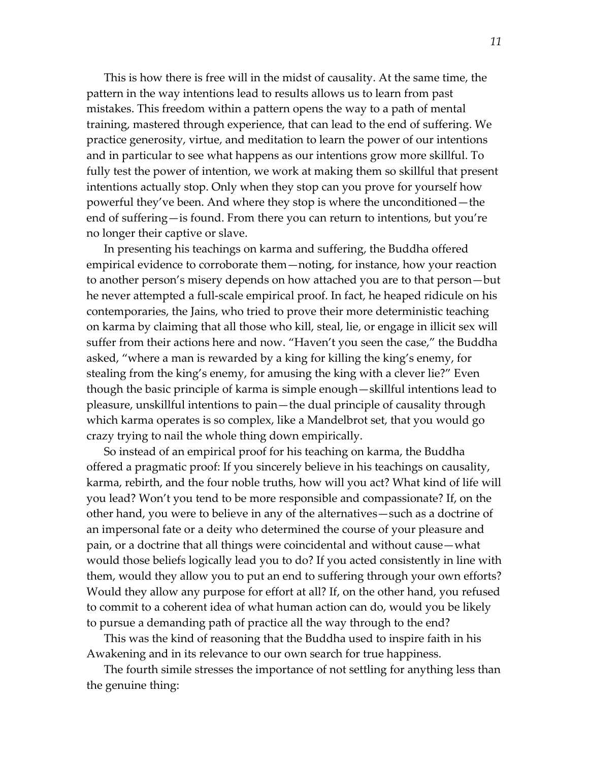This is how there is free will in the midst of causality. At the same time, the pattern in the way intentions lead to results allows us to learn from past mistakes. This freedom within a pattern opens the way to a path of mental training, mastered through experience, that can lead to the end of suffering. We practice generosity, virtue, and meditation to learn the power of our intentions and in particular to see what happens as our intentions grow more skillful. To fully test the power of intention, we work at making them so skillful that present intentions actually stop. Only when they stop can you prove for yourself how powerful they've been. And where they stop is where the unconditioned—the end of suffering—is found. From there you can return to intentions, but you're no longer their captive or slave.

In presenting his teachings on karma and suffering, the Buddha offered empirical evidence to corroborate them—noting, for instance, how your reaction to another person's misery depends on how attached you are to that person—but he never attempted a full-scale empirical proof. In fact, he heaped ridicule on his contemporaries, the Jains, who tried to prove their more deterministic teaching on karma by claiming that all those who kill, steal, lie, or engage in illicit sex will suffer from their actions here and now. "Haven't you seen the case," the Buddha asked, "where a man is rewarded by a king for killing the king's enemy, for stealing from the king's enemy, for amusing the king with a clever lie?" Even though the basic principle of karma is simple enough—skillful intentions lead to pleasure, unskillful intentions to pain—the dual principle of causality through which karma operates is so complex, like a Mandelbrot set, that you would go crazy trying to nail the whole thing down empirically.

So instead of an empirical proof for his teaching on karma, the Buddha offered a pragmatic proof: If you sincerely believe in his teachings on causality, karma, rebirth, and the four noble truths, how will you act? What kind of life will you lead? Won't you tend to be more responsible and compassionate? If, on the other hand, you were to believe in any of the alternatives—such as a doctrine of an impersonal fate or a deity who determined the course of your pleasure and pain, or a doctrine that all things were coincidental and without cause—what would those beliefs logically lead you to do? If you acted consistently in line with them, would they allow you to put an end to suffering through your own efforts? Would they allow any purpose for effort at all? If, on the other hand, you refused to commit to a coherent idea of what human action can do, would you be likely to pursue a demanding path of practice all the way through to the end?

This was the kind of reasoning that the Buddha used to inspire faith in his Awakening and in its relevance to our own search for true happiness.

The fourth simile stresses the importance of not settling for anything less than the genuine thing: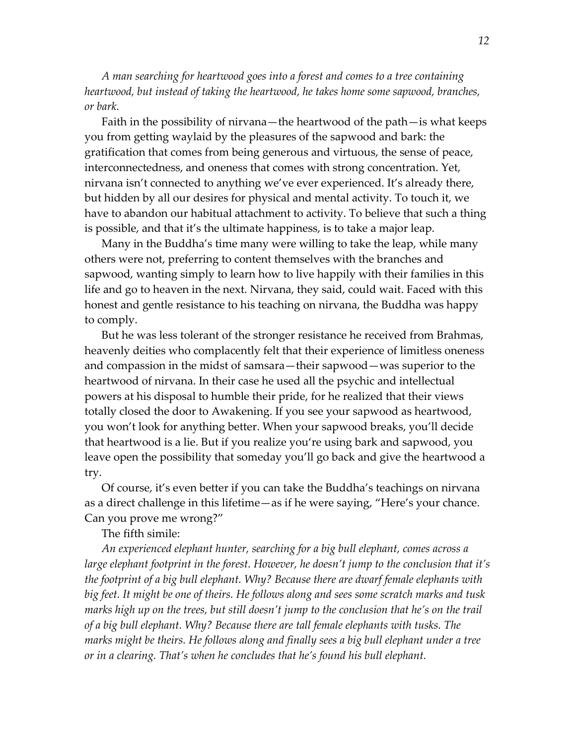*A man searching for heartwood goes into a forest and comes to a tree containing heartwood, but instead of taking the heartwood, he takes home some sapwood, branches, or bark.*

Faith in the possibility of nirvana—the heartwood of the path—is what keeps you from getting waylaid by the pleasures of the sapwood and bark: the gratification that comes from being generous and virtuous, the sense of peace, interconnectedness, and oneness that comes with strong concentration. Yet, nirvana isn't connected to anything we've ever experienced. It's already there, but hidden by all our desires for physical and mental activity. To touch it, we have to abandon our habitual attachment to activity. To believe that such a thing is possible, and that it's the ultimate happiness, is to take a major leap.

Many in the Buddha's time many were willing to take the leap, while many others were not, preferring to content themselves with the branches and sapwood, wanting simply to learn how to live happily with their families in this life and go to heaven in the next. Nirvana, they said, could wait. Faced with this honest and gentle resistance to his teaching on nirvana, the Buddha was happy to comply.

But he was less tolerant of the stronger resistance he received from Brahmas, heavenly deities who complacently felt that their experience of limitless oneness and compassion in the midst of samsara—their sapwood—was superior to the heartwood of nirvana. In their case he used all the psychic and intellectual powers at his disposal to humble their pride, for he realized that their views totally closed the door to Awakening. If you see your sapwood as heartwood, you won't look for anything better. When your sapwood breaks, you'll decide that heartwood is a lie. But if you realize you're using bark and sapwood, you leave open the possibility that someday you'll go back and give the heartwood a try.

Of course, it's even better if you can take the Buddha's teachings on nirvana as a direct challenge in this lifetime—as if he were saying, "Here's your chance. Can you prove me wrong?"

The fifth simile:

*An experienced elephant hunter, searching for a big bull elephant, comes across a large elephant footprint in the forest. However, he doesn't jump to the conclusion that it's the footprint of a big bull elephant. Why? Because there are dwarf female elephants with big feet. It might be one of theirs. He follows along and sees some scratch marks and tusk marks high up on the trees, but still doesn't jump to the conclusion that he's on the trail of a big bull elephant. Why? Because there are tall female elephants with tusks. The marks might be theirs. He follows along and finally sees a big bull elephant under a tree or in a clearing. That's when he concludes that he's found his bull elephant.*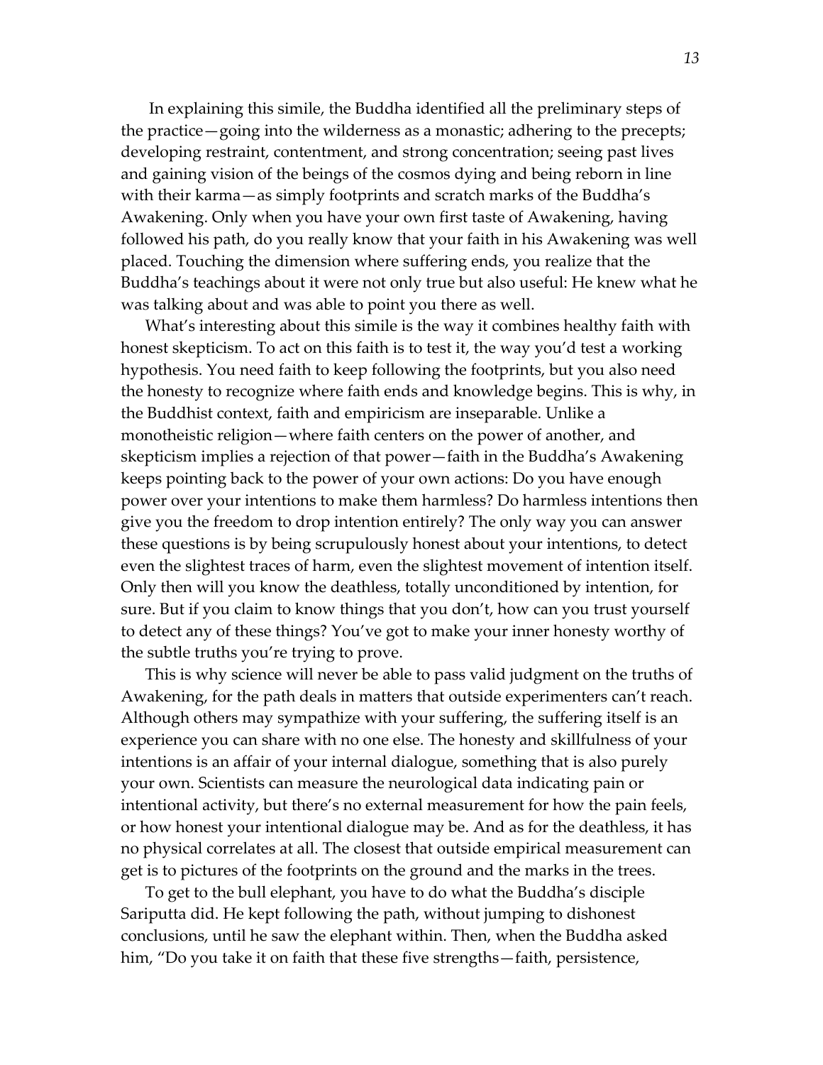In explaining this simile, the Buddha identified all the preliminary steps of the practice—going into the wilderness as a monastic; adhering to the precepts; developing restraint, contentment, and strong concentration; seeing past lives and gaining vision of the beings of the cosmos dying and being reborn in line with their karma—as simply footprints and scratch marks of the Buddha's Awakening. Only when you have your own first taste of Awakening, having followed his path, do you really know that your faith in his Awakening was well placed. Touching the dimension where suffering ends, you realize that the Buddha's teachings about it were not only true but also useful: He knew what he was talking about and was able to point you there as well.

What's interesting about this simile is the way it combines healthy faith with honest skepticism. To act on this faith is to test it, the way you'd test a working hypothesis. You need faith to keep following the footprints, but you also need the honesty to recognize where faith ends and knowledge begins. This is why, in the Buddhist context, faith and empiricism are inseparable. Unlike a monotheistic religion—where faith centers on the power of another, and skepticism implies a rejection of that power—faith in the Buddha's Awakening keeps pointing back to the power of your own actions: Do you have enough power over your intentions to make them harmless? Do harmless intentions then give you the freedom to drop intention entirely? The only way you can answer these questions is by being scrupulously honest about your intentions, to detect even the slightest traces of harm, even the slightest movement of intention itself. Only then will you know the deathless, totally unconditioned by intention, for sure. But if you claim to know things that you don't, how can you trust yourself to detect any of these things? You've got to make your inner honesty worthy of the subtle truths you're trying to prove.

This is why science will never be able to pass valid judgment on the truths of Awakening, for the path deals in matters that outside experimenters can't reach. Although others may sympathize with your suffering, the suffering itself is an experience you can share with no one else. The honesty and skillfulness of your intentions is an affair of your internal dialogue, something that is also purely your own. Scientists can measure the neurological data indicating pain or intentional activity, but there's no external measurement for how the pain feels, or how honest your intentional dialogue may be. And as for the deathless, it has no physical correlates at all. The closest that outside empirical measurement can get is to pictures of the footprints on the ground and the marks in the trees.

To get to the bull elephant, you have to do what the Buddha's disciple Sariputta did. He kept following the path, without jumping to dishonest conclusions, until he saw the elephant within. Then, when the Buddha asked him, "Do you take it on faith that these five strengths—faith, persistence,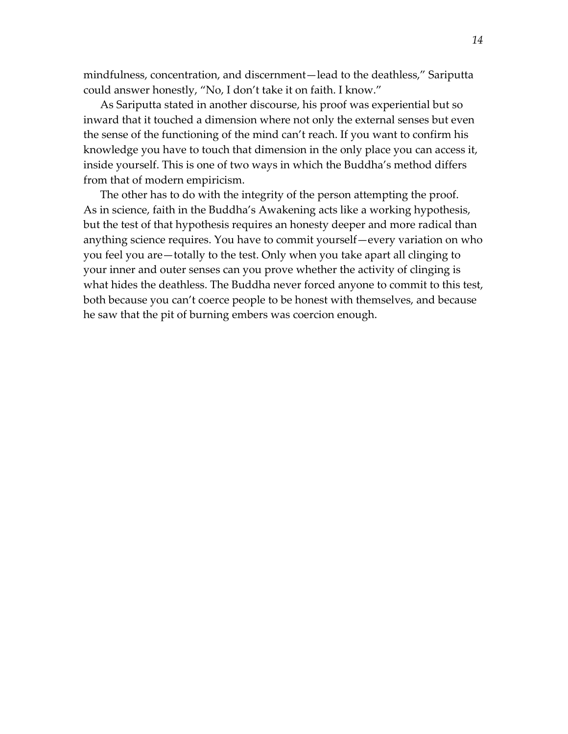mindfulness, concentration, and discernment—lead to the deathless," Sariputta could answer honestly, "No, I don't take it on faith. I know."

As Sariputta stated in another discourse, his proof was experiential but so inward that it touched a dimension where not only the external senses but even the sense of the functioning of the mind can't reach. If you want to confirm his knowledge you have to touch that dimension in the only place you can access it, inside yourself. This is one of two ways in which the Buddha's method differs from that of modern empiricism.

The other has to do with the integrity of the person attempting the proof. As in science, faith in the Buddha's Awakening acts like a working hypothesis, but the test of that hypothesis requires an honesty deeper and more radical than anything science requires. You have to commit yourself—every variation on who you feel you are—totally to the test. Only when you take apart all clinging to your inner and outer senses can you prove whether the activity of clinging is what hides the deathless. The Buddha never forced anyone to commit to this test, both because you can't coerce people to be honest with themselves, and because he saw that the pit of burning embers was coercion enough.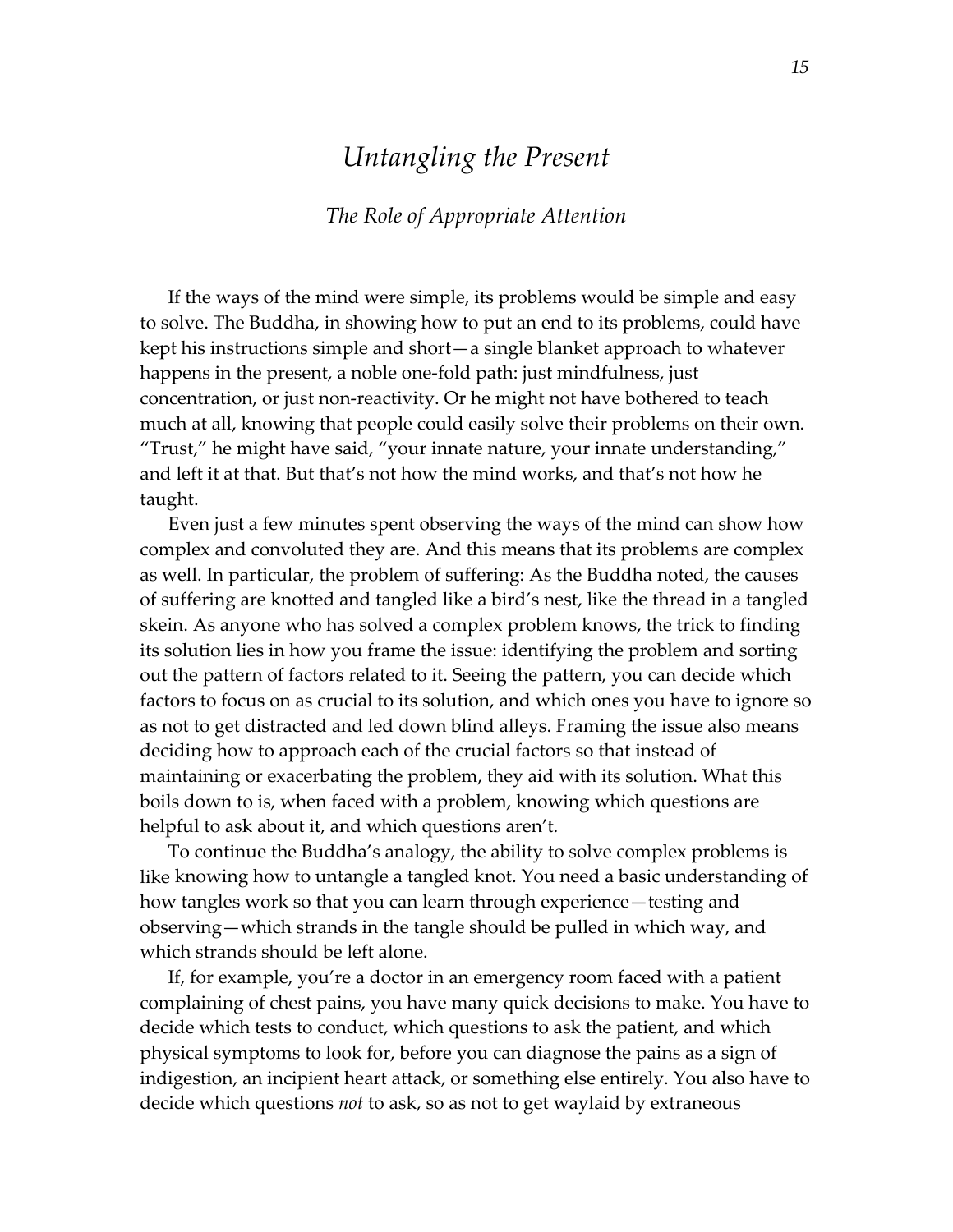# *Untangling the Present*

## *The Role of Appropriate Attention*

If the ways of the mind were simple, its problems would be simple and easy to solve. The Buddha, in showing how to put an end to its problems, could have kept his instructions simple and short—a single blanket approach to whatever happens in the present, a noble one-fold path: just mindfulness, just concentration, or just non-reactivity. Or he might not have bothered to teach much at all, knowing that people could easily solve their problems on their own. "Trust," he might have said, "your innate nature, your innate understanding," and left it at that. But that's not how the mind works, and that's not how he taught.

Even just a few minutes spent observing the ways of the mind can show how complex and convoluted they are. And this means that its problems are complex as well. In particular, the problem of suffering: As the Buddha noted, the causes of suffering are knotted and tangled like a bird's nest, like the thread in a tangled skein. As anyone who has solved a complex problem knows, the trick to finding its solution lies in how you frame the issue: identifying the problem and sorting out the pattern of factors related to it. Seeing the pattern, you can decide which factors to focus on as crucial to its solution, and which ones you have to ignore so as not to get distracted and led down blind alleys. Framing the issue also means deciding how to approach each of the crucial factors so that instead of maintaining or exacerbating the problem, they aid with its solution. What this boils down to is, when faced with a problem, knowing which questions are helpful to ask about it, and which questions aren't.

To continue the Buddha's analogy, the ability to solve complex problems is like knowing how to untangle a tangled knot. You need a basic understanding of how tangles work so that you can learn through experience—testing and observing—which strands in the tangle should be pulled in which way, and which strands should be left alone.

If, for example, you're a doctor in an emergency room faced with a patient complaining of chest pains, you have many quick decisions to make. You have to decide which tests to conduct, which questions to ask the patient, and which physical symptoms to look for, before you can diagnose the pains as a sign of indigestion, an incipient heart attack, or something else entirely. You also have to decide which questions *not* to ask, so as not to get waylaid by extraneous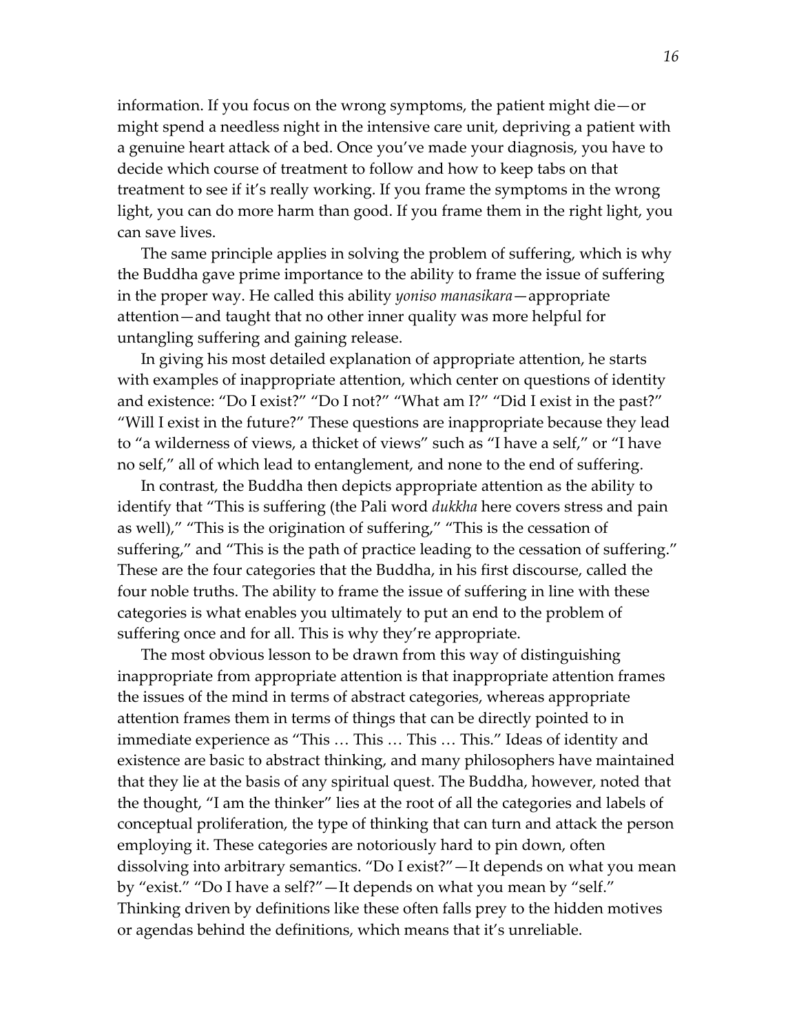information. If you focus on the wrong symptoms, the patient might die—or might spend a needless night in the intensive care unit, depriving a patient with a genuine heart attack of a bed. Once you've made your diagnosis, you have to decide which course of treatment to follow and how to keep tabs on that treatment to see if it's really working. If you frame the symptoms in the wrong light, you can do more harm than good. If you frame them in the right light, you can save lives.

The same principle applies in solving the problem of suffering, which is why the Buddha gave prime importance to the ability to frame the issue of suffering in the proper way. He called this ability *yoniso manasikara*—appropriate attention—and taught that no other inner quality was more helpful for untangling suffering and gaining release.

In giving his most detailed explanation of appropriate attention, he starts with examples of inappropriate attention, which center on questions of identity and existence: "Do I exist?" "Do I not?" "What am I?" "Did I exist in the past?" "Will I exist in the future?" These questions are inappropriate because they lead to "a wilderness of views, a thicket of views" such as "I have a self," or "I have no self," all of which lead to entanglement, and none to the end of suffering.

In contrast, the Buddha then depicts appropriate attention as the ability to identify that "This is suffering (the Pali word *dukkha* here covers stress and pain as well)," "This is the origination of suffering," "This is the cessation of suffering," and "This is the path of practice leading to the cessation of suffering." These are the four categories that the Buddha, in his first discourse, called the four noble truths. The ability to frame the issue of suffering in line with these categories is what enables you ultimately to put an end to the problem of suffering once and for all. This is why they're appropriate.

The most obvious lesson to be drawn from this way of distinguishing inappropriate from appropriate attention is that inappropriate attention frames the issues of the mind in terms of abstract categories, whereas appropriate attention frames them in terms of things that can be directly pointed to in immediate experience as "This … This … This … This." Ideas of identity and existence are basic to abstract thinking, and many philosophers have maintained that they lie at the basis of any spiritual quest. The Buddha, however, noted that the thought, "I am the thinker" lies at the root of all the categories and labels of conceptual proliferation, the type of thinking that can turn and attack the person employing it. These categories are notoriously hard to pin down, often dissolving into arbitrary semantics. "Do I exist?"—It depends on what you mean by "exist." "Do I have a self?"—It depends on what you mean by "self." Thinking driven by definitions like these often falls prey to the hidden motives or agendas behind the definitions, which means that it's unreliable.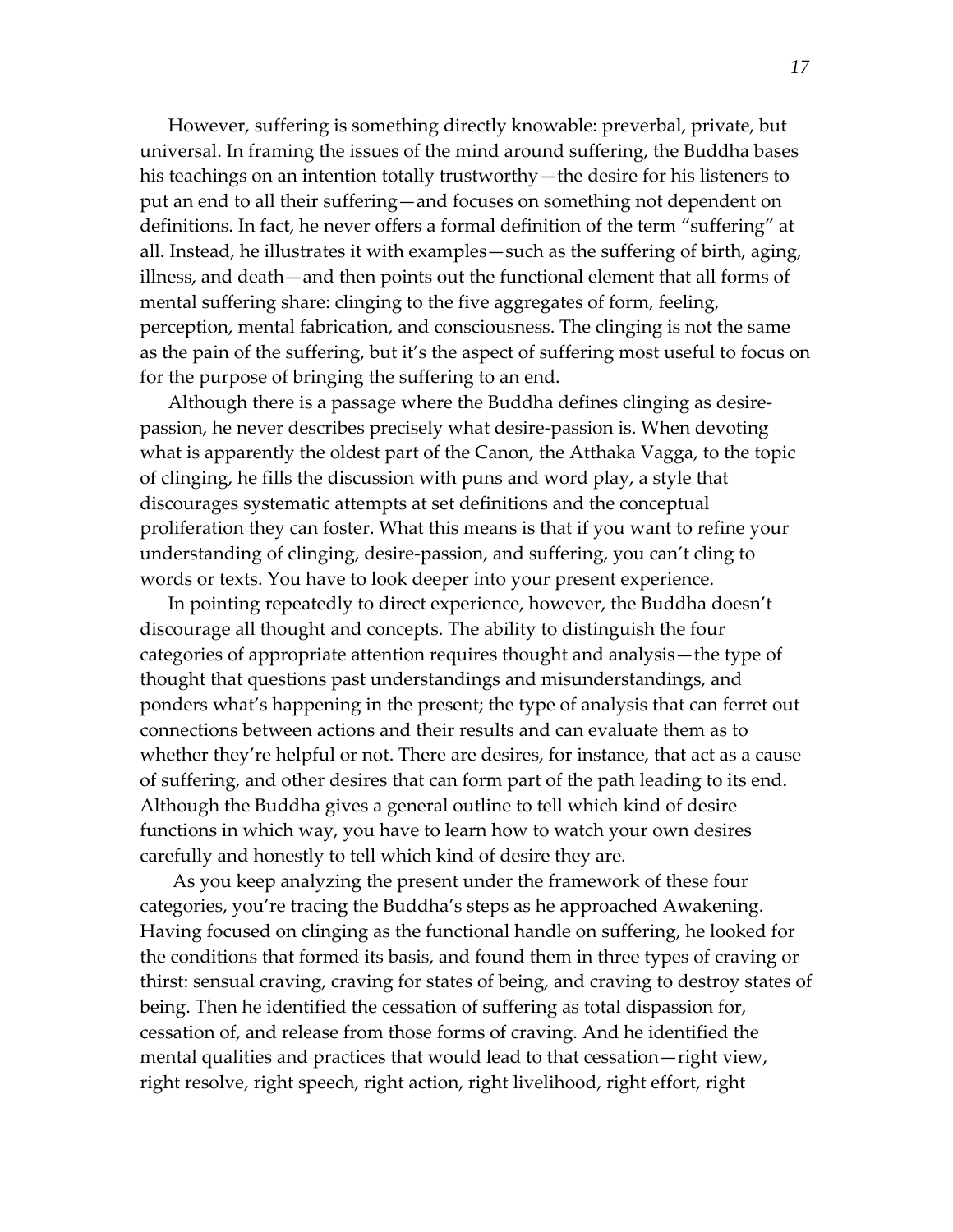However, suffering is something directly knowable: preverbal, private, but universal. In framing the issues of the mind around suffering, the Buddha bases his teachings on an intention totally trustworthy—the desire for his listeners to put an end to all their suffering—and focuses on something not dependent on definitions. In fact, he never offers a formal definition of the term "suffering" at all. Instead, he illustrates it with examples—such as the suffering of birth, aging, illness, and death—and then points out the functional element that all forms of mental suffering share: clinging to the five aggregates of form, feeling, perception, mental fabrication, and consciousness. The clinging is not the same as the pain of the suffering, but it's the aspect of suffering most useful to focus on for the purpose of bringing the suffering to an end.

Although there is a passage where the Buddha defines clinging as desire-passion, he never describes precisely what desire-passion is. When devoting what is apparently the oldest part of the Canon, the Atthaka Vagga, to the topic of clinging, he fills the discussion with puns and word play, a style that discourages systematic attempts at set definitions and the conceptual proliferation they can foster. What this means is that if you want to refine your understanding of clinging, desire-passion, and suffering, you can't cling to words or texts. You have to look deeper into your present experience.

In pointing repeatedly to direct experience, however, the Buddha doesn't discourage all thought and concepts. The ability to distinguish the four categories of appropriate attention requires thought and analysis—the type of thought that questions past understandings and misunderstandings, and ponders what's happening in the present; the type of analysis that can ferret out connections between actions and their results and can evaluate them as to whether they're helpful or not. There are desires, for instance, that act as a cause of suffering, and other desires that can form part of the path leading to its end. Although the Buddha gives a general outline to tell which kind of desire functions in which way, you have to learn how to watch your own desires carefully and honestly to tell which kind of desire they are.

As you keep analyzing the present under the framework of these four categories, you're tracing the Buddha's steps as he approached Awakening. Having focused on clinging as the functional handle on suffering, he looked for the conditions that formed its basis, and found them in three types of craving or thirst: sensual craving, craving for states of being, and craving to destroy states of being. Then he identified the cessation of suffering as total dispassion for, cessation of, and release from those forms of craving. And he identified the mental qualities and practices that would lead to that cessation—right view, right resolve, right speech, right action, right livelihood, right effort, right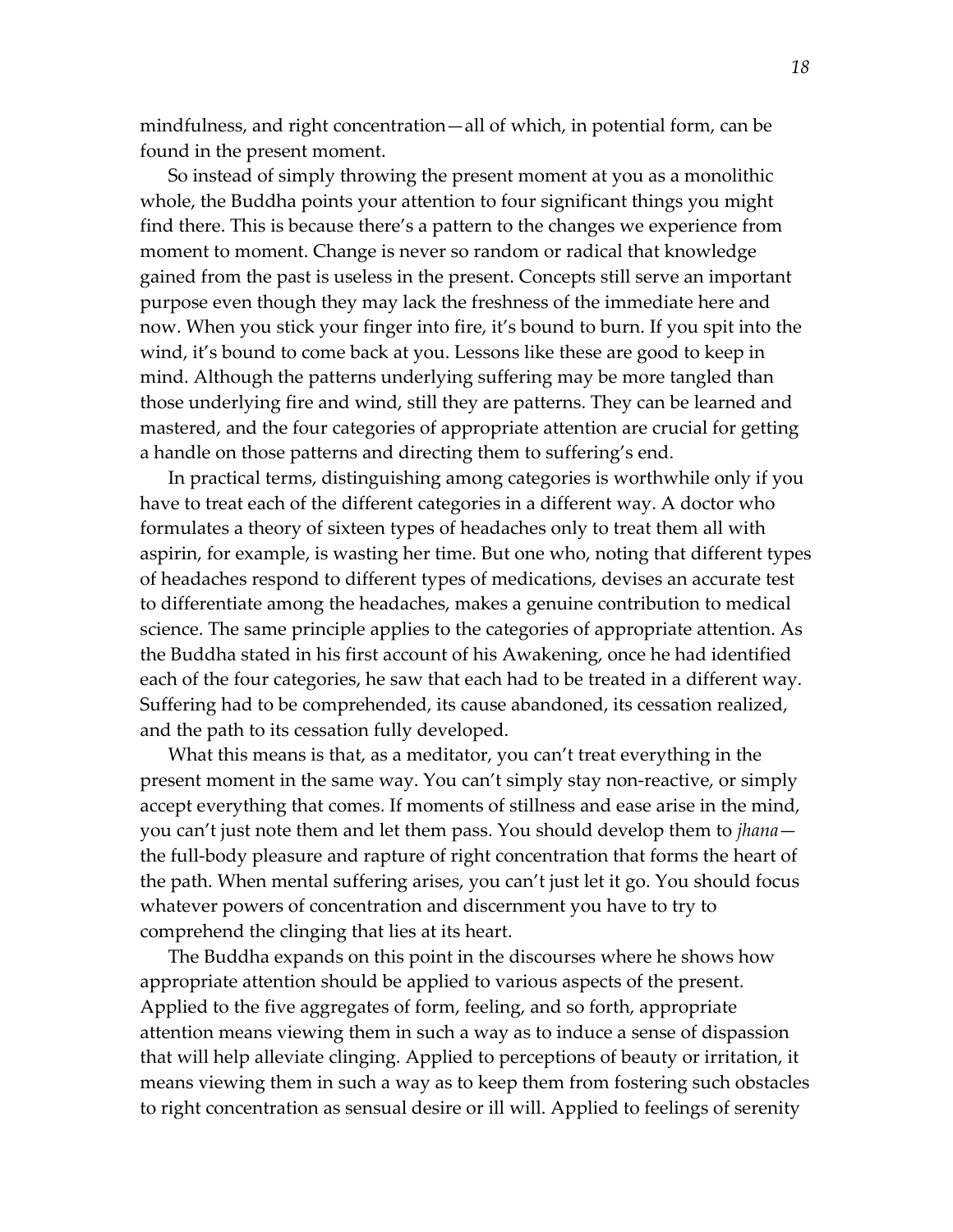mindfulness, and right concentration—all of which, in potential form, can be found in the present moment.

So instead of simply throwing the present moment at you as a monolithic whole, the Buddha points your attention to four significant things you might find there. This is because there's a pattern to the changes we experience from moment to moment. Change is never so random or radical that knowledge gained from the past is useless in the present. Concepts still serve an important purpose even though they may lack the freshness of the immediate here and now. When you stick your finger into fire, it's bound to burn. If you spit into the wind, it's bound to come back at you. Lessons like these are good to keep in mind. Although the patterns underlying suffering may be more tangled than those underlying fire and wind, still they are patterns. They can be learned and mastered, and the four categories of appropriate attention are crucial for getting a handle on those patterns and directing them to suffering's end.

In practical terms, distinguishing among categories is worthwhile only if you have to treat each of the different categories in a different way. A doctor who formulates a theory of sixteen types of headaches only to treat them all with aspirin, for example, is wasting her time. But one who, noting that different types of headaches respond to different types of medications, devises an accurate test to differentiate among the headaches, makes a genuine contribution to medical science. The same principle applies to the categories of appropriate attention. As the Buddha stated in his first account of his Awakening, once he had identified each of the four categories, he saw that each had to be treated in a different way. Suffering had to be comprehended, its cause abandoned, its cessation realized, and the path to its cessation fully developed.

What this means is that, as a meditator, you can't treat everything in the present moment in the same way. You can't simply stay non-reactive, or simply accept everything that comes. If moments of stillness and ease arise in the mind, you can't just note them and let them pass. You should develop them to *jhana*—the full-body pleasure and rapture of right concentration that forms the heart of the path. When mental suffering arises, you can't just let it go. You should focus whatever powers of concentration and discernment you have to try to comprehend the clinging that lies at its heart.

The Buddha expands on this point in the discourses where he shows how appropriate attention should be applied to various aspects of the present. Applied to the five aggregates of form, feeling, and so forth, appropriate attention means viewing them in such a way as to induce a sense of dispassion that will help alleviate clinging. Applied to perceptions of beauty or irritation, it means viewing them in such a way as to keep them from fostering such obstacles to right concentration as sensual desire or ill will. Applied to feelings of serenity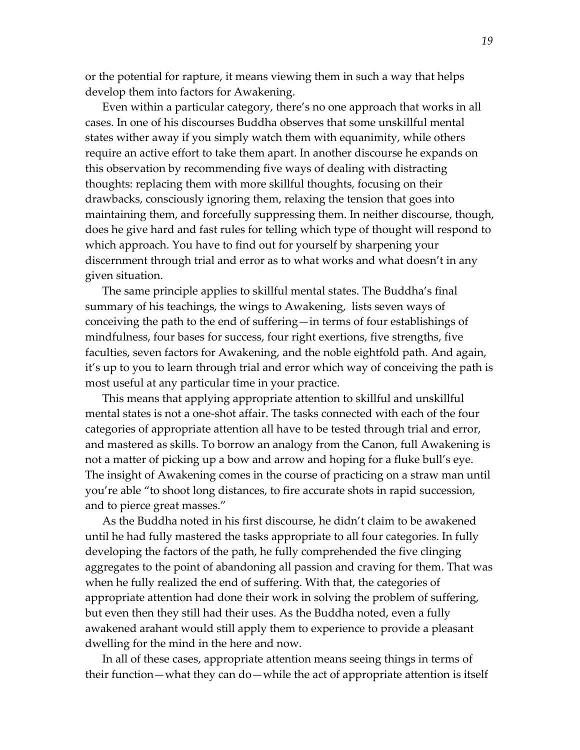or the potential for rapture, it means viewing them in such a way that helps develop them into factors for Awakening.

Even within a particular category, there's no one approach that works in all cases. In one of his discourses Buddha observes that some unskillful mental states wither away if you simply watch them with equanimity, while others require an active effort to take them apart. In another discourse he expands on this observation by recommending five ways of dealing with distracting thoughts: replacing them with more skillful thoughts, focusing on their drawbacks, consciously ignoring them, relaxing the tension that goes into maintaining them, and forcefully suppressing them. In neither discourse, though, does he give hard and fast rules for telling which type of thought will respond to which approach. You have to find out for yourself by sharpening your discernment through trial and error as to what works and what doesn't in any given situation.

The same principle applies to skillful mental states. The Buddha's final summary of his teachings, the wings to Awakening, lists seven ways of conceiving the path to the end of suffering—in terms of four establishings of mindfulness, four bases for success, four right exertions, five strengths, five faculties, seven factors for Awakening, and the noble eightfold path. And again, it's up to you to learn through trial and error which way of conceiving the path is most useful at any particular time in your practice.

This means that applying appropriate attention to skillful and unskillful mental states is not a one-shot affair. The tasks connected with each of the four categories of appropriate attention all have to be tested through trial and error, and mastered as skills. To borrow an analogy from the Canon, full Awakening is not a matter of picking up a bow and arrow and hoping for a fluke bull's eye. The insight of Awakening comes in the course of practicing on a straw man until you're able "to shoot long distances, to fire accurate shots in rapid succession, and to pierce great masses."

As the Buddha noted in his first discourse, he didn't claim to be awakened until he had fully mastered the tasks appropriate to all four categories. In fully developing the factors of the path, he fully comprehended the five clinging aggregates to the point of abandoning all passion and craving for them. That was when he fully realized the end of suffering. With that, the categories of appropriate attention had done their work in solving the problem of suffering, but even then they still had their uses. As the Buddha noted, even a fully awakened arahant would still apply them to experience to provide a pleasant dwelling for the mind in the here and now.

In all of these cases, appropriate attention means seeing things in terms of their function—what they can do—while the act of appropriate attention is itself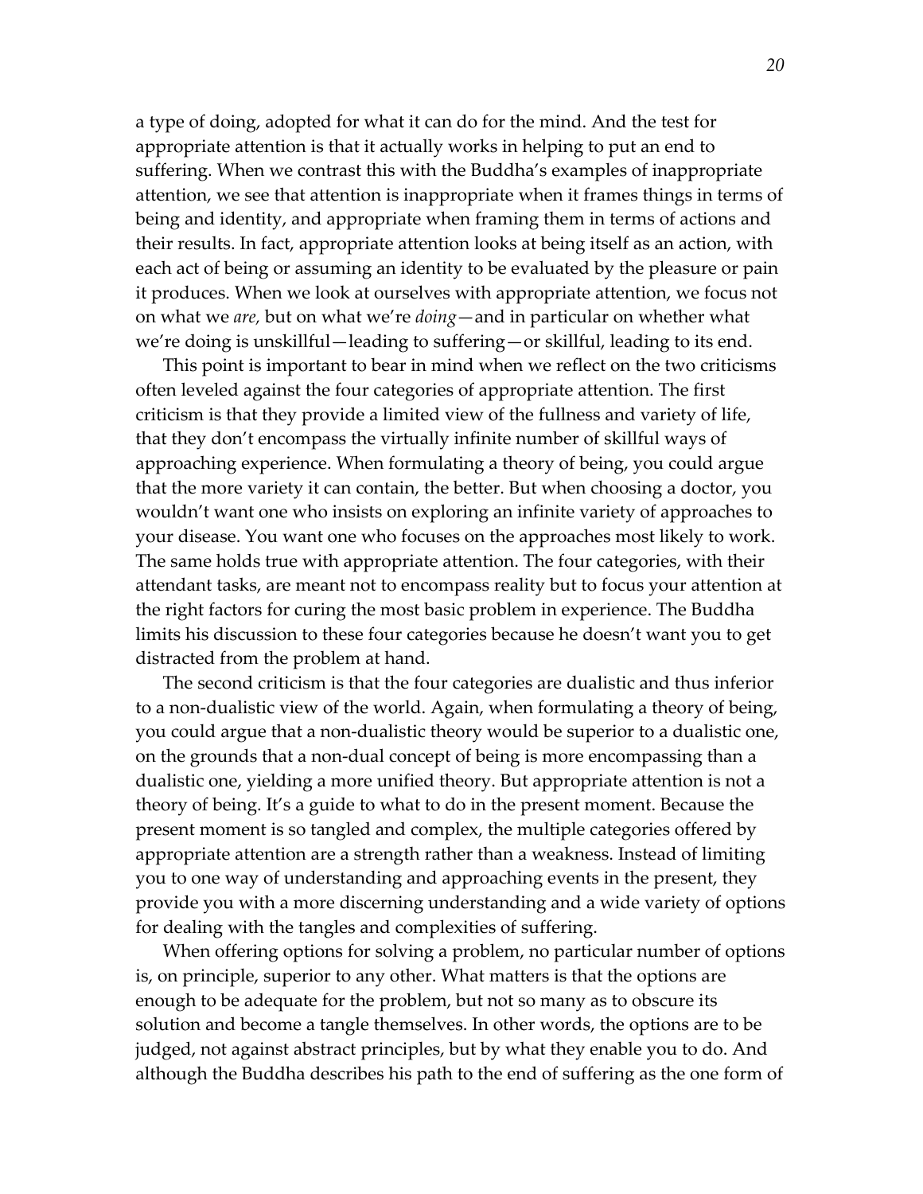a type of doing, adopted for what it can do for the mind. And the test for appropriate attention is that it actually works in helping to put an end to suffering. When we contrast this with the Buddha's examples of inappropriate attention, we see that attention is inappropriate when it frames things in terms of being and identity, and appropriate when framing them in terms of actions and their results. In fact, appropriate attention looks at being itself as an action, with each act of being or assuming an identity to be evaluated by the pleasure or pain it produces. When we look at ourselves with appropriate attention, we focus not on what we *are,* but on what we're *doing*—and in particular on whether what we're doing is unskillful—leading to suffering—or skillful, leading to its end.

This point is important to bear in mind when we reflect on the two criticisms often leveled against the four categories of appropriate attention. The first criticism is that they provide a limited view of the fullness and variety of life, that they don't encompass the virtually infinite number of skillful ways of approaching experience. When formulating a theory of being, you could argue that the more variety it can contain, the better. But when choosing a doctor, you wouldn't want one who insists on exploring an infinite variety of approaches to your disease. You want one who focuses on the approaches most likely to work. The same holds true with appropriate attention. The four categories, with their attendant tasks, are meant not to encompass reality but to focus your attention at the right factors for curing the most basic problem in experience. The Buddha limits his discussion to these four categories because he doesn't want you to get distracted from the problem at hand.

The second criticism is that the four categories are dualistic and thus inferior to a non-dualistic view of the world. Again, when formulating a theory of being, you could argue that a non-dualistic theory would be superior to a dualistic one, on the grounds that a non-dual concept of being is more encompassing than a dualistic one, yielding a more unified theory. But appropriate attention is not a theory of being. It's a guide to what to do in the present moment. Because the present moment is so tangled and complex, the multiple categories offered by appropriate attention are a strength rather than a weakness. Instead of limiting you to one way of understanding and approaching events in the present, they provide you with a more discerning understanding and a wide variety of options for dealing with the tangles and complexities of suffering.

When offering options for solving a problem, no particular number of options is, on principle, superior to any other. What matters is that the options are enough to be adequate for the problem, but not so many as to obscure its solution and become a tangle themselves. In other words, the options are to be judged, not against abstract principles, but by what they enable you to do. And although the Buddha describes his path to the end of suffering as the one form of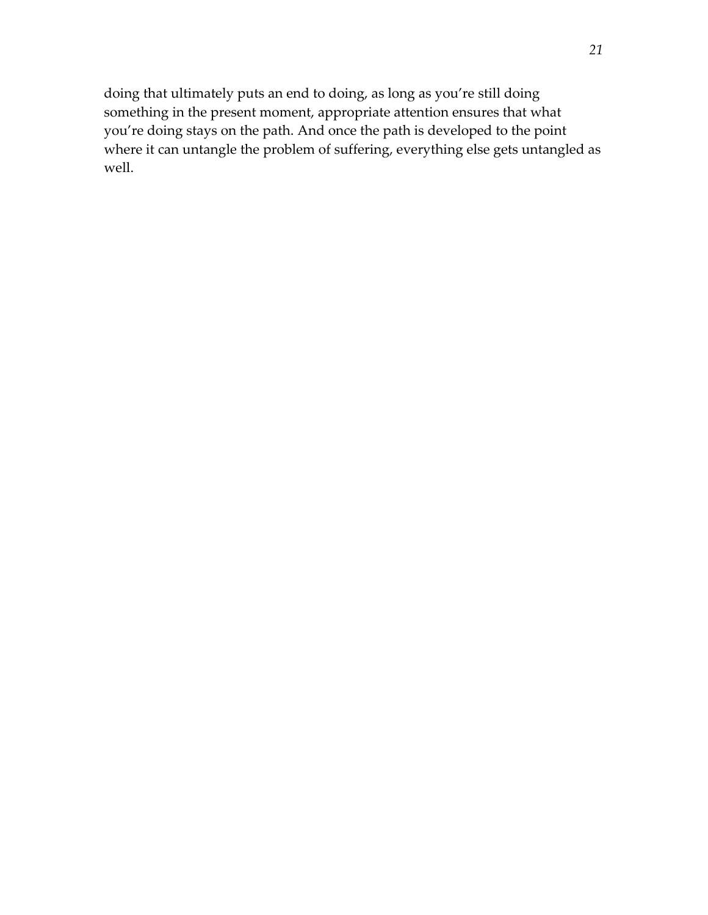doing that ultimately puts an end to doing, as long as you're still doing something in the present moment, appropriate attention ensures that what you're doing stays on the path. And once the path is developed to the point where it can untangle the problem of suffering, everything else gets untangled as well.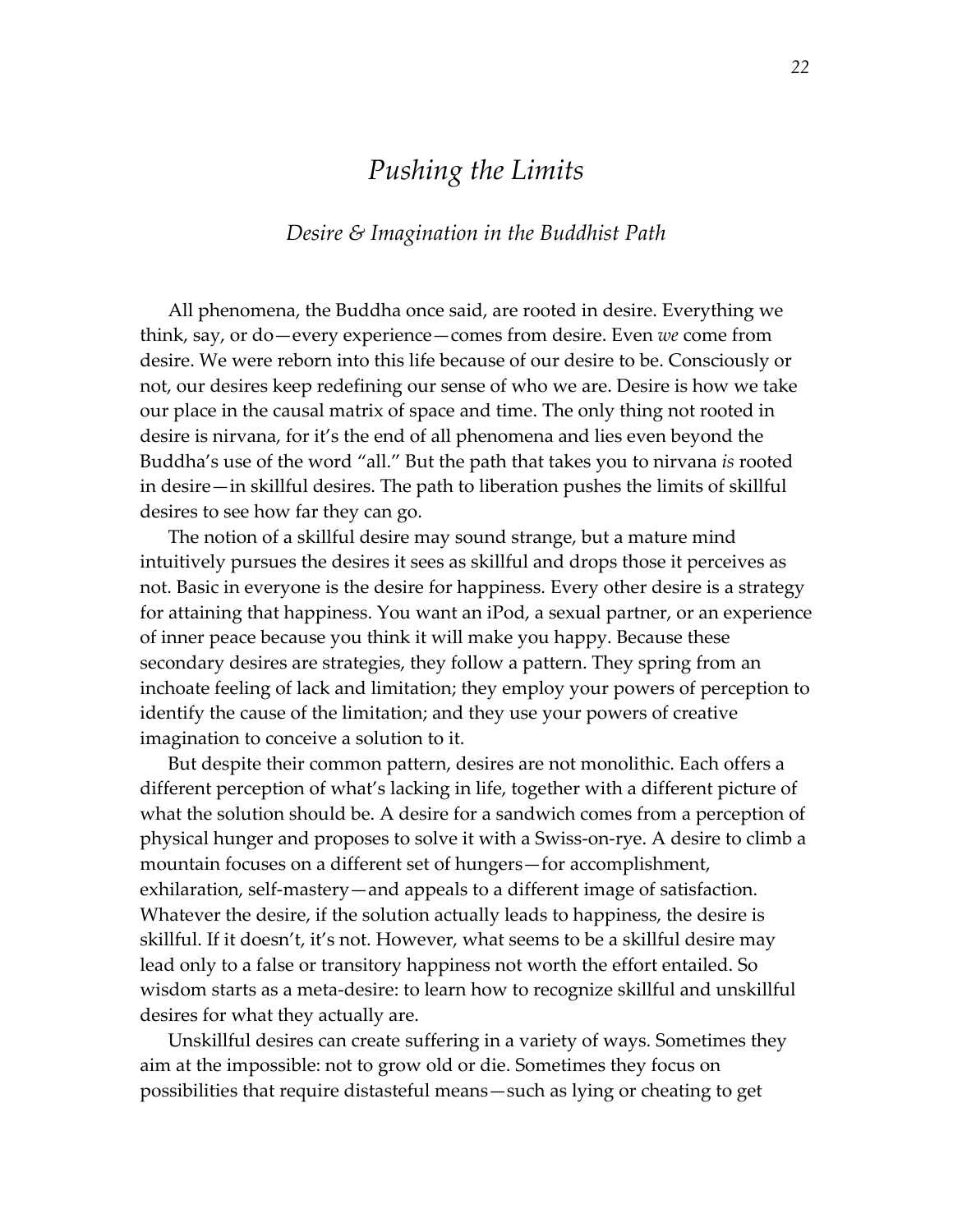# *Pushing the Limits*

## *Desire & Imagination in the Buddhist Path*

All phenomena, the Buddha once said, are rooted in desire. Everything we think, say, or do—every experience—comes from desire. Even *we* come from desire. We were reborn into this life because of our desire to be. Consciously or not, our desires keep redefining our sense of who we are. Desire is how we take our place in the causal matrix of space and time. The only thing not rooted in desire is nirvana, for it's the end of all phenomena and lies even beyond the Buddha's use of the word "all." But the path that takes you to nirvana *is* rooted in desire—in skillful desires. The path to liberation pushes the limits of skillful desires to see how far they can go.

The notion of a skillful desire may sound strange, but a mature mind intuitively pursues the desires it sees as skillful and drops those it perceives as not. Basic in everyone is the desire for happiness. Every other desire is a strategy for attaining that happiness. You want an iPod, a sexual partner, or an experience of inner peace because you think it will make you happy. Because these secondary desires are strategies, they follow a pattern. They spring from an inchoate feeling of lack and limitation; they employ your powers of perception to identify the cause of the limitation; and they use your powers of creative imagination to conceive a solution to it.

But despite their common pattern, desires are not monolithic. Each offers a different perception of what's lacking in life, together with a different picture of what the solution should be. A desire for a sandwich comes from a perception of physical hunger and proposes to solve it with a Swiss-on-rye. A desire to climb a mountain focuses on a different set of hungers—for accomplishment, exhilaration, self-mastery—and appeals to a different image of satisfaction. Whatever the desire, if the solution actually leads to happiness, the desire is skillful. If it doesn't, it's not. However, what seems to be a skillful desire may lead only to a false or transitory happiness not worth the effort entailed. So wisdom starts as a meta-desire: to learn how to recognize skillful and unskillful desires for what they actually are.

Unskillful desires can create suffering in a variety of ways. Sometimes they aim at the impossible: not to grow old or die. Sometimes they focus on possibilities that require distasteful means—such as lying or cheating to get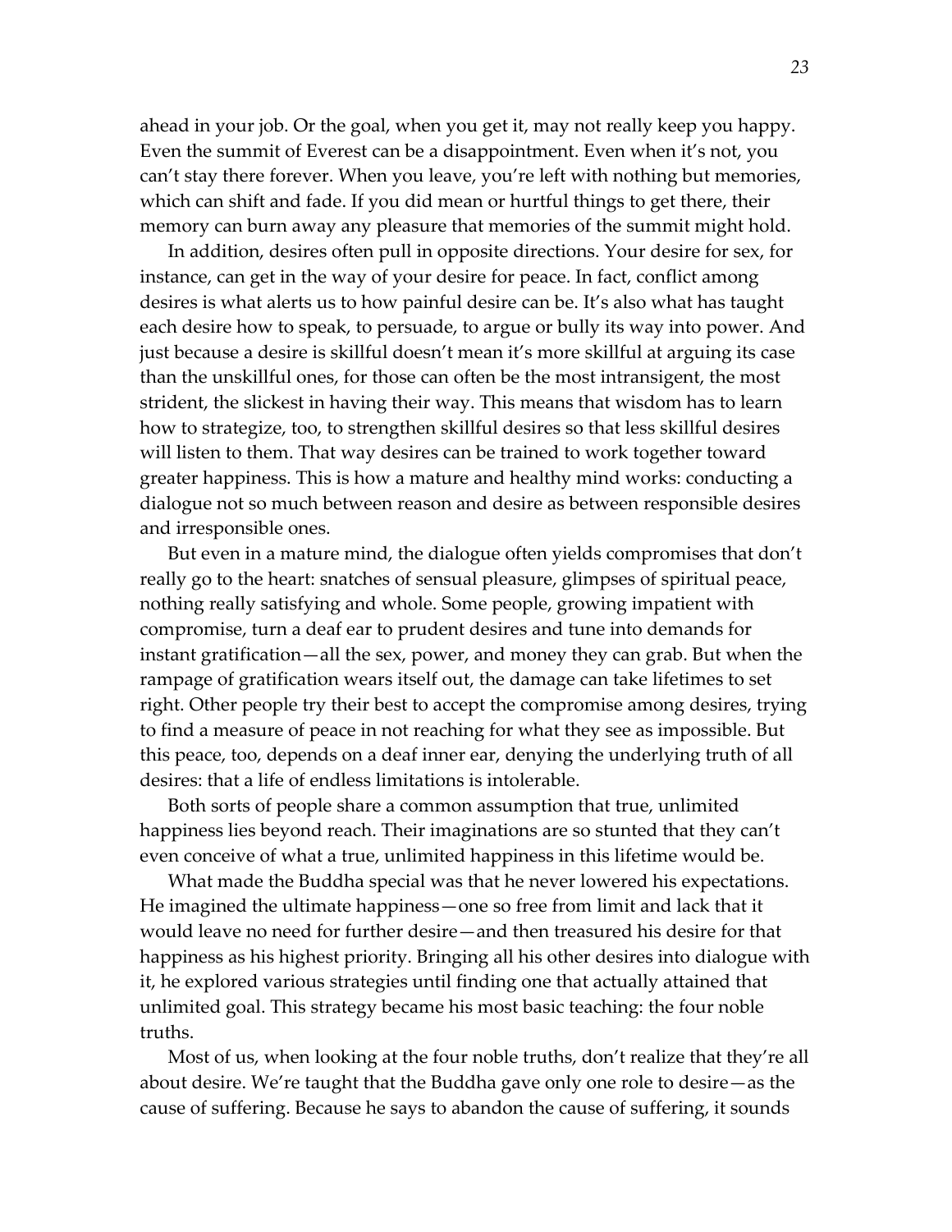ahead in your job. Or the goal, when you get it, may not really keep you happy. Even the summit of Everest can be a disappointment. Even when it's not, you can't stay there forever. When you leave, you're left with nothing but memories, which can shift and fade. If you did mean or hurtful things to get there, their memory can burn away any pleasure that memories of the summit might hold.

In addition, desires often pull in opposite directions. Your desire for sex, for instance, can get in the way of your desire for peace. In fact, conflict among desires is what alerts us to how painful desire can be. It's also what has taught each desire how to speak, to persuade, to argue or bully its way into power. And just because a desire is skillful doesn't mean it's more skillful at arguing its case than the unskillful ones, for those can often be the most intransigent, the most strident, the slickest in having their way. This means that wisdom has to learn how to strategize, too, to strengthen skillful desires so that less skillful desires will listen to them. That way desires can be trained to work together toward greater happiness. This is how a mature and healthy mind works: conducting a dialogue not so much between reason and desire as between responsible desires and irresponsible ones.

But even in a mature mind, the dialogue often yields compromises that don't really go to the heart: snatches of sensual pleasure, glimpses of spiritual peace, nothing really satisfying and whole. Some people, growing impatient with compromise, turn a deaf ear to prudent desires and tune into demands for instant gratification—all the sex, power, and money they can grab. But when the rampage of gratification wears itself out, the damage can take lifetimes to set right. Other people try their best to accept the compromise among desires, trying to find a measure of peace in not reaching for what they see as impossible. But this peace, too, depends on a deaf inner ear, denying the underlying truth of all desires: that a life of endless limitations is intolerable.

Both sorts of people share a common assumption that true, unlimited happiness lies beyond reach. Their imaginations are so stunted that they can't even conceive of what a true, unlimited happiness in this lifetime would be.

What made the Buddha special was that he never lowered his expectations. He imagined the ultimate happiness—one so free from limit and lack that it would leave no need for further desire—and then treasured his desire for that happiness as his highest priority. Bringing all his other desires into dialogue with it, he explored various strategies until finding one that actually attained that unlimited goal. This strategy became his most basic teaching: the four noble truths.

Most of us, when looking at the four noble truths, don't realize that they're all about desire. We're taught that the Buddha gave only one role to desire—as the cause of suffering. Because he says to abandon the cause of suffering, it sounds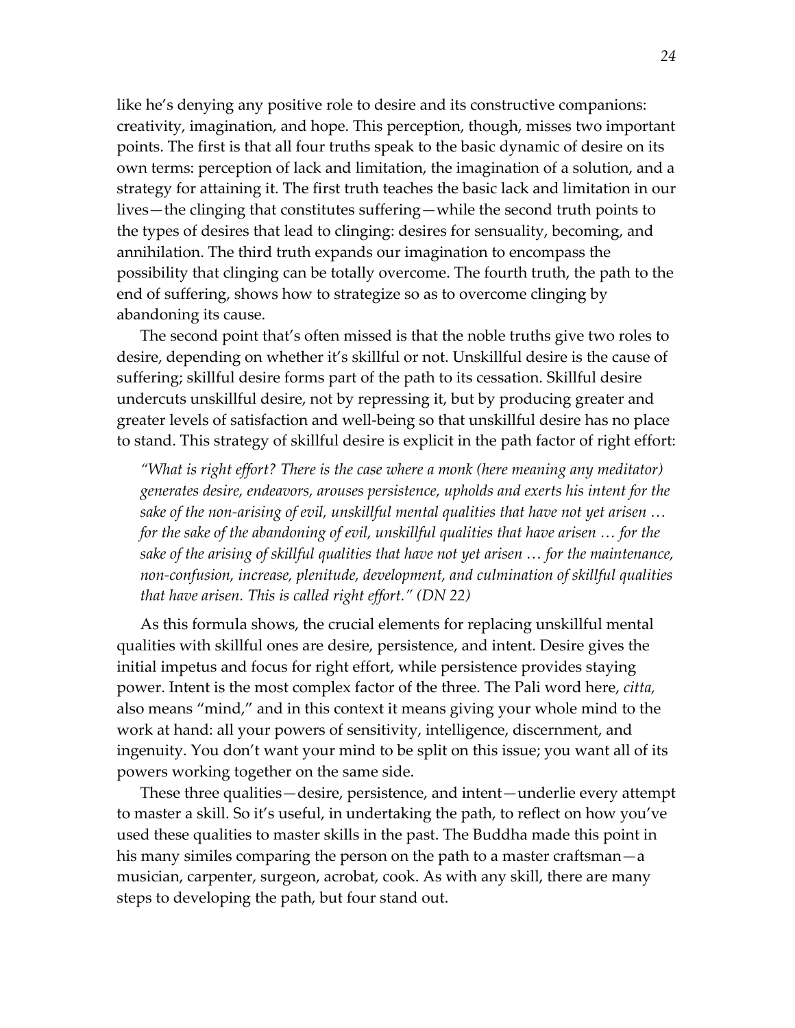like he's denying any positive role to desire and its constructive companions: creativity, imagination, and hope. This perception, though, misses two important points. The first is that all four truths speak to the basic dynamic of desire on its own terms: perception of lack and limitation, the imagination of a solution, and a strategy for attaining it. The first truth teaches the basic lack and limitation in our lives—the clinging that constitutes suffering—while the second truth points to the types of desires that lead to clinging: desires for sensuality, becoming, and annihilation. The third truth expands our imagination to encompass the possibility that clinging can be totally overcome. The fourth truth, the path to the end of suffering, shows how to strategize so as to overcome clinging by abandoning its cause.

The second point that's often missed is that the noble truths give two roles to desire, depending on whether it's skillful or not. Unskillful desire is the cause of suffering; skillful desire forms part of the path to its cessation. Skillful desire undercuts unskillful desire, not by repressing it, but by producing greater and greater levels of satisfaction and well-being so that unskillful desire has no place to stand. This strategy of skillful desire is explicit in the path factor of right effort:

> *"What is right effort? There is the case where a monk (here meaning any meditator) generates desire, endeavors, arouses persistence, upholds and exerts his intent for the sake of the non-arising of evil, unskillful mental qualities that have not yet arisen … for the sake of the abandoning of evil, unskillful qualities that have arisen … for the sake of the arising of skillful qualities that have not yet arisen … for the maintenance, non-confusion, increase, plenitude, development, and culmination of skillful qualities that have arisen. This is called right effort." (DN 22)*

As this formula shows, the crucial elements for replacing unskillful mental qualities with skillful ones are desire, persistence, and intent. Desire gives the initial impetus and focus for right effort, while persistence provides staying power. Intent is the most complex factor of the three. The Pali word here, *citta,* also means "mind," and in this context it means giving your whole mind to the work at hand: all your powers of sensitivity, intelligence, discernment, and ingenuity. You don't want your mind to be split on this issue; you want all of its powers working together on the same side.

These three qualities—desire, persistence, and intent—underlie every attempt to master a skill. So it's useful, in undertaking the path, to reflect on how you've used these qualities to master skills in the past. The Buddha made this point in his many similes comparing the person on the path to a master craftsman—a musician, carpenter, surgeon, acrobat, cook. As with any skill, there are many steps to developing the path, but four stand out.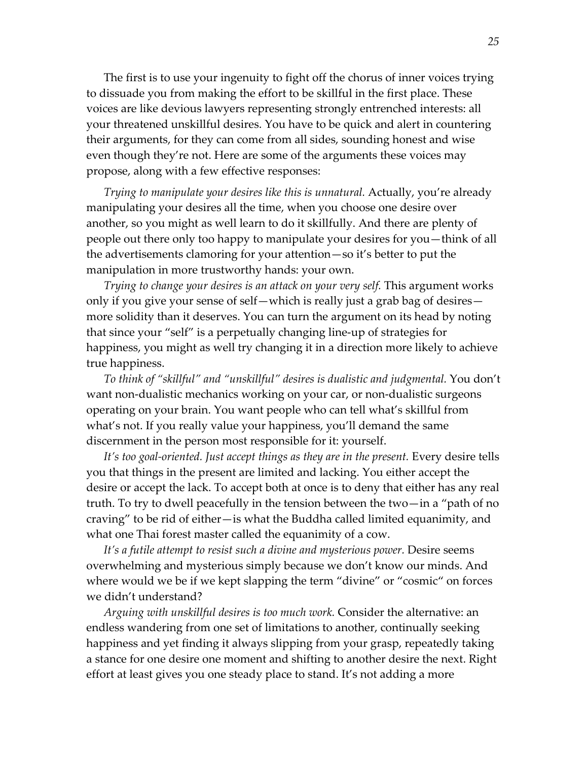The first is to use your ingenuity to fight off the chorus of inner voices trying to dissuade you from making the effort to be skillful in the first place. These voices are like devious lawyers representing strongly entrenched interests: all your threatened unskillful desires. You have to be quick and alert in countering their arguments, for they can come from all sides, sounding honest and wise even though they're not. Here are some of the arguments these voices may propose, along with a few effective responses:

*Trying to manipulate your desires like this is unnatural.* Actually, you're already manipulating your desires all the time, when you choose one desire over another, so you might as well learn to do it skillfully. And there are plenty of people out there only too happy to manipulate your desires for you—think of all the advertisements clamoring for your attention—so it's better to put the manipulation in more trustworthy hands: your own.

*Trying to change your desires is an attack on your very self.* This argument works only if you give your sense of self—which is really just a grab bag of desires—more solidity than it deserves. You can turn the argument on its head by noting that since your "self" is a perpetually changing line-up of strategies for happiness, you might as well try changing it in a direction more likely to achieve true happiness.

*To think of "skillful" and "unskillful" desires is dualistic and judgmental.* You don't want non-dualistic mechanics working on your car, or non-dualistic surgeons operating on your brain. You want people who can tell what's skillful from what's not. If you really value your happiness, you'll demand the same discernment in the person most responsible for it: yourself.

*It's too goal-oriented. Just accept things as they are in the present.* Every desire tells you that things in the present are limited and lacking. You either accept the desire or accept the lack. To accept both at once is to deny that either has any real truth. To try to dwell peacefully in the tension between the two—in a "path of no craving" to be rid of either—is what the Buddha called limited equanimity, and what one Thai forest master called the equanimity of a cow.

*It's a futile attempt to resist such a divine and mysterious power.* Desire seems overwhelming and mysterious simply because we don't know our minds. And where would we be if we kept slapping the term "divine" or "cosmic" on forces we didn't understand?

*Arguing with unskillful desires is too much work.* Consider the alternative: an endless wandering from one set of limitations to another, continually seeking happiness and yet finding it always slipping from your grasp, repeatedly taking a stance for one desire one moment and shifting to another desire the next. Right effort at least gives you one steady place to stand. It's not adding a more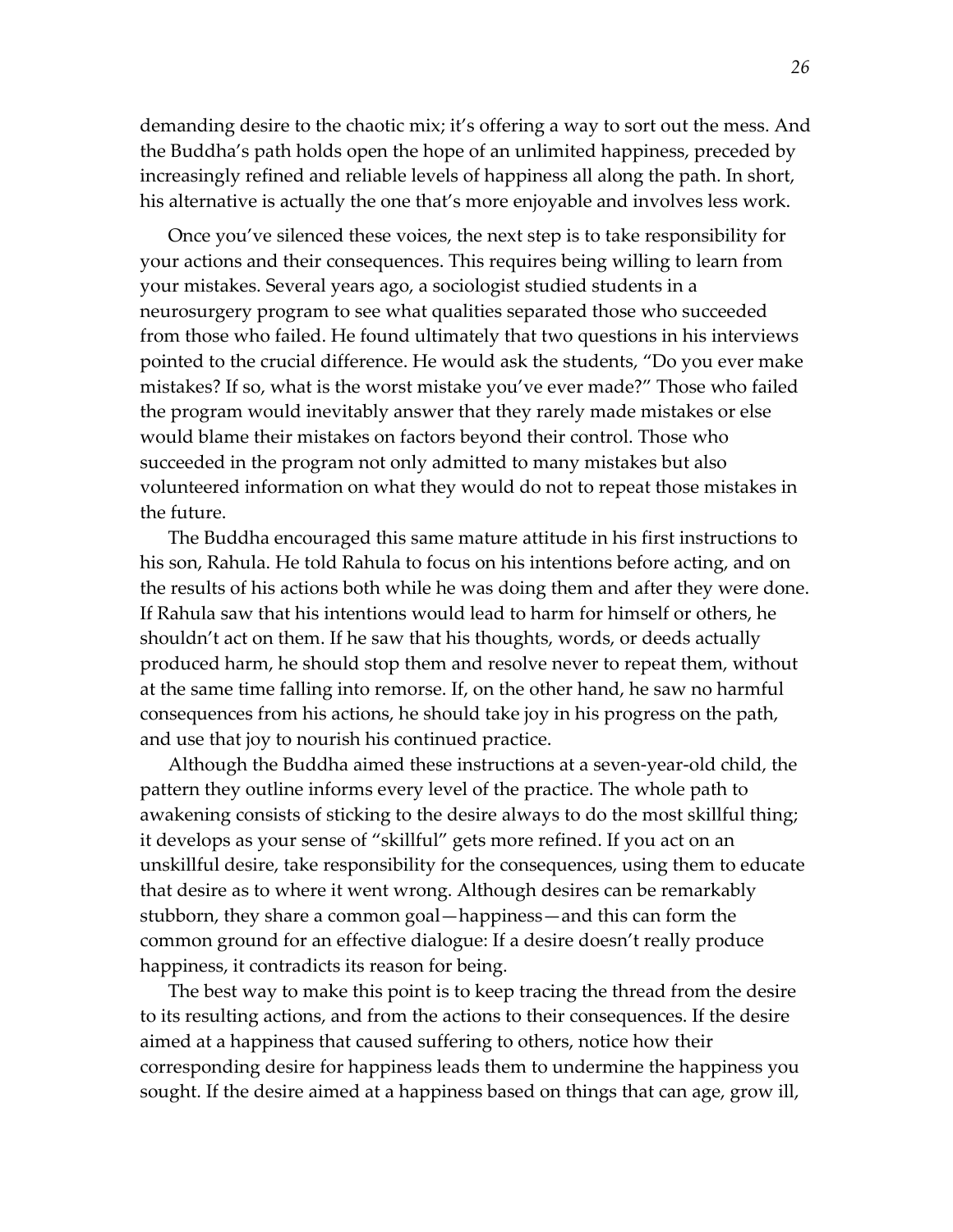demanding desire to the chaotic mix; it's offering a way to sort out the mess. And the Buddha's path holds open the hope of an unlimited happiness, preceded by increasingly refined and reliable levels of happiness all along the path. In short, his alternative is actually the one that's more enjoyable and involves less work.

Once you've silenced these voices, the next step is to take responsibility for your actions and their consequences. This requires being willing to learn from your mistakes. Several years ago, a sociologist studied students in a neurosurgery program to see what qualities separated those who succeeded from those who failed. He found ultimately that two questions in his interviews pointed to the crucial difference. He would ask the students, "Do you ever make mistakes? If so, what is the worst mistake you've ever made?" Those who failed the program would inevitably answer that they rarely made mistakes or else would blame their mistakes on factors beyond their control. Those who succeeded in the program not only admitted to many mistakes but also volunteered information on what they would do not to repeat those mistakes in the future.

The Buddha encouraged this same mature attitude in his first instructions to his son, Rahula. He told Rahula to focus on his intentions before acting, and on the results of his actions both while he was doing them and after they were done. If Rahula saw that his intentions would lead to harm for himself or others, he shouldn't act on them. If he saw that his thoughts, words, or deeds actually produced harm, he should stop them and resolve never to repeat them, without at the same time falling into remorse. If, on the other hand, he saw no harmful consequences from his actions, he should take joy in his progress on the path, and use that joy to nourish his continued practice.

Although the Buddha aimed these instructions at a seven-year-old child, the pattern they outline informs every level of the practice. The whole path to awakening consists of sticking to the desire always to do the most skillful thing; it develops as your sense of "skillful" gets more refined. If you act on an unskillful desire, take responsibility for the consequences, using them to educate that desire as to where it went wrong. Although desires can be remarkably stubborn, they share a common goal—happiness—and this can form the common ground for an effective dialogue: If a desire doesn't really produce happiness, it contradicts its reason for being.

The best way to make this point is to keep tracing the thread from the desire to its resulting actions, and from the actions to their consequences. If the desire aimed at a happiness that caused suffering to others, notice how their corresponding desire for happiness leads them to undermine the happiness you sought. If the desire aimed at a happiness based on things that can age, grow ill,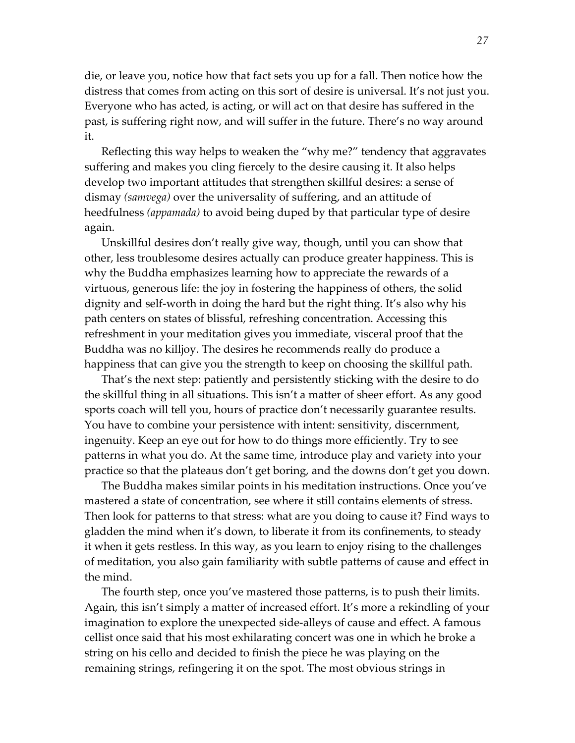die, or leave you, notice how that fact sets you up for a fall. Then notice how the distress that comes from acting on this sort of desire is universal. It's not just you. Everyone who has acted, is acting, or will act on that desire has suffered in the past, is suffering right now, and will suffer in the future. There's no way around it.

Reflecting this way helps to weaken the "why me?" tendency that aggravates suffering and makes you cling fiercely to the desire causing it. It also helps develop two important attitudes that strengthen skillful desires: a sense of dismay *(samvega)* over the universality of suffering, and an attitude of heedfulness *(appamada)* to avoid being duped by that particular type of desire again.

Unskillful desires don't really give way, though, until you can show that other, less troublesome desires actually can produce greater happiness. This is why the Buddha emphasizes learning how to appreciate the rewards of a virtuous, generous life: the joy in fostering the happiness of others, the solid dignity and self-worth in doing the hard but the right thing. It's also why his path centers on states of blissful, refreshing concentration. Accessing this refreshment in your meditation gives you immediate, visceral proof that the Buddha was no killjoy. The desires he recommends really do produce a happiness that can give you the strength to keep on choosing the skillful path.

That's the next step: patiently and persistently sticking with the desire to do the skillful thing in all situations. This isn't a matter of sheer effort. As any good sports coach will tell you, hours of practice don't necessarily guarantee results. You have to combine your persistence with intent: sensitivity, discernment, ingenuity. Keep an eye out for how to do things more efficiently. Try to see patterns in what you do. At the same time, introduce play and variety into your practice so that the plateaus don't get boring, and the downs don't get you down.

The Buddha makes similar points in his meditation instructions. Once you've mastered a state of concentration, see where it still contains elements of stress. Then look for patterns to that stress: what are you doing to cause it? Find ways to gladden the mind when it's down, to liberate it from its confinements, to steady it when it gets restless. In this way, as you learn to enjoy rising to the challenges of meditation, you also gain familiarity with subtle patterns of cause and effect in the mind.

The fourth step, once you've mastered those patterns, is to push their limits. Again, this isn't simply a matter of increased effort. It's more a rekindling of your imagination to explore the unexpected side-alleys of cause and effect. A famous cellist once said that his most exhilarating concert was one in which he broke a string on his cello and decided to finish the piece he was playing on the remaining strings, refingering it on the spot. The most obvious strings in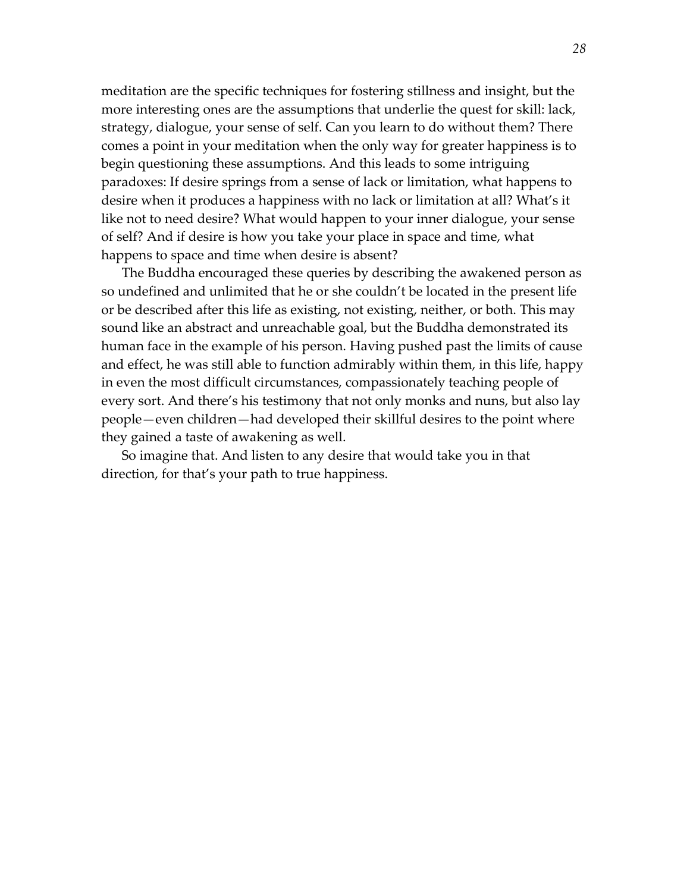meditation are the specific techniques for fostering stillness and insight, but the more interesting ones are the assumptions that underlie the quest for skill: lack, strategy, dialogue, your sense of self. Can you learn to do without them? There comes a point in your meditation when the only way for greater happiness is to begin questioning these assumptions. And this leads to some intriguing paradoxes: If desire springs from a sense of lack or limitation, what happens to desire when it produces a happiness with no lack or limitation at all? What's it like not to need desire? What would happen to your inner dialogue, your sense of self? And if desire is how you take your place in space and time, what happens to space and time when desire is absent?

The Buddha encouraged these queries by describing the awakened person as so undefined and unlimited that he or she couldn't be located in the present life or be described after this life as existing, not existing, neither, or both. This may sound like an abstract and unreachable goal, but the Buddha demonstrated its human face in the example of his person. Having pushed past the limits of cause and effect, he was still able to function admirably within them, in this life, happy in even the most difficult circumstances, compassionately teaching people of every sort. And there's his testimony that not only monks and nuns, but also lay people—even children—had developed their skillful desires to the point where they gained a taste of awakening as well.

So imagine that. And listen to any desire that would take you in that direction, for that's your path to true happiness.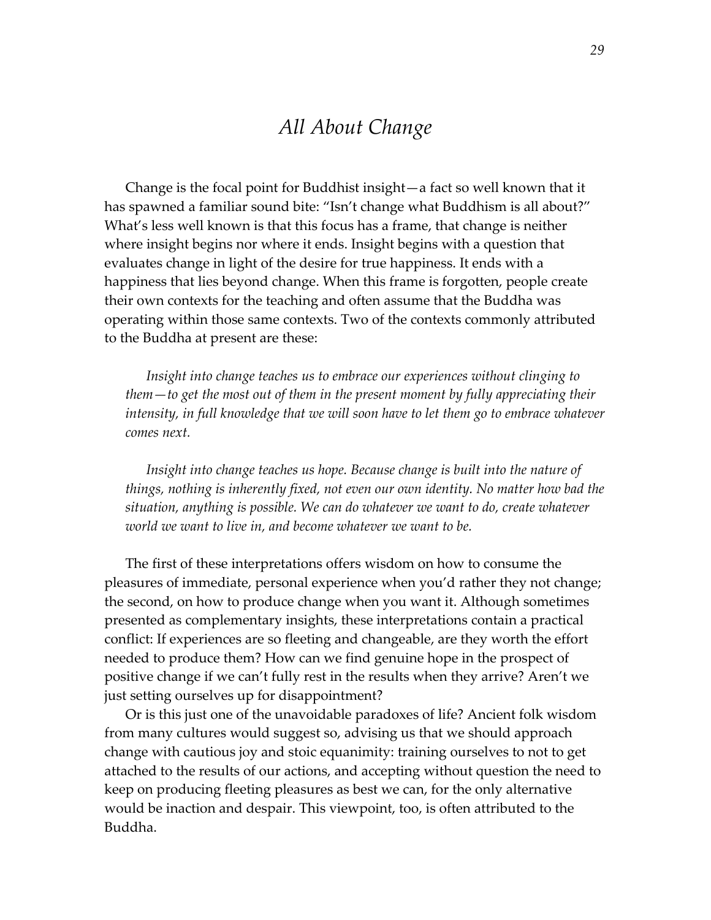# *All About Change*

Change is the focal point for Buddhist insight—a fact so well known that it has spawned a familiar sound bite: "Isn't change what Buddhism is all about?" What's less well known is that this focus has a frame, that change is neither where insight begins nor where it ends. Insight begins with a question that evaluates change in light of the desire for true happiness. It ends with a happiness that lies beyond change. When this frame is forgotten, people create their own contexts for the teaching and often assume that the Buddha was operating within those same contexts. Two of the contexts commonly attributed to the Buddha at present are these:

> *Insight into change teaches us to embrace our experiences without clinging to them—to get the most out of them in the present moment by fully appreciating their intensity, in full knowledge that we will soon have to let them go to embrace whatever comes next.*
>
> *Insight into change teaches us hope. Because change is built into the nature of things, nothing is inherently fixed, not even our own identity. No matter how bad the situation, anything is possible. We can do whatever we want to do, create whatever world we want to live in, and become whatever we want to be.*

The first of these interpretations offers wisdom on how to consume the pleasures of immediate, personal experience when you'd rather they not change; the second, on how to produce change when you want it. Although sometimes presented as complementary insights, these interpretations contain a practical conflict: If experiences are so fleeting and changeable, are they worth the effort needed to produce them? How can we find genuine hope in the prospect of positive change if we can't fully rest in the results when they arrive? Aren't we just setting ourselves up for disappointment?

Or is this just one of the unavoidable paradoxes of life? Ancient folk wisdom from many cultures would suggest so, advising us that we should approach change with cautious joy and stoic equanimity: training ourselves to not to get attached to the results of our actions, and accepting without question the need to keep on producing fleeting pleasures as best we can, for the only alternative would be inaction and despair. This viewpoint, too, is often attributed to the Buddha.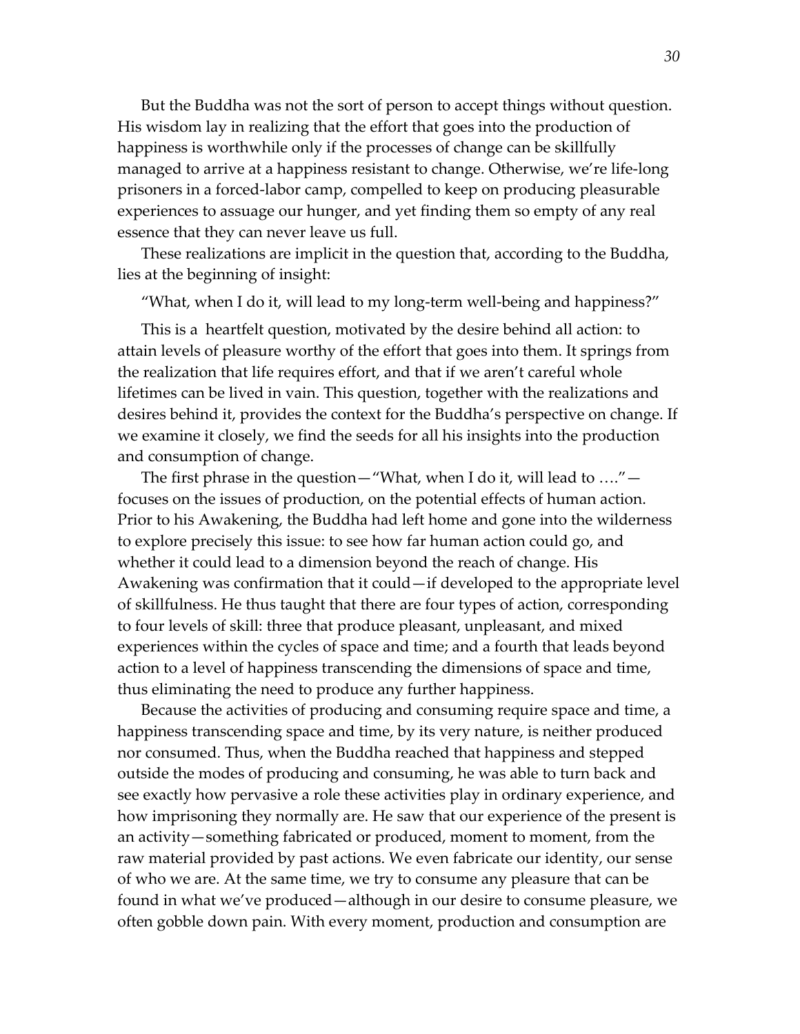But the Buddha was not the sort of person to accept things without question. His wisdom lay in realizing that the effort that goes into the production of happiness is worthwhile only if the processes of change can be skillfully managed to arrive at a happiness resistant to change. Otherwise, we're life-long prisoners in a forced-labor camp, compelled to keep on producing pleasurable experiences to assuage our hunger, and yet finding them so empty of any real essence that they can never leave us full.

These realizations are implicit in the question that, according to the Buddha, lies at the beginning of insight:

"What, when I do it, will lead to my long-term well-being and happiness?"

This is a heartfelt question, motivated by the desire behind all action: to attain levels of pleasure worthy of the effort that goes into them. It springs from the realization that life requires effort, and that if we aren't careful whole lifetimes can be lived in vain. This question, together with the realizations and desires behind it, provides the context for the Buddha's perspective on change. If we examine it closely, we find the seeds for all his insights into the production and consumption of change.

The first phrase in the question—"What, when I do it, will lead to …."—focuses on the issues of production, on the potential effects of human action. Prior to his Awakening, the Buddha had left home and gone into the wilderness to explore precisely this issue: to see how far human action could go, and whether it could lead to a dimension beyond the reach of change. His Awakening was confirmation that it could—if developed to the appropriate level of skillfulness. He thus taught that there are four types of action, corresponding to four levels of skill: three that produce pleasant, unpleasant, and mixed experiences within the cycles of space and time; and a fourth that leads beyond action to a level of happiness transcending the dimensions of space and time, thus eliminating the need to produce any further happiness.

Because the activities of producing and consuming require space and time, a happiness transcending space and time, by its very nature, is neither produced nor consumed. Thus, when the Buddha reached that happiness and stepped outside the modes of producing and consuming, he was able to turn back and see exactly how pervasive a role these activities play in ordinary experience, and how imprisoning they normally are. He saw that our experience of the present is an activity—something fabricated or produced, moment to moment, from the raw material provided by past actions. We even fabricate our identity, our sense of who we are. At the same time, we try to consume any pleasure that can be found in what we've produced—although in our desire to consume pleasure, we often gobble down pain. With every moment, production and consumption are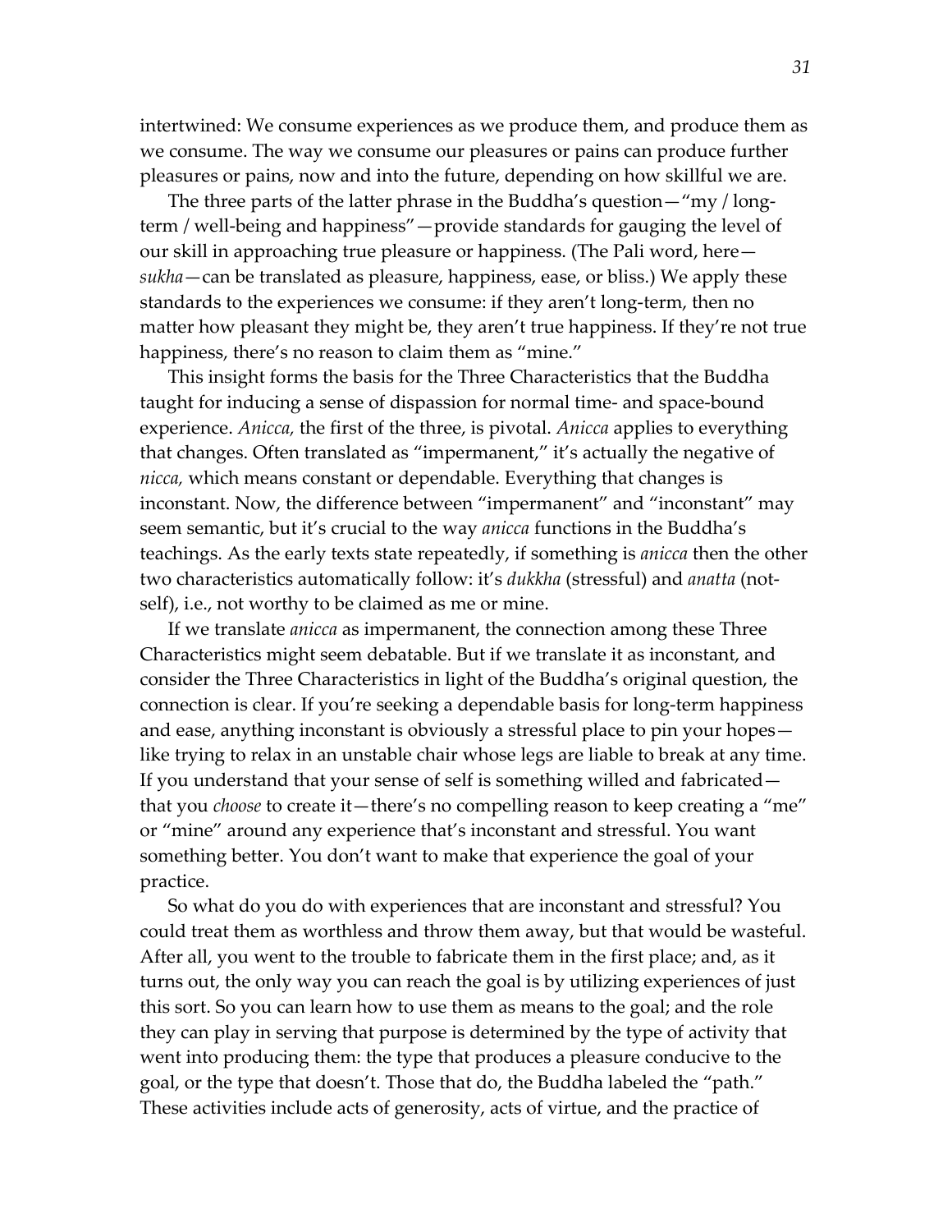intertwined: We consume experiences as we produce them, and produce them as we consume. The way we consume our pleasures or pains can produce further pleasures or pains, now and into the future, depending on how skillful we are.

The three parts of the latter phrase in the Buddha's question—"my / long-term / well-being and happiness"—provide standards for gauging the level of our skill in approaching true pleasure or happiness. (The Pali word, here—*sukha*—can be translated as pleasure, happiness, ease, or bliss.) We apply these standards to the experiences we consume: if they aren't long-term, then no matter how pleasant they might be, they aren't true happiness. If they're not true happiness, there's no reason to claim them as "mine."

This insight forms the basis for the Three Characteristics that the Buddha taught for inducing a sense of dispassion for normal time- and space-bound experience. *Anicca,* the first of the three, is pivotal. *Anicca* applies to everything that changes. Often translated as "impermanent," it's actually the negative of *nicca,* which means constant or dependable. Everything that changes is inconstant. Now, the difference between "impermanent" and "inconstant" may seem semantic, but it's crucial to the way *anicca* functions in the Buddha's teachings. As the early texts state repeatedly, if something is *anicca* then the other two characteristics automatically follow: it's *dukkha* (stressful) and *anatta* (not-self), i.e., not worthy to be claimed as me or mine.

If we translate *anicca* as impermanent, the connection among these Three Characteristics might seem debatable. But if we translate it as inconstant, and consider the Three Characteristics in light of the Buddha's original question, the connection is clear. If you're seeking a dependable basis for long-term happiness and ease, anything inconstant is obviously a stressful place to pin your hopes—like trying to relax in an unstable chair whose legs are liable to break at any time. If you understand that your sense of self is something willed and fabricated—that you *choose* to create it—there's no compelling reason to keep creating a "me" or "mine" around any experience that's inconstant and stressful. You want something better. You don't want to make that experience the goal of your practice.

So what do you do with experiences that are inconstant and stressful? You could treat them as worthless and throw them away, but that would be wasteful. After all, you went to the trouble to fabricate them in the first place; and, as it turns out, the only way you can reach the goal is by utilizing experiences of just this sort. So you can learn how to use them as means to the goal; and the role they can play in serving that purpose is determined by the type of activity that went into producing them: the type that produces a pleasure conducive to the goal, or the type that doesn't. Those that do, the Buddha labeled the "path." These activities include acts of generosity, acts of virtue, and the practice of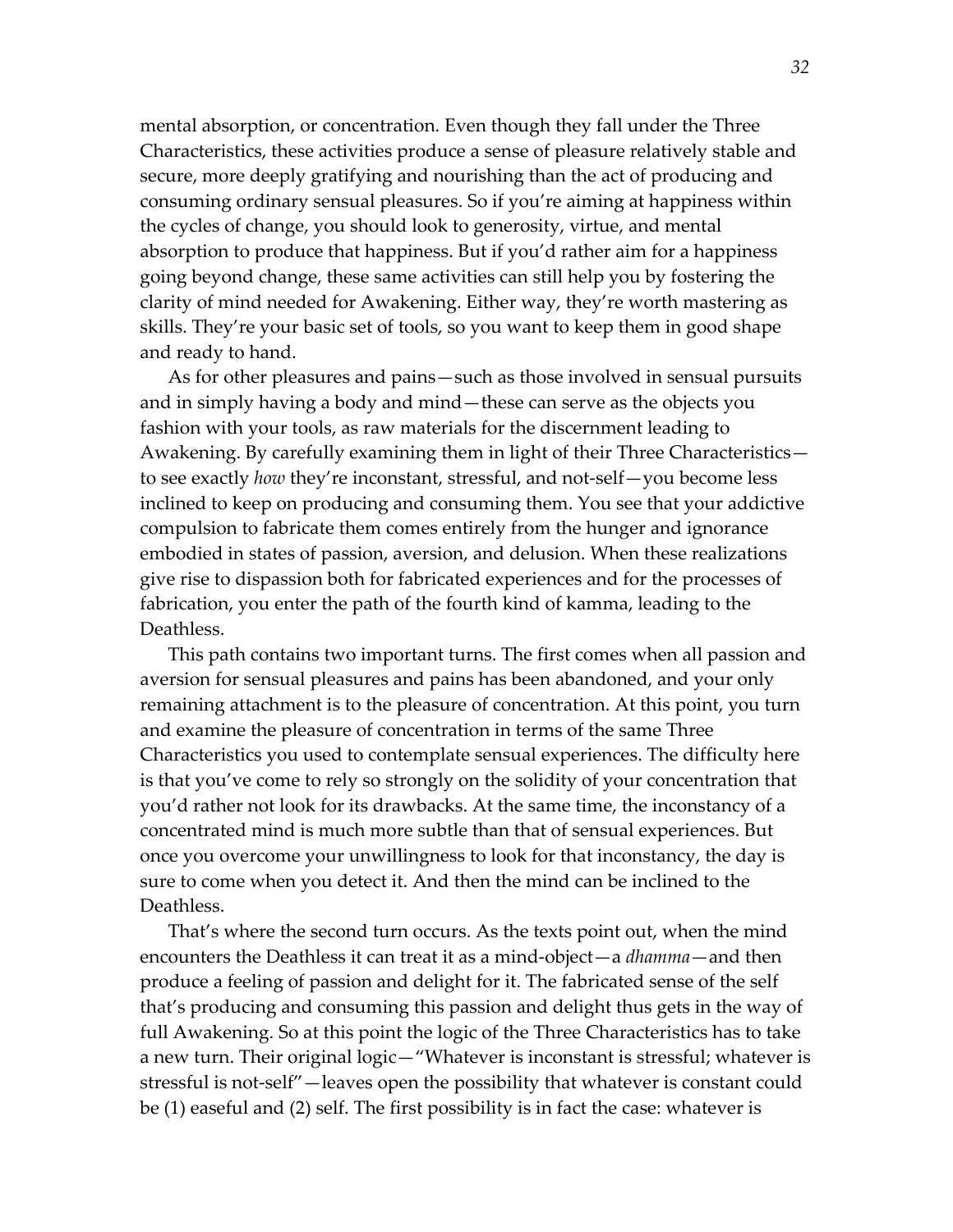mental absorption, or concentration. Even though they fall under the Three Characteristics, these activities produce a sense of pleasure relatively stable and secure, more deeply gratifying and nourishing than the act of producing and consuming ordinary sensual pleasures. So if you're aiming at happiness within the cycles of change, you should look to generosity, virtue, and mental absorption to produce that happiness. But if you'd rather aim for a happiness going beyond change, these same activities can still help you by fostering the clarity of mind needed for Awakening. Either way, they're worth mastering as skills. They're your basic set of tools, so you want to keep them in good shape and ready to hand.

As for other pleasures and pains—such as those involved in sensual pursuits and in simply having a body and mind—these can serve as the objects you fashion with your tools, as raw materials for the discernment leading to Awakening. By carefully examining them in light of their Three Characteristics—to see exactly *how* they're inconstant, stressful, and not-self—you become less inclined to keep on producing and consuming them. You see that your addictive compulsion to fabricate them comes entirely from the hunger and ignorance embodied in states of passion, aversion, and delusion. When these realizations give rise to dispassion both for fabricated experiences and for the processes of fabrication, you enter the path of the fourth kind of kamma, leading to the Deathless.

This path contains two important turns. The first comes when all passion and aversion for sensual pleasures and pains has been abandoned, and your only remaining attachment is to the pleasure of concentration. At this point, you turn and examine the pleasure of concentration in terms of the same Three Characteristics you used to contemplate sensual experiences. The difficulty here is that you've come to rely so strongly on the solidity of your concentration that you'd rather not look for its drawbacks. At the same time, the inconstancy of a concentrated mind is much more subtle than that of sensual experiences. But once you overcome your unwillingness to look for that inconstancy, the day is sure to come when you detect it. And then the mind can be inclined to the Deathless.

That's where the second turn occurs. As the texts point out, when the mind encounters the Deathless it can treat it as a mind-object—a *dhamma*—and then produce a feeling of passion and delight for it. The fabricated sense of the self that's producing and consuming this passion and delight thus gets in the way of full Awakening. So at this point the logic of the Three Characteristics has to take a new turn. Their original logic—"Whatever is inconstant is stressful; whatever is stressful is not-self"—leaves open the possibility that whatever is constant could be (1) easeful and (2) self. The first possibility is in fact the case: whatever is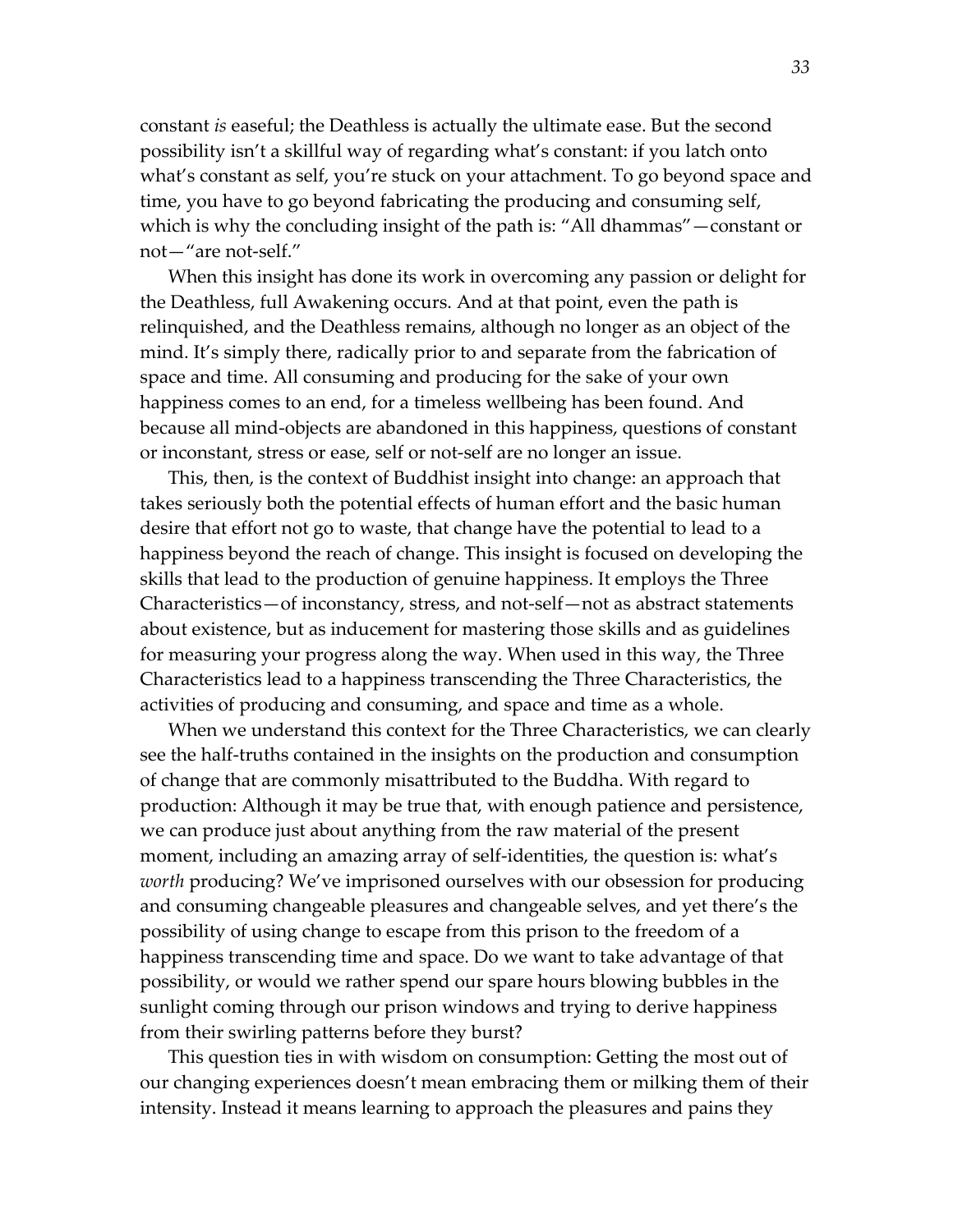constant *is* easeful; the Deathless is actually the ultimate ease. But the second possibility isn't a skillful way of regarding what's constant: if you latch onto what's constant as self, you're stuck on your attachment. To go beyond space and time, you have to go beyond fabricating the producing and consuming self, which is why the concluding insight of the path is: "All dhammas"—constant or not—"are not-self."

When this insight has done its work in overcoming any passion or delight for the Deathless, full Awakening occurs. And at that point, even the path is relinquished, and the Deathless remains, although no longer as an object of the mind. It's simply there, radically prior to and separate from the fabrication of space and time. All consuming and producing for the sake of your own happiness comes to an end, for a timeless wellbeing has been found. And because all mind-objects are abandoned in this happiness, questions of constant or inconstant, stress or ease, self or not-self are no longer an issue.

This, then, is the context of Buddhist insight into change: an approach that takes seriously both the potential effects of human effort and the basic human desire that effort not go to waste, that change have the potential to lead to a happiness beyond the reach of change. This insight is focused on developing the skills that lead to the production of genuine happiness. It employs the Three Characteristics—of inconstancy, stress, and not-self—not as abstract statements about existence, but as inducement for mastering those skills and as guidelines for measuring your progress along the way. When used in this way, the Three Characteristics lead to a happiness transcending the Three Characteristics, the activities of producing and consuming, and space and time as a whole.

When we understand this context for the Three Characteristics, we can clearly see the half-truths contained in the insights on the production and consumption of change that are commonly misattributed to the Buddha. With regard to production: Although it may be true that, with enough patience and persistence, we can produce just about anything from the raw material of the present moment, including an amazing array of self-identities, the question is: what's *worth* producing? We've imprisoned ourselves with our obsession for producing and consuming changeable pleasures and changeable selves, and yet there's the possibility of using change to escape from this prison to the freedom of a happiness transcending time and space. Do we want to take advantage of that possibility, or would we rather spend our spare hours blowing bubbles in the sunlight coming through our prison windows and trying to derive happiness from their swirling patterns before they burst?

This question ties in with wisdom on consumption: Getting the most out of our changing experiences doesn't mean embracing them or milking them of their intensity. Instead it means learning to approach the pleasures and pains they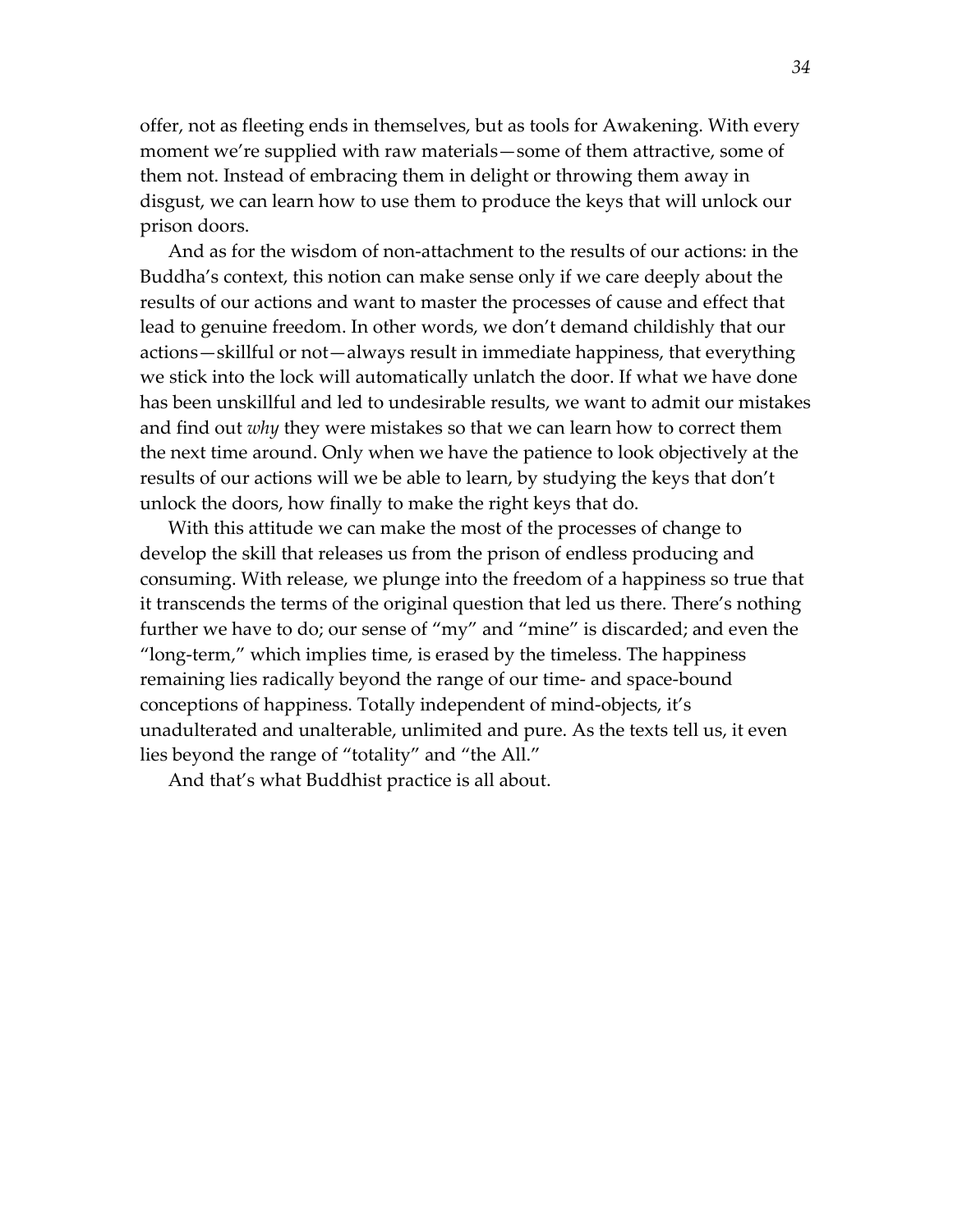offer, not as fleeting ends in themselves, but as tools for Awakening. With every moment we're supplied with raw materials—some of them attractive, some of them not. Instead of embracing them in delight or throwing them away in disgust, we can learn how to use them to produce the keys that will unlock our prison doors.

And as for the wisdom of non-attachment to the results of our actions: in the Buddha's context, this notion can make sense only if we care deeply about the results of our actions and want to master the processes of cause and effect that lead to genuine freedom. In other words, we don't demand childishly that our actions—skillful or not—always result in immediate happiness, that everything we stick into the lock will automatically unlatch the door. If what we have done has been unskillful and led to undesirable results, we want to admit our mistakes and find out *why* they were mistakes so that we can learn how to correct them the next time around. Only when we have the patience to look objectively at the results of our actions will we be able to learn, by studying the keys that don't unlock the doors, how finally to make the right keys that do.

With this attitude we can make the most of the processes of change to develop the skill that releases us from the prison of endless producing and consuming. With release, we plunge into the freedom of a happiness so true that it transcends the terms of the original question that led us there. There's nothing further we have to do; our sense of "my" and "mine" is discarded; and even the "long-term," which implies time, is erased by the timeless. The happiness remaining lies radically beyond the range of our time- and space-bound conceptions of happiness. Totally independent of mind-objects, it's unadulterated and unalterable, unlimited and pure. As the texts tell us, it even lies beyond the range of "totality" and "the All."

And that's what Buddhist practice is all about.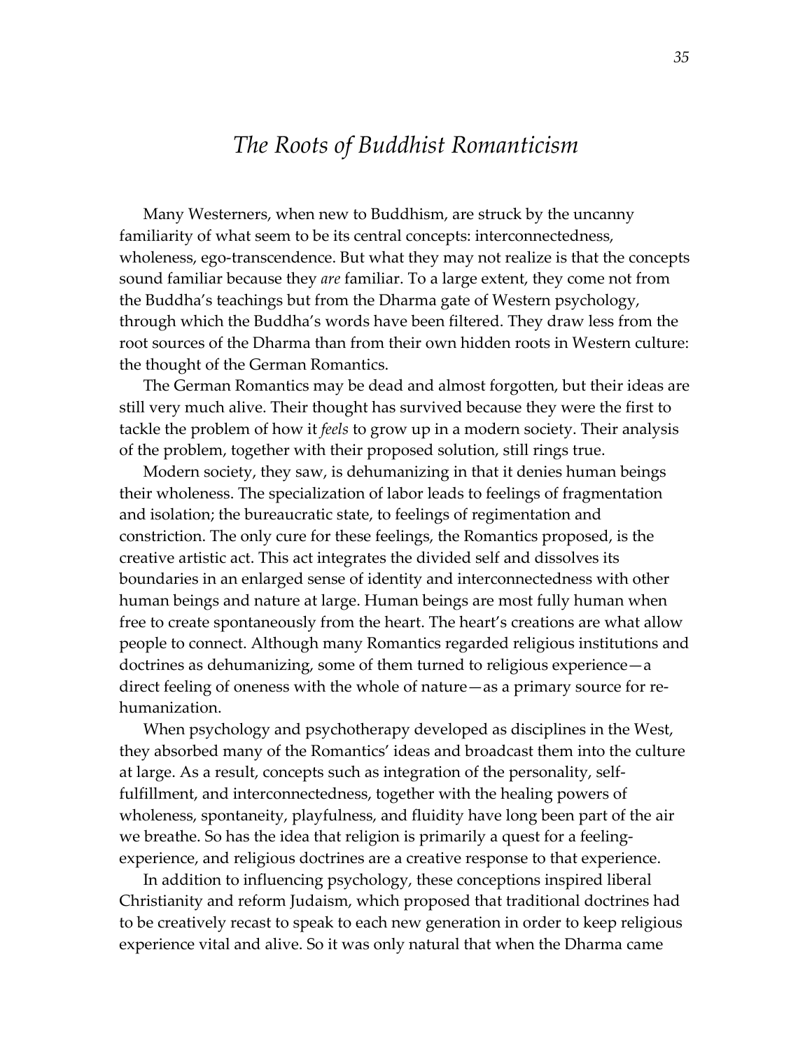# *The Roots of Buddhist Romanticism*

Many Westerners, when new to Buddhism, are struck by the uncanny familiarity of what seem to be its central concepts: interconnectedness, wholeness, ego-transcendence. But what they may not realize is that the concepts sound familiar because they *are* familiar. To a large extent, they come not from the Buddha's teachings but from the Dharma gate of Western psychology, through which the Buddha's words have been filtered. They draw less from the root sources of the Dharma than from their own hidden roots in Western culture: the thought of the German Romantics.

The German Romantics may be dead and almost forgotten, but their ideas are still very much alive. Their thought has survived because they were the first to tackle the problem of how it *feels* to grow up in a modern society. Their analysis of the problem, together with their proposed solution, still rings true.

Modern society, they saw, is dehumanizing in that it denies human beings their wholeness. The specialization of labor leads to feelings of fragmentation and isolation; the bureaucratic state, to feelings of regimentation and constriction. The only cure for these feelings, the Romantics proposed, is the creative artistic act. This act integrates the divided self and dissolves its boundaries in an enlarged sense of identity and interconnectedness with other human beings and nature at large. Human beings are most fully human when free to create spontaneously from the heart. The heart's creations are what allow people to connect. Although many Romantics regarded religious institutions and doctrines as dehumanizing, some of them turned to religious experience—a direct feeling of oneness with the whole of nature—as a primary source for re-humanization.

When psychology and psychotherapy developed as disciplines in the West, they absorbed many of the Romantics' ideas and broadcast them into the culture at large. As a result, concepts such as integration of the personality, self-fulfillment, and interconnectedness, together with the healing powers of wholeness, spontaneity, playfulness, and fluidity have long been part of the air we breathe. So has the idea that religion is primarily a quest for a feeling-experience, and religious doctrines are a creative response to that experience.

In addition to influencing psychology, these conceptions inspired liberal Christianity and reform Judaism, which proposed that traditional doctrines had to be creatively recast to speak to each new generation in order to keep religious experience vital and alive. So it was only natural that when the Dharma came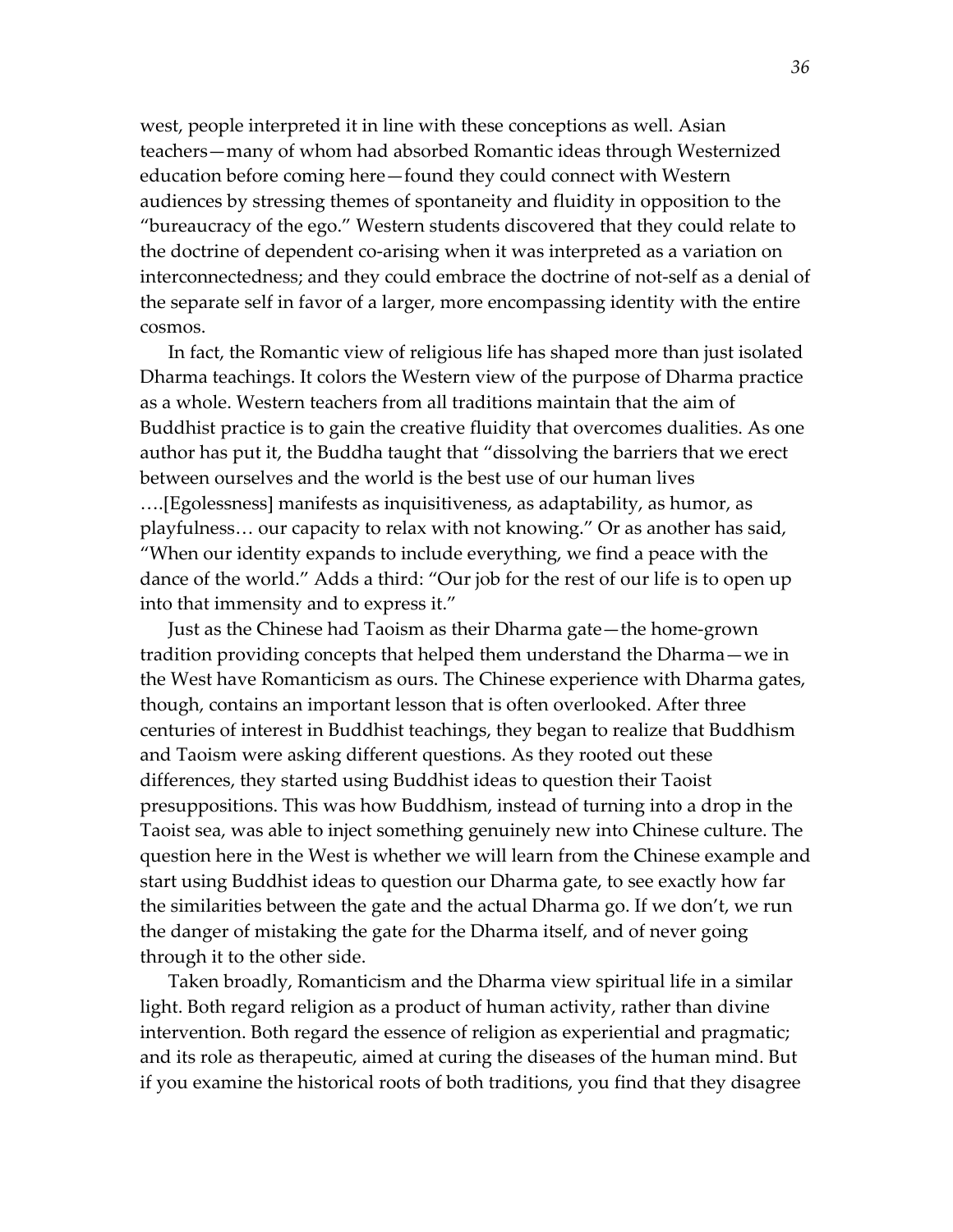west, people interpreted it in line with these conceptions as well. Asian teachers—many of whom had absorbed Romantic ideas through Westernized education before coming here—found they could connect with Western audiences by stressing themes of spontaneity and fluidity in opposition to the "bureaucracy of the ego." Western students discovered that they could relate to the doctrine of dependent co-arising when it was interpreted as a variation on interconnectedness; and they could embrace the doctrine of not-self as a denial of the separate self in favor of a larger, more encompassing identity with the entire cosmos.

In fact, the Romantic view of religious life has shaped more than just isolated Dharma teachings. It colors the Western view of the purpose of Dharma practice as a whole. Western teachers from all traditions maintain that the aim of Buddhist practice is to gain the creative fluidity that overcomes dualities. As one author has put it, the Buddha taught that "dissolving the barriers that we erect between ourselves and the world is the best use of our human lives ….[Egolessness] manifests as inquisitiveness, as adaptability, as humor, as playfulness… our capacity to relax with not knowing." Or as another has said, "When our identity expands to include everything, we find a peace with the dance of the world." Adds a third: "Our job for the rest of our life is to open up into that immensity and to express it."

Just as the Chinese had Taoism as their Dharma gate—the home-grown tradition providing concepts that helped them understand the Dharma—we in the West have Romanticism as ours. The Chinese experience with Dharma gates, though, contains an important lesson that is often overlooked. After three centuries of interest in Buddhist teachings, they began to realize that Buddhism and Taoism were asking different questions. As they rooted out these differences, they started using Buddhist ideas to question their Taoist presuppositions. This was how Buddhism, instead of turning into a drop in the Taoist sea, was able to inject something genuinely new into Chinese culture. The question here in the West is whether we will learn from the Chinese example and start using Buddhist ideas to question our Dharma gate, to see exactly how far the similarities between the gate and the actual Dharma go. If we don't, we run the danger of mistaking the gate for the Dharma itself, and of never going through it to the other side.

Taken broadly, Romanticism and the Dharma view spiritual life in a similar light. Both regard religion as a product of human activity, rather than divine intervention. Both regard the essence of religion as experiential and pragmatic; and its role as therapeutic, aimed at curing the diseases of the human mind. But if you examine the historical roots of both traditions, you find that they disagree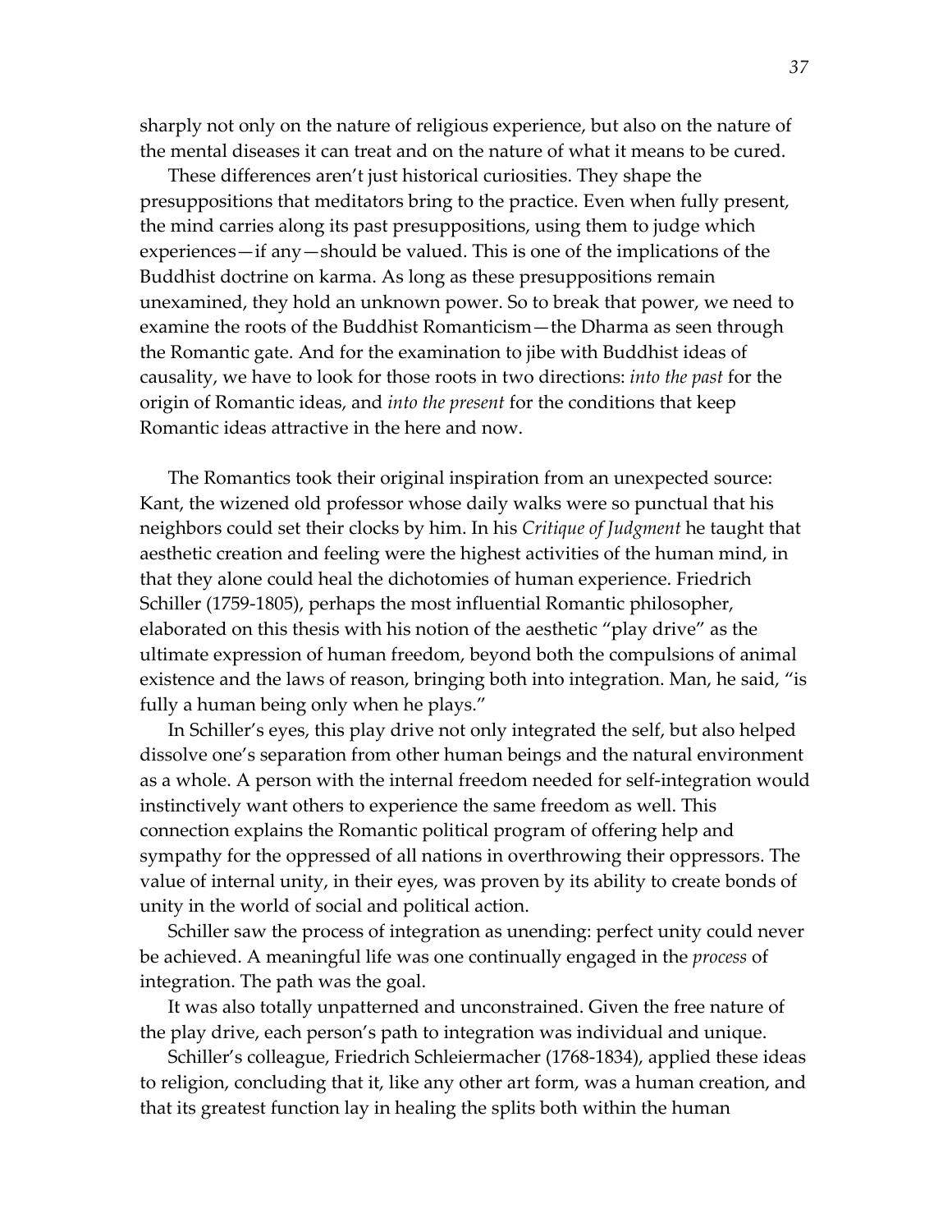sharply not only on the nature of religious experience, but also on the nature of the mental diseases it can treat and on the nature of what it means to be cured.

These differences aren't just historical curiosities. They shape the presuppositions that meditators bring to the practice. Even when fully present, the mind carries along its past presuppositions, using them to judge which experiences—if any—should be valued. This is one of the implications of the Buddhist doctrine on karma. As long as these presuppositions remain unexamined, they hold an unknown power. So to break that power, we need to examine the roots of the Buddhist Romanticism—the Dharma as seen through the Romantic gate. And for the examination to jibe with Buddhist ideas of causality, we have to look for those roots in two directions: *into the past* for the origin of Romantic ideas, and *into the present* for the conditions that keep Romantic ideas attractive in the here and now.

The Romantics took their original inspiration from an unexpected source: Kant, the wizened old professor whose daily walks were so punctual that his neighbors could set their clocks by him. In his *Critique of Judgment* he taught that aesthetic creation and feeling were the highest activities of the human mind, in that they alone could heal the dichotomies of human experience. Friedrich Schiller (1759-1805), perhaps the most influential Romantic philosopher, elaborated on this thesis with his notion of the aesthetic "play drive" as the ultimate expression of human freedom, beyond both the compulsions of animal existence and the laws of reason, bringing both into integration. Man, he said, "is fully a human being only when he plays."

In Schiller's eyes, this play drive not only integrated the self, but also helped dissolve one's separation from other human beings and the natural environment as a whole. A person with the internal freedom needed for self-integration would instinctively want others to experience the same freedom as well. This connection explains the Romantic political program of offering help and sympathy for the oppressed of all nations in overthrowing their oppressors. The value of internal unity, in their eyes, was proven by its ability to create bonds of unity in the world of social and political action.

Schiller saw the process of integration as unending: perfect unity could never be achieved. A meaningful life was one continually engaged in the *process* of integration. The path was the goal.

It was also totally unpatterned and unconstrained. Given the free nature of the play drive, each person's path to integration was individual and unique.

Schiller's colleague, Friedrich Schleiermacher (1768-1834), applied these ideas to religion, concluding that it, like any other art form, was a human creation, and that its greatest function lay in healing the splits both within the human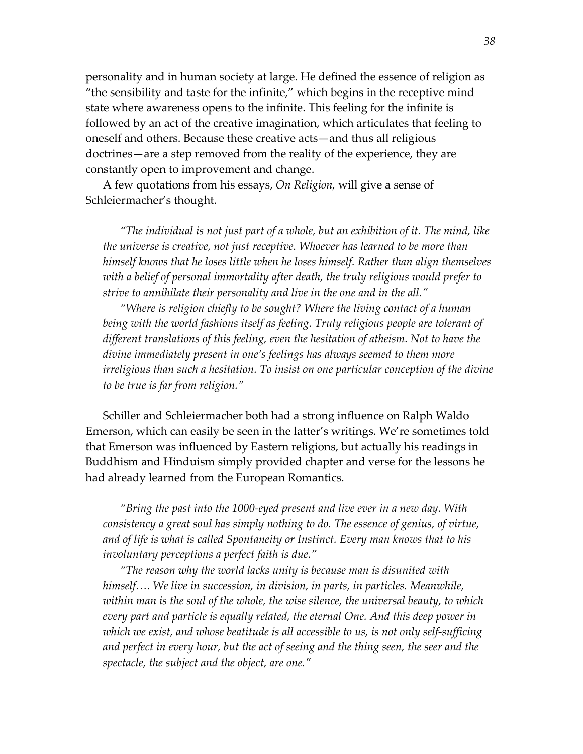personality and in human society at large. He defined the essence of religion as "the sensibility and taste for the infinite," which begins in the receptive mind state where awareness opens to the infinite. This feeling for the infinite is followed by an act of the creative imagination, which articulates that feeling to oneself and others. Because these creative acts—and thus all religious doctrines—are a step removed from the reality of the experience, they are constantly open to improvement and change.

A few quotations from his essays, *On Religion,* will give a sense of Schleiermacher's thought.

> *"The individual is not just part of a whole, but an exhibition of it. The mind, like the universe is creative, not just receptive. Whoever has learned to be more than himself knows that he loses little when he loses himself. Rather than align themselves with a belief of personal immortality after death, the truly religious would prefer to strive to annihilate their personality and live in the one and in the all."*
>
> *"Where is religion chiefly to be sought? Where the living contact of a human being with the world fashions itself as feeling. Truly religious people are tolerant of different translations of this feeling, even the hesitation of atheism. Not to have the divine immediately present in one's feelings has always seemed to them more irreligious than such a hesitation. To insist on one particular conception of the divine to be true is far from religion."*

Schiller and Schleiermacher both had a strong influence on Ralph Waldo Emerson, which can easily be seen in the latter's writings. We're sometimes told that Emerson was influenced by Eastern religions, but actually his readings in Buddhism and Hinduism simply provided chapter and verse for the lessons he had already learned from the European Romantics.

> *"Bring the past into the 1000-eyed present and live ever in a new day. With consistency a great soul has simply nothing to do. The essence of genius, of virtue, and of life is what is called Spontaneity or Instinct. Every man knows that to his involuntary perceptions a perfect faith is due."*
>
> *"The reason why the world lacks unity is because man is disunited with himself…. We live in succession, in division, in parts, in particles. Meanwhile, within man is the soul of the whole, the wise silence, the universal beauty, to which every part and particle is equally related, the eternal One. And this deep power in which we exist, and whose beatitude is all accessible to us, is not only self-sufficing and perfect in every hour, but the act of seeing and the thing seen, the seer and the spectacle, the subject and the object, are one."*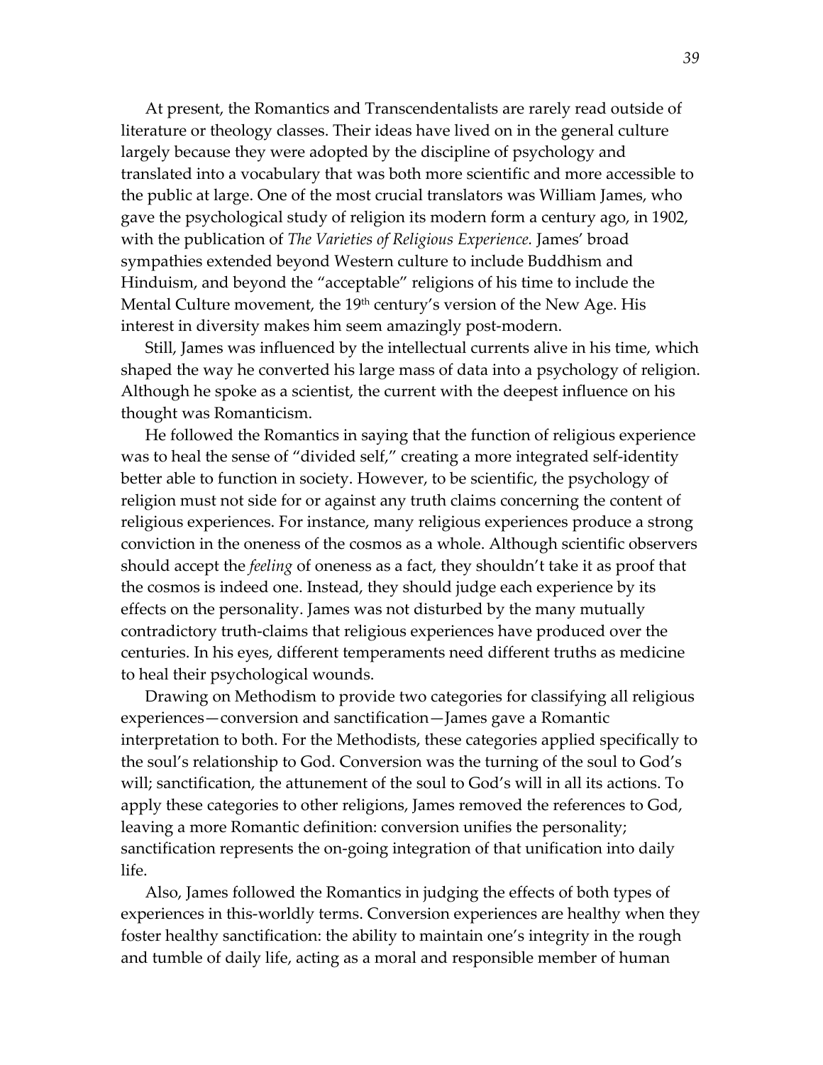At present, the Romantics and Transcendentalists are rarely read outside of literature or theology classes. Their ideas have lived on in the general culture largely because they were adopted by the discipline of psychology and translated into a vocabulary that was both more scientific and more accessible to the public at large. One of the most crucial translators was William James, who gave the psychological study of religion its modern form a century ago, in 1902, with the publication of *The Varieties of Religious Experience.* James' broad sympathies extended beyond Western culture to include Buddhism and Hinduism, and beyond the "acceptable" religions of his time to include the Mental Culture movement, the 19th century's version of the New Age. His interest in diversity makes him seem amazingly post-modern.

Still, James was influenced by the intellectual currents alive in his time, which shaped the way he converted his large mass of data into a psychology of religion. Although he spoke as a scientist, the current with the deepest influence on his thought was Romanticism.

He followed the Romantics in saying that the function of religious experience was to heal the sense of "divided self," creating a more integrated self-identity better able to function in society. However, to be scientific, the psychology of religion must not side for or against any truth claims concerning the content of religious experiences. For instance, many religious experiences produce a strong conviction in the oneness of the cosmos as a whole. Although scientific observers should accept the *feeling* of oneness as a fact, they shouldn't take it as proof that the cosmos is indeed one. Instead, they should judge each experience by its effects on the personality. James was not disturbed by the many mutually contradictory truth-claims that religious experiences have produced over the centuries. In his eyes, different temperaments need different truths as medicine to heal their psychological wounds.

Drawing on Methodism to provide two categories for classifying all religious experiences—conversion and sanctification—James gave a Romantic interpretation to both. For the Methodists, these categories applied specifically to the soul's relationship to God. Conversion was the turning of the soul to God's will; sanctification, the attunement of the soul to God's will in all its actions. To apply these categories to other religions, James removed the references to God, leaving a more Romantic definition: conversion unifies the personality; sanctification represents the on-going integration of that unification into daily life.

Also, James followed the Romantics in judging the effects of both types of experiences in this-worldly terms. Conversion experiences are healthy when they foster healthy sanctification: the ability to maintain one's integrity in the rough and tumble of daily life, acting as a moral and responsible member of human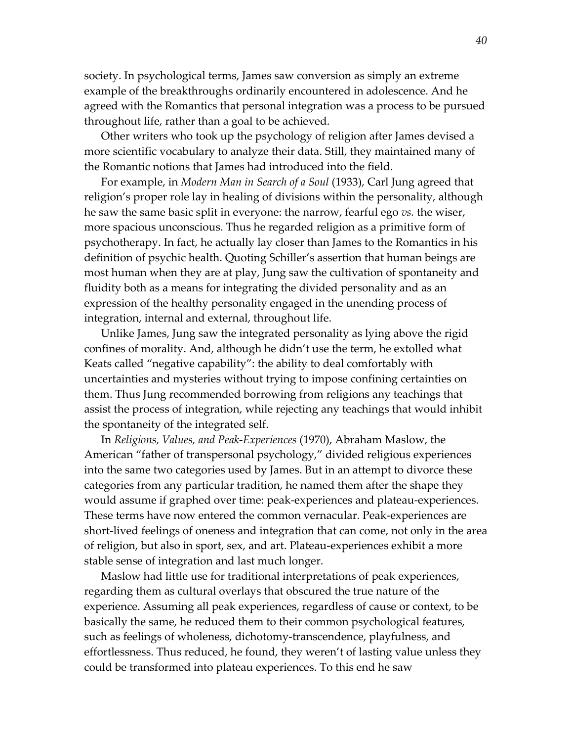society. In psychological terms, James saw conversion as simply an extreme example of the breakthroughs ordinarily encountered in adolescence. And he agreed with the Romantics that personal integration was a process to be pursued throughout life, rather than a goal to be achieved.

Other writers who took up the psychology of religion after James devised a more scientific vocabulary to analyze their data. Still, they maintained many of the Romantic notions that James had introduced into the field.

For example, in *Modern Man in Search of a Soul* (1933), Carl Jung agreed that religion's proper role lay in healing of divisions within the personality, although he saw the same basic split in everyone: the narrow, fearful ego *vs.* the wiser, more spacious unconscious. Thus he regarded religion as a primitive form of psychotherapy. In fact, he actually lay closer than James to the Romantics in his definition of psychic health. Quoting Schiller's assertion that human beings are most human when they are at play, Jung saw the cultivation of spontaneity and fluidity both as a means for integrating the divided personality and as an expression of the healthy personality engaged in the unending process of integration, internal and external, throughout life.

Unlike James, Jung saw the integrated personality as lying above the rigid confines of morality. And, although he didn't use the term, he extolled what Keats called "negative capability": the ability to deal comfortably with uncertainties and mysteries without trying to impose confining certainties on them. Thus Jung recommended borrowing from religions any teachings that assist the process of integration, while rejecting any teachings that would inhibit the spontaneity of the integrated self.

In *Religions, Values, and Peak-Experiences* (1970), Abraham Maslow, the American "father of transpersonal psychology," divided religious experiences into the same two categories used by James. But in an attempt to divorce these categories from any particular tradition, he named them after the shape they would assume if graphed over time: peak-experiences and plateau-experiences. These terms have now entered the common vernacular. Peak-experiences are short-lived feelings of oneness and integration that can come, not only in the area of religion, but also in sport, sex, and art. Plateau-experiences exhibit a more stable sense of integration and last much longer.

Maslow had little use for traditional interpretations of peak experiences, regarding them as cultural overlays that obscured the true nature of the experience. Assuming all peak experiences, regardless of cause or context, to be basically the same, he reduced them to their common psychological features, such as feelings of wholeness, dichotomy-transcendence, playfulness, and effortlessness. Thus reduced, he found, they weren't of lasting value unless they could be transformed into plateau experiences. To this end he saw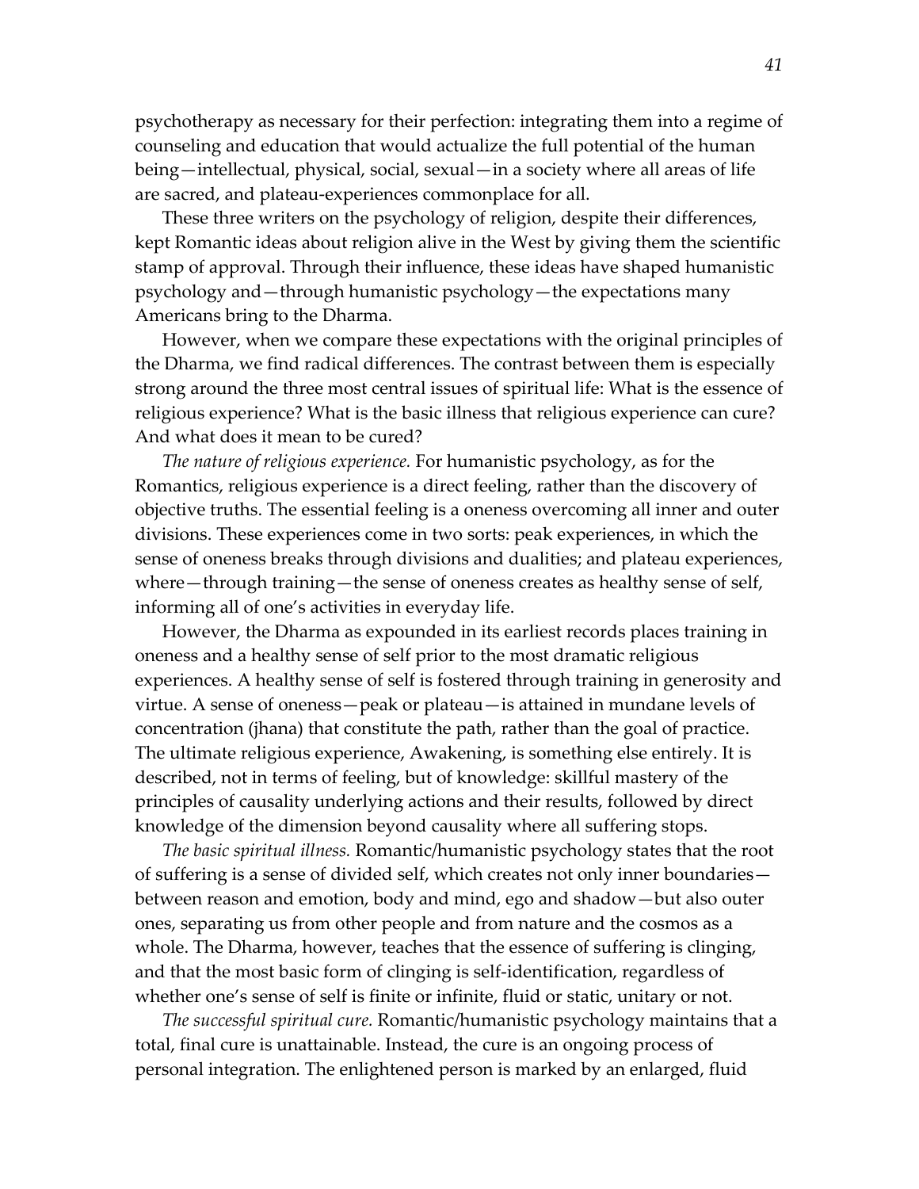psychotherapy as necessary for their perfection: integrating them into a regime of counseling and education that would actualize the full potential of the human being—intellectual, physical, social, sexual—in a society where all areas of life are sacred, and plateau-experiences commonplace for all.

These three writers on the psychology of religion, despite their differences, kept Romantic ideas about religion alive in the West by giving them the scientific stamp of approval. Through their influence, these ideas have shaped humanistic psychology and—through humanistic psychology—the expectations many Americans bring to the Dharma.

However, when we compare these expectations with the original principles of the Dharma, we find radical differences. The contrast between them is especially strong around the three most central issues of spiritual life: What is the essence of religious experience? What is the basic illness that religious experience can cure? And what does it mean to be cured?

*The nature of religious experience.* For humanistic psychology, as for the Romantics, religious experience is a direct feeling, rather than the discovery of objective truths. The essential feeling is a oneness overcoming all inner and outer divisions. These experiences come in two sorts: peak experiences, in which the sense of oneness breaks through divisions and dualities; and plateau experiences, where—through training—the sense of oneness creates as healthy sense of self, informing all of one's activities in everyday life.

However, the Dharma as expounded in its earliest records places training in oneness and a healthy sense of self prior to the most dramatic religious experiences. A healthy sense of self is fostered through training in generosity and virtue. A sense of oneness—peak or plateau—is attained in mundane levels of concentration (jhana) that constitute the path, rather than the goal of practice. The ultimate religious experience, Awakening, is something else entirely. It is described, not in terms of feeling, but of knowledge: skillful mastery of the principles of causality underlying actions and their results, followed by direct knowledge of the dimension beyond causality where all suffering stops.

*The basic spiritual illness.* Romantic/humanistic psychology states that the root of suffering is a sense of divided self, which creates not only inner boundaries—between reason and emotion, body and mind, ego and shadow—but also outer ones, separating us from other people and from nature and the cosmos as a whole. The Dharma, however, teaches that the essence of suffering is clinging, and that the most basic form of clinging is self-identification, regardless of whether one's sense of self is finite or infinite, fluid or static, unitary or not.

*The successful spiritual cure.* Romantic/humanistic psychology maintains that a total, final cure is unattainable. Instead, the cure is an ongoing process of personal integration. The enlightened person is marked by an enlarged, fluid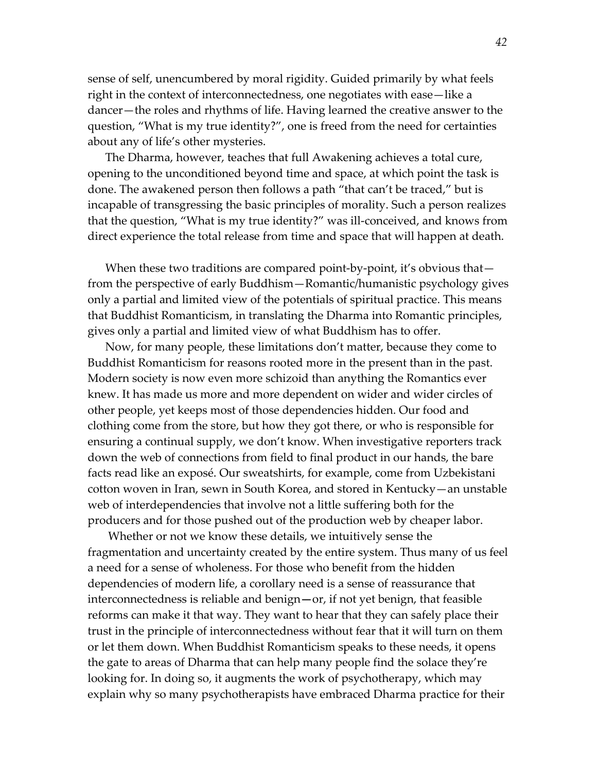sense of self, unencumbered by moral rigidity. Guided primarily by what feels right in the context of interconnectedness, one negotiates with ease—like a dancer—the roles and rhythms of life. Having learned the creative answer to the question, "What is my true identity?", one is freed from the need for certainties about any of life's other mysteries.

The Dharma, however, teaches that full Awakening achieves a total cure, opening to the unconditioned beyond time and space, at which point the task is done. The awakened person then follows a path "that can't be traced," but is incapable of transgressing the basic principles of morality. Such a person realizes that the question, "What is my true identity?" was ill-conceived, and knows from direct experience the total release from time and space that will happen at death.

When these two traditions are compared point-by-point, it's obvious that—from the perspective of early Buddhism—Romantic/humanistic psychology gives only a partial and limited view of the potentials of spiritual practice. This means that Buddhist Romanticism, in translating the Dharma into Romantic principles, gives only a partial and limited view of what Buddhism has to offer.

Now, for many people, these limitations don't matter, because they come to Buddhist Romanticism for reasons rooted more in the present than in the past. Modern society is now even more schizoid than anything the Romantics ever knew. It has made us more and more dependent on wider and wider circles of other people, yet keeps most of those dependencies hidden. Our food and clothing come from the store, but how they got there, or who is responsible for ensuring a continual supply, we don't know. When investigative reporters track down the web of connections from field to final product in our hands, the bare facts read like an exposé. Our sweatshirts, for example, come from Uzbekistani cotton woven in Iran, sewn in South Korea, and stored in Kentucky—an unstable web of interdependencies that involve not a little suffering both for the producers and for those pushed out of the production web by cheaper labor.

Whether or not we know these details, we intuitively sense the fragmentation and uncertainty created by the entire system. Thus many of us feel a need for a sense of wholeness. For those who benefit from the hidden dependencies of modern life, a corollary need is a sense of reassurance that interconnectedness is reliable and benign—or, if not yet benign, that feasible reforms can make it that way. They want to hear that they can safely place their trust in the principle of interconnectedness without fear that it will turn on them or let them down. When Buddhist Romanticism speaks to these needs, it opens the gate to areas of Dharma that can help many people find the solace they're looking for. In doing so, it augments the work of psychotherapy, which may explain why so many psychotherapists have embraced Dharma practice for their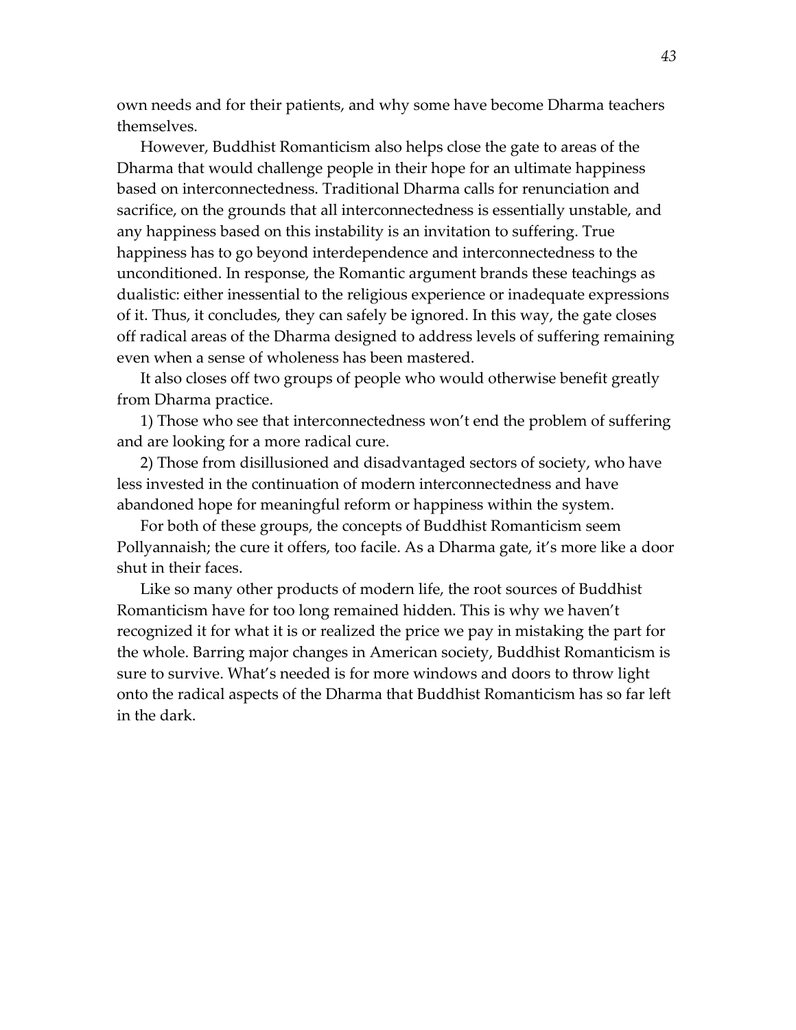own needs and for their patients, and why some have become Dharma teachers themselves.

However, Buddhist Romanticism also helps close the gate to areas of the Dharma that would challenge people in their hope for an ultimate happiness based on interconnectedness. Traditional Dharma calls for renunciation and sacrifice, on the grounds that all interconnectedness is essentially unstable, and any happiness based on this instability is an invitation to suffering. True happiness has to go beyond interdependence and interconnectedness to the unconditioned. In response, the Romantic argument brands these teachings as dualistic: either inessential to the religious experience or inadequate expressions of it. Thus, it concludes, they can safely be ignored. In this way, the gate closes off radical areas of the Dharma designed to address levels of suffering remaining even when a sense of wholeness has been mastered.

It also closes off two groups of people who would otherwise benefit greatly from Dharma practice.

1) Those who see that interconnectedness won't end the problem of suffering and are looking for a more radical cure.

2) Those from disillusioned and disadvantaged sectors of society, who have less invested in the continuation of modern interconnectedness and have abandoned hope for meaningful reform or happiness within the system.

For both of these groups, the concepts of Buddhist Romanticism seem Pollyannaish; the cure it offers, too facile. As a Dharma gate, it's more like a door shut in their faces.

Like so many other products of modern life, the root sources of Buddhist Romanticism have for too long remained hidden. This is why we haven't recognized it for what it is or realized the price we pay in mistaking the part for the whole. Barring major changes in American society, Buddhist Romanticism is sure to survive. What's needed is for more windows and doors to throw light onto the radical aspects of the Dharma that Buddhist Romanticism has so far left in the dark.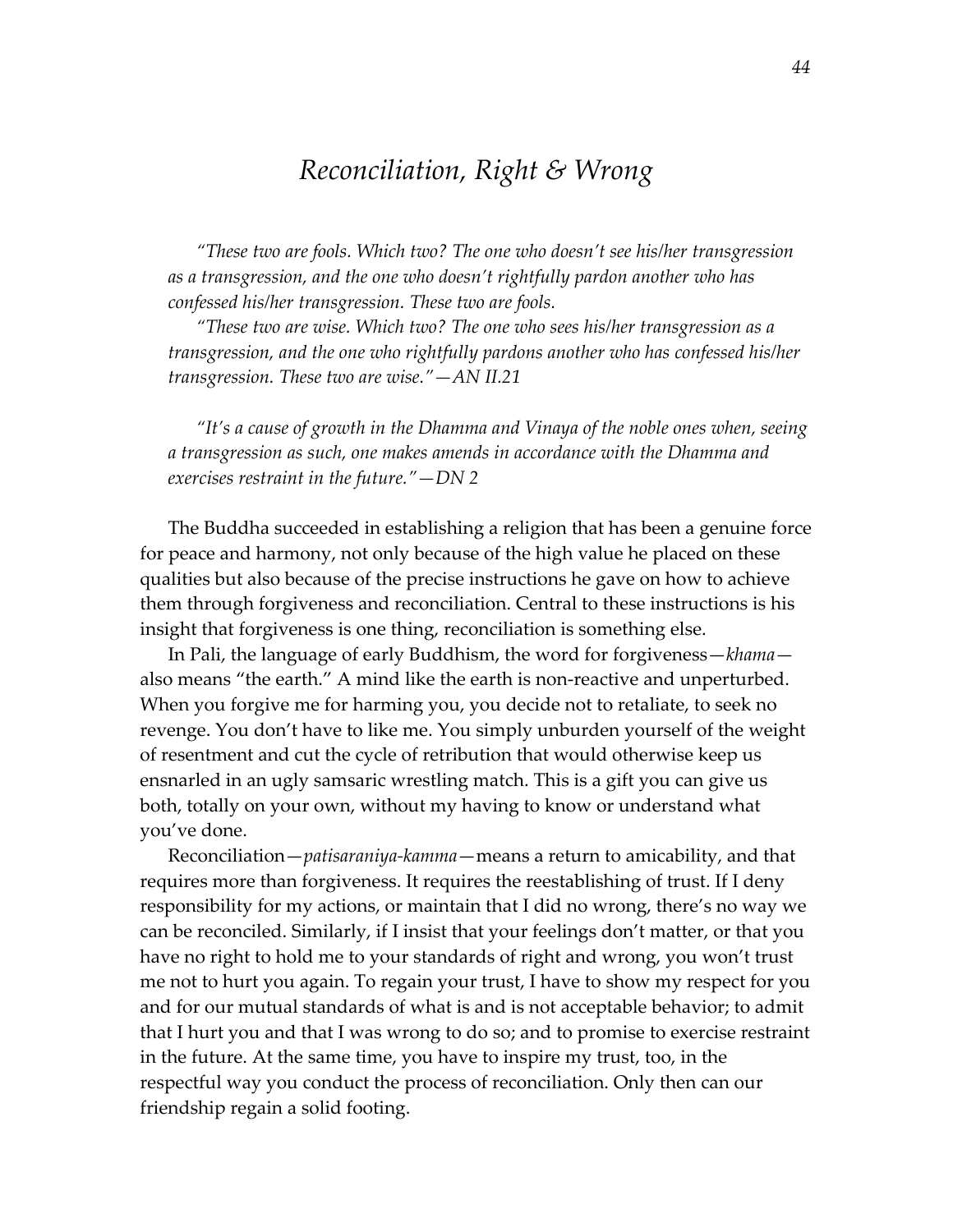# *Reconciliation, Right & Wrong*

> *"These two are fools. Which two? The one who doesn't see his/her transgression as a transgression, and the one who doesn't rightfully pardon another who has confessed his/her transgression. These two are fools.*
>
> *"These two are wise. Which two? The one who sees his/her transgression as a transgression, and the one who rightfully pardons another who has confessed his/her transgression. These two are wise."—AN II.21*

> *"It's a cause of growth in the Dhamma and Vinaya of the noble ones when, seeing a transgression as such, one makes amends in accordance with the Dhamma and exercises restraint in the future."—DN 2*

The Buddha succeeded in establishing a religion that has been a genuine force for peace and harmony, not only because of the high value he placed on these qualities but also because of the precise instructions he gave on how to achieve them through forgiveness and reconciliation. Central to these instructions is his insight that forgiveness is one thing, reconciliation is something else.

In Pali, the language of early Buddhism, the word for forgiveness—*khama*—also means "the earth." A mind like the earth is non-reactive and unperturbed. When you forgive me for harming you, you decide not to retaliate, to seek no revenge. You don't have to like me. You simply unburden yourself of the weight of resentment and cut the cycle of retribution that would otherwise keep us ensnarled in an ugly samsaric wrestling match. This is a gift you can give us both, totally on your own, without my having to know or understand what you've done.

Reconciliation—*patisaraniya-kamma*—means a return to amicability, and that requires more than forgiveness. It requires the reestablishing of trust. If I deny responsibility for my actions, or maintain that I did no wrong, there's no way we can be reconciled. Similarly, if I insist that your feelings don't matter, or that you have no right to hold me to your standards of right and wrong, you won't trust me not to hurt you again. To regain your trust, I have to show my respect for you and for our mutual standards of what is and is not acceptable behavior; to admit that I hurt you and that I was wrong to do so; and to promise to exercise restraint in the future. At the same time, you have to inspire my trust, too, in the respectful way you conduct the process of reconciliation. Only then can our friendship regain a solid footing.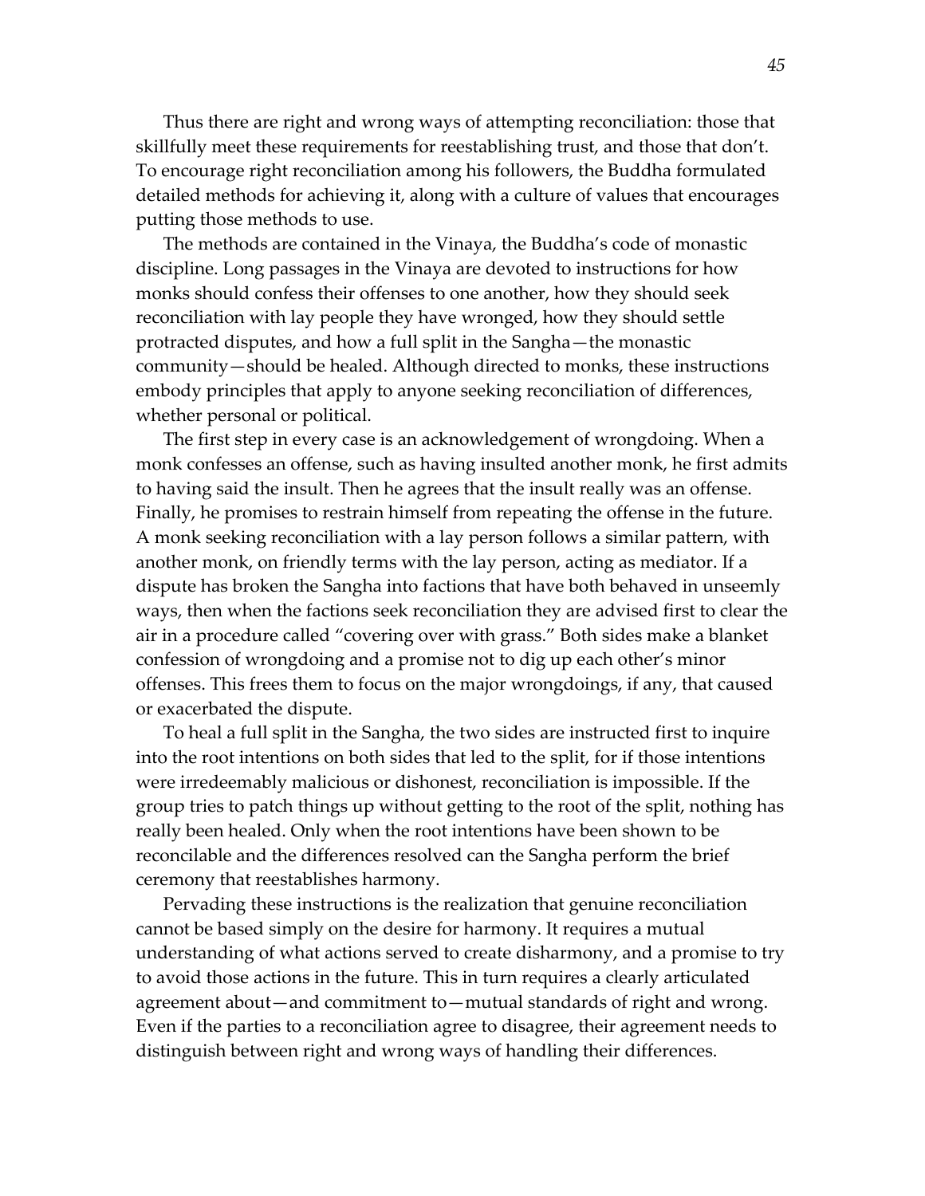Thus there are right and wrong ways of attempting reconciliation: those that skillfully meet these requirements for reestablishing trust, and those that don't. To encourage right reconciliation among his followers, the Buddha formulated detailed methods for achieving it, along with a culture of values that encourages putting those methods to use.

The methods are contained in the Vinaya, the Buddha's code of monastic discipline. Long passages in the Vinaya are devoted to instructions for how monks should confess their offenses to one another, how they should seek reconciliation with lay people they have wronged, how they should settle protracted disputes, and how a full split in the Sangha—the monastic community—should be healed. Although directed to monks, these instructions embody principles that apply to anyone seeking reconciliation of differences, whether personal or political.

The first step in every case is an acknowledgement of wrongdoing. When a monk confesses an offense, such as having insulted another monk, he first admits to having said the insult. Then he agrees that the insult really was an offense. Finally, he promises to restrain himself from repeating the offense in the future. A monk seeking reconciliation with a lay person follows a similar pattern, with another monk, on friendly terms with the lay person, acting as mediator. If a dispute has broken the Sangha into factions that have both behaved in unseemly ways, then when the factions seek reconciliation they are advised first to clear the air in a procedure called "covering over with grass." Both sides make a blanket confession of wrongdoing and a promise not to dig up each other's minor offenses. This frees them to focus on the major wrongdoings, if any, that caused or exacerbated the dispute.

To heal a full split in the Sangha, the two sides are instructed first to inquire into the root intentions on both sides that led to the split, for if those intentions were irredeemably malicious or dishonest, reconciliation is impossible. If the group tries to patch things up without getting to the root of the split, nothing has really been healed. Only when the root intentions have been shown to be reconcilable and the differences resolved can the Sangha perform the brief ceremony that reestablishes harmony.

Pervading these instructions is the realization that genuine reconciliation cannot be based simply on the desire for harmony. It requires a mutual understanding of what actions served to create disharmony, and a promise to try to avoid those actions in the future. This in turn requires a clearly articulated agreement about—and commitment to—mutual standards of right and wrong. Even if the parties to a reconciliation agree to disagree, their agreement needs to distinguish between right and wrong ways of handling their differences.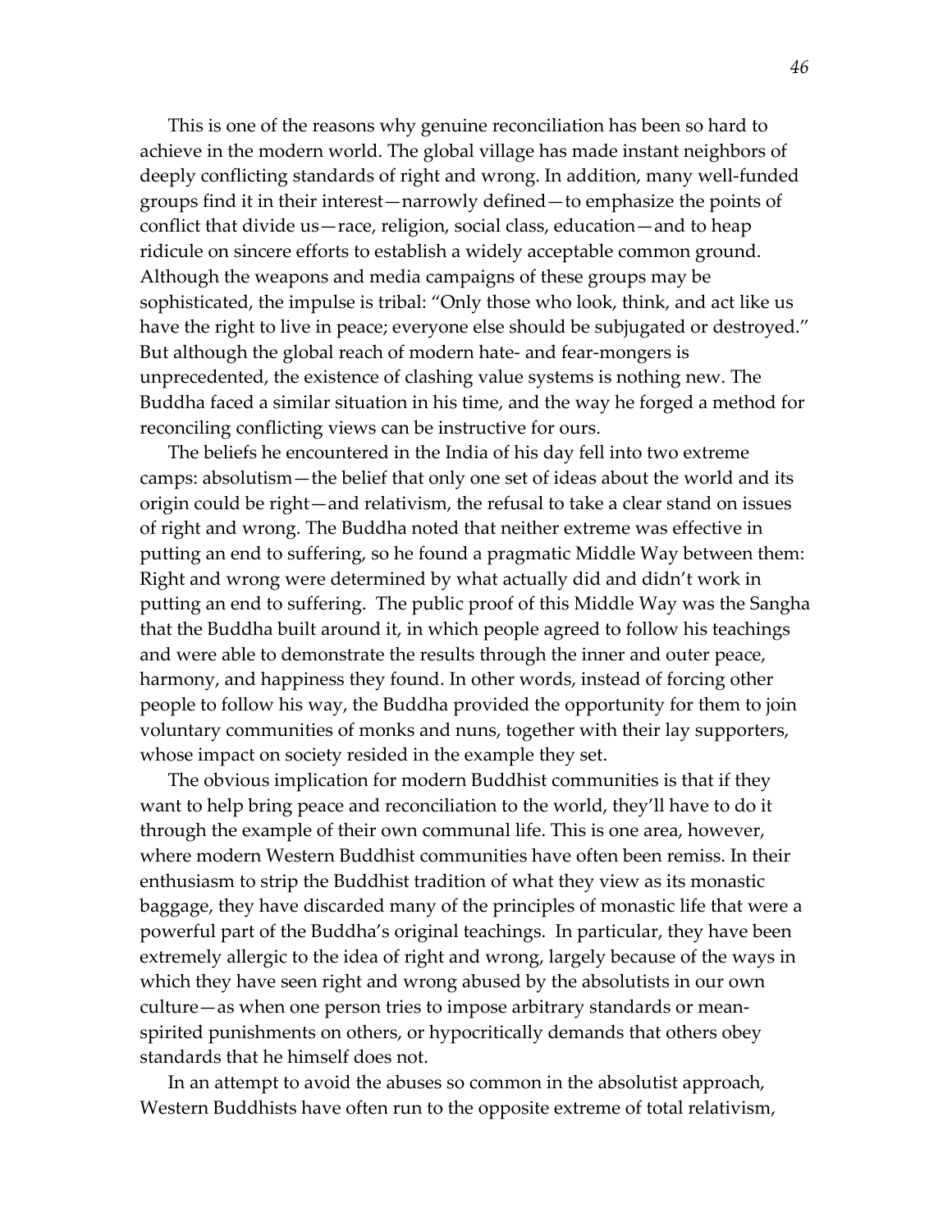This is one of the reasons why genuine reconciliation has been so hard to achieve in the modern world. The global village has made instant neighbors of deeply conflicting standards of right and wrong. In addition, many well-funded groups find it in their interest—narrowly defined—to emphasize the points of conflict that divide us—race, religion, social class, education—and to heap ridicule on sincere efforts to establish a widely acceptable common ground. Although the weapons and media campaigns of these groups may be sophisticated, the impulse is tribal: "Only those who look, think, and act like us have the right to live in peace; everyone else should be subjugated or destroyed." But although the global reach of modern hate- and fear-mongers is unprecedented, the existence of clashing value systems is nothing new. The Buddha faced a similar situation in his time, and the way he forged a method for reconciling conflicting views can be instructive for ours.

The beliefs he encountered in the India of his day fell into two extreme camps: absolutism—the belief that only one set of ideas about the world and its origin could be right—and relativism, the refusal to take a clear stand on issues of right and wrong. The Buddha noted that neither extreme was effective in putting an end to suffering, so he found a pragmatic Middle Way between them: Right and wrong were determined by what actually did and didn't work in putting an end to suffering. The public proof of this Middle Way was the Sangha that the Buddha built around it, in which people agreed to follow his teachings and were able to demonstrate the results through the inner and outer peace, harmony, and happiness they found. In other words, instead of forcing other people to follow his way, the Buddha provided the opportunity for them to join voluntary communities of monks and nuns, together with their lay supporters, whose impact on society resided in the example they set.

The obvious implication for modern Buddhist communities is that if they want to help bring peace and reconciliation to the world, they'll have to do it through the example of their own communal life. This is one area, however, where modern Western Buddhist communities have often been remiss. In their enthusiasm to strip the Buddhist tradition of what they view as its monastic baggage, they have discarded many of the principles of monastic life that were a powerful part of the Buddha's original teachings. In particular, they have been extremely allergic to the idea of right and wrong, largely because of the ways in which they have seen right and wrong abused by the absolutists in our own culture—as when one person tries to impose arbitrary standards or mean-spirited punishments on others, or hypocritically demands that others obey standards that he himself does not.

In an attempt to avoid the abuses so common in the absolutist approach, Western Buddhists have often run to the opposite extreme of total relativism,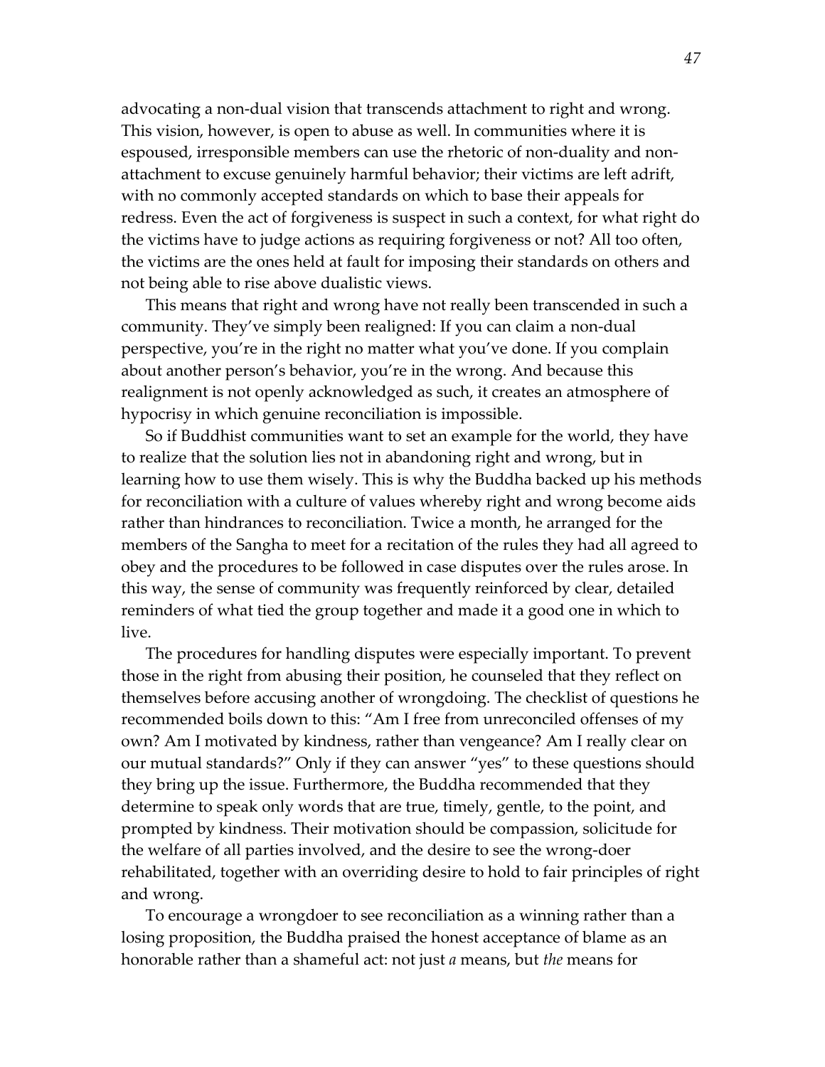advocating a non-dual vision that transcends attachment to right and wrong. This vision, however, is open to abuse as well. In communities where it is espoused, irresponsible members can use the rhetoric of non-duality and non-attachment to excuse genuinely harmful behavior; their victims are left adrift, with no commonly accepted standards on which to base their appeals for redress. Even the act of forgiveness is suspect in such a context, for what right do the victims have to judge actions as requiring forgiveness or not? All too often, the victims are the ones held at fault for imposing their standards on others and not being able to rise above dualistic views.

This means that right and wrong have not really been transcended in such a community. They've simply been realigned: If you can claim a non-dual perspective, you're in the right no matter what you've done. If you complain about another person's behavior, you're in the wrong. And because this realignment is not openly acknowledged as such, it creates an atmosphere of hypocrisy in which genuine reconciliation is impossible.

So if Buddhist communities want to set an example for the world, they have to realize that the solution lies not in abandoning right and wrong, but in learning how to use them wisely. This is why the Buddha backed up his methods for reconciliation with a culture of values whereby right and wrong become aids rather than hindrances to reconciliation. Twice a month, he arranged for the members of the Sangha to meet for a recitation of the rules they had all agreed to obey and the procedures to be followed in case disputes over the rules arose. In this way, the sense of community was frequently reinforced by clear, detailed reminders of what tied the group together and made it a good one in which to live.

The procedures for handling disputes were especially important. To prevent those in the right from abusing their position, he counseled that they reflect on themselves before accusing another of wrongdoing. The checklist of questions he recommended boils down to this: "Am I free from unreconciled offenses of my own? Am I motivated by kindness, rather than vengeance? Am I really clear on our mutual standards?" Only if they can answer "yes" to these questions should they bring up the issue. Furthermore, the Buddha recommended that they determine to speak only words that are true, timely, gentle, to the point, and prompted by kindness. Their motivation should be compassion, solicitude for the welfare of all parties involved, and the desire to see the wrong-doer rehabilitated, together with an overriding desire to hold to fair principles of right and wrong.

To encourage a wrongdoer to see reconciliation as a winning rather than a losing proposition, the Buddha praised the honest acceptance of blame as an honorable rather than a shameful act: not just *a* means, but *the* means for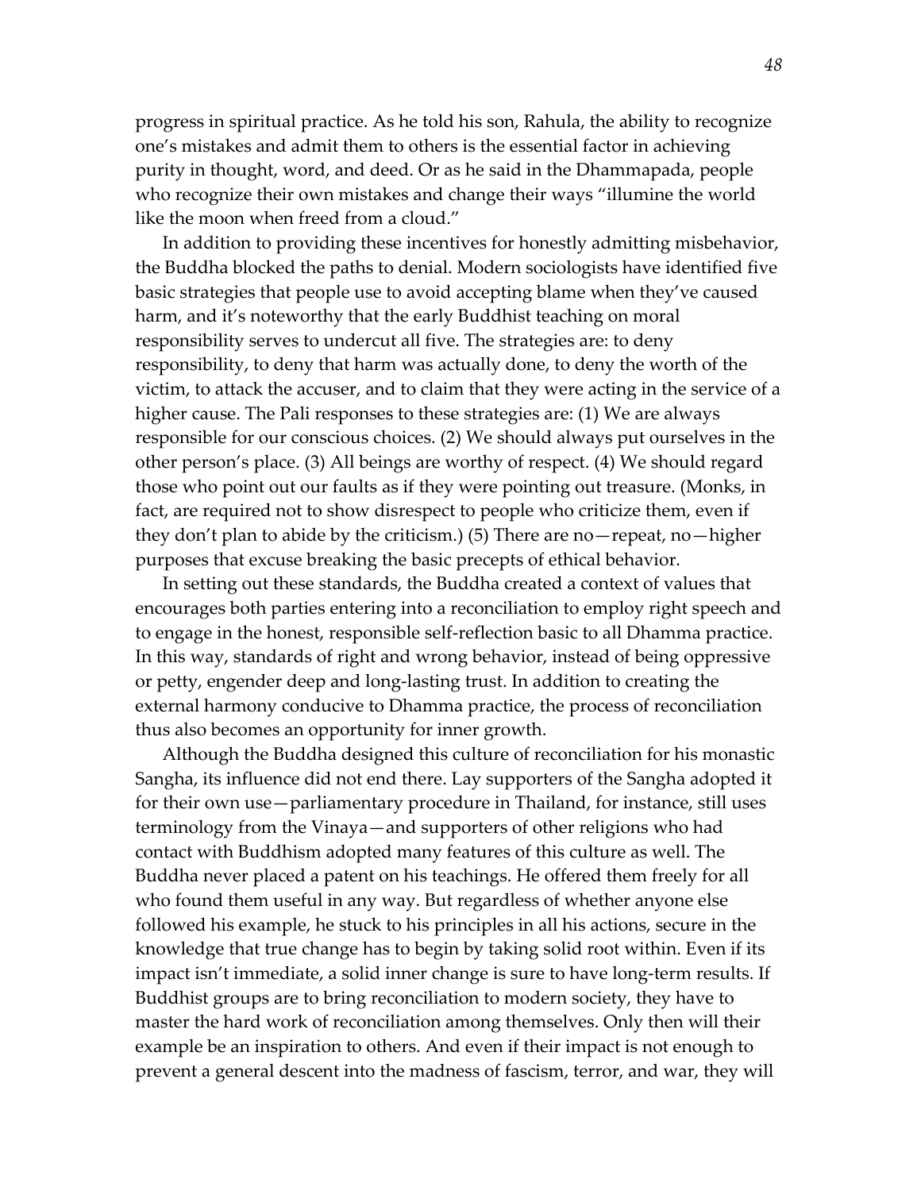progress in spiritual practice. As he told his son, Rahula, the ability to recognize one's mistakes and admit them to others is the essential factor in achieving purity in thought, word, and deed. Or as he said in the Dhammapada, people who recognize their own mistakes and change their ways "illumine the world like the moon when freed from a cloud."

In addition to providing these incentives for honestly admitting misbehavior, the Buddha blocked the paths to denial. Modern sociologists have identified five basic strategies that people use to avoid accepting blame when they've caused harm, and it's noteworthy that the early Buddhist teaching on moral responsibility serves to undercut all five. The strategies are: to deny responsibility, to deny that harm was actually done, to deny the worth of the victim, to attack the accuser, and to claim that they were acting in the service of a higher cause. The Pali responses to these strategies are: (1) We are always responsible for our conscious choices. (2) We should always put ourselves in the other person's place. (3) All beings are worthy of respect. (4) We should regard those who point out our faults as if they were pointing out treasure. (Monks, in fact, are required not to show disrespect to people who criticize them, even if they don't plan to abide by the criticism.) (5) There are no—repeat, no—higher purposes that excuse breaking the basic precepts of ethical behavior.

In setting out these standards, the Buddha created a context of values that encourages both parties entering into a reconciliation to employ right speech and to engage in the honest, responsible self-reflection basic to all Dhamma practice. In this way, standards of right and wrong behavior, instead of being oppressive or petty, engender deep and long-lasting trust. In addition to creating the external harmony conducive to Dhamma practice, the process of reconciliation thus also becomes an opportunity for inner growth.

Although the Buddha designed this culture of reconciliation for his monastic Sangha, its influence did not end there. Lay supporters of the Sangha adopted it for their own use—parliamentary procedure in Thailand, for instance, still uses terminology from the Vinaya—and supporters of other religions who had contact with Buddhism adopted many features of this culture as well. The Buddha never placed a patent on his teachings. He offered them freely for all who found them useful in any way. But regardless of whether anyone else followed his example, he stuck to his principles in all his actions, secure in the knowledge that true change has to begin by taking solid root within. Even if its impact isn't immediate, a solid inner change is sure to have long-term results. If Buddhist groups are to bring reconciliation to modern society, they have to master the hard work of reconciliation among themselves. Only then will their example be an inspiration to others. And even if their impact is not enough to prevent a general descent into the madness of fascism, terror, and war, they will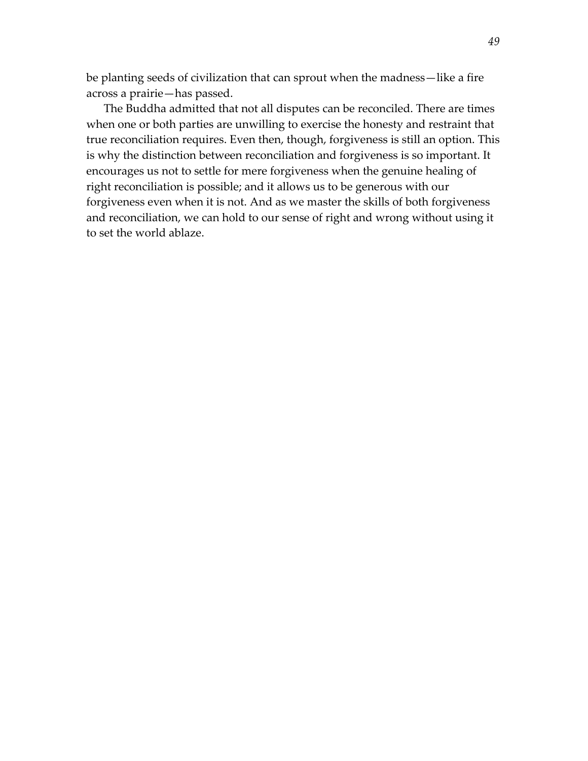be planting seeds of civilization that can sprout when the madness—like a fire across a prairie—has passed.

The Buddha admitted that not all disputes can be reconciled. There are times when one or both parties are unwilling to exercise the honesty and restraint that true reconciliation requires. Even then, though, forgiveness is still an option. This is why the distinction between reconciliation and forgiveness is so important. It encourages us not to settle for mere forgiveness when the genuine healing of right reconciliation is possible; and it allows us to be generous with our forgiveness even when it is not. And as we master the skills of both forgiveness and reconciliation, we can hold to our sense of right and wrong without using it to set the world ablaze.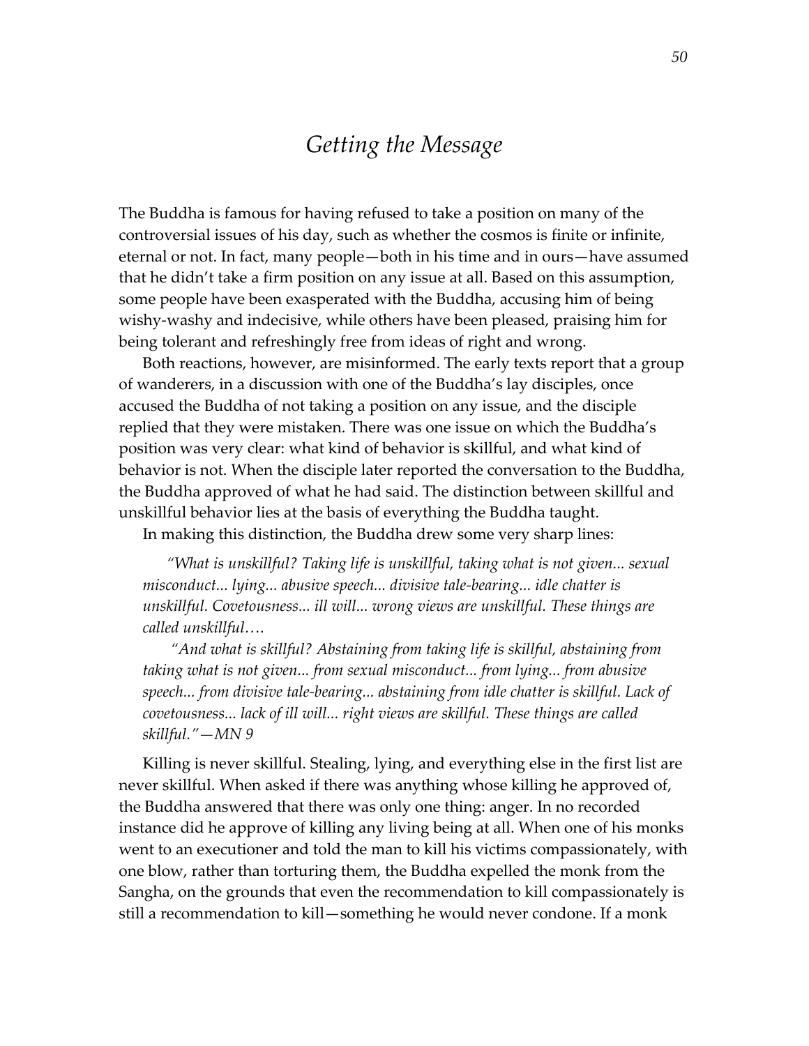# *Getting the Message*

The Buddha is famous for having refused to take a position on many of the controversial issues of his day, such as whether the cosmos is finite or infinite, eternal or not. In fact, many people—both in his time and in ours—have assumed that he didn't take a firm position on any issue at all. Based on this assumption, some people have been exasperated with the Buddha, accusing him of being wishy-washy and indecisive, while others have been pleased, praising him for being tolerant and refreshingly free from ideas of right and wrong.

Both reactions, however, are misinformed. The early texts report that a group of wanderers, in a discussion with one of the Buddha's lay disciples, once accused the Buddha of not taking a position on any issue, and the disciple replied that they were mistaken. There was one issue on which the Buddha's position was very clear: what kind of behavior is skillful, and what kind of behavior is not. When the disciple later reported the conversation to the Buddha, the Buddha approved of what he had said. The distinction between skillful and unskillful behavior lies at the basis of everything the Buddha taught.

In making this distinction, the Buddha drew some very sharp lines:

> *"What is unskillful? Taking life is unskillful, taking what is not given... sexual misconduct... lying... abusive speech... divisive tale-bearing... idle chatter is unskillful. Covetousness... ill will... wrong views are unskillful. These things are called unskillful….*
>
> *"And what is skillful? Abstaining from taking life is skillful, abstaining from taking what is not given... from sexual misconduct... from lying... from abusive speech... from divisive tale-bearing... abstaining from idle chatter is skillful. Lack of covetousness... lack of ill will... right views are skillful. These things are called skillful."—MN 9*

Killing is never skillful. Stealing, lying, and everything else in the first list are never skillful. When asked if there was anything whose killing he approved of, the Buddha answered that there was only one thing: anger. In no recorded instance did he approve of killing any living being at all. When one of his monks went to an executioner and told the man to kill his victims compassionately, with one blow, rather than torturing them, the Buddha expelled the monk from the Sangha, on the grounds that even the recommendation to kill compassionately is still a recommendation to kill—something he would never condone. If a monk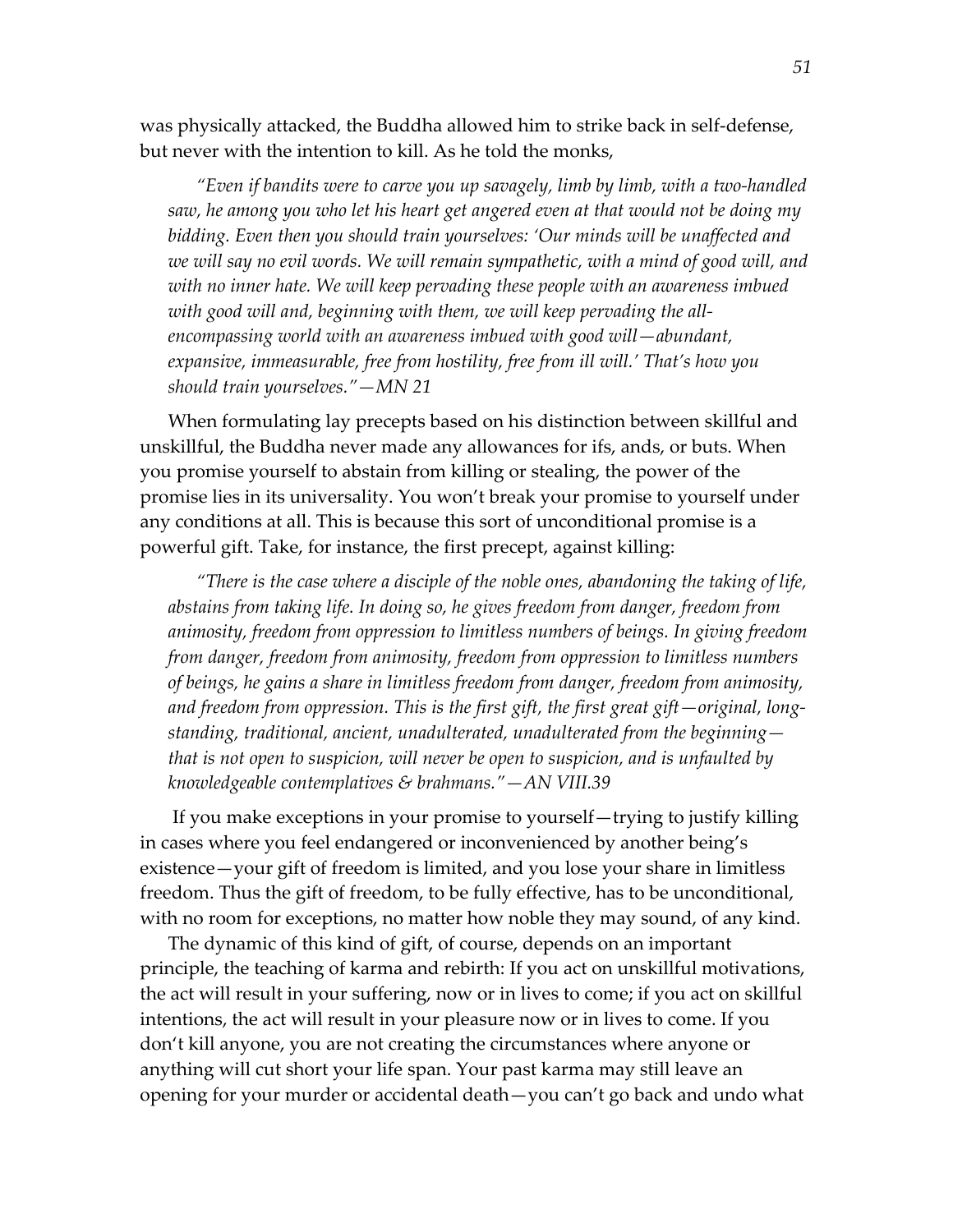was physically attacked, the Buddha allowed him to strike back in self-defense, but never with the intention to kill. As he told the monks,

> *"Even if bandits were to carve you up savagely, limb by limb, with a two-handled saw, he among you who let his heart get angered even at that would not be doing my bidding. Even then you should train yourselves: 'Our minds will be unaffected and we will say no evil words. We will remain sympathetic, with a mind of good will, and with no inner hate. We will keep pervading these people with an awareness imbued with good will and, beginning with them, we will keep pervading the all-encompassing world with an awareness imbued with good will—abundant, expansive, immeasurable, free from hostility, free from ill will.' That's how you should train yourselves."—MN 21*

When formulating lay precepts based on his distinction between skillful and unskillful, the Buddha never made any allowances for ifs, ands, or buts. When you promise yourself to abstain from killing or stealing, the power of the promise lies in its universality. You won't break your promise to yourself under any conditions at all. This is because this sort of unconditional promise is a powerful gift. Take, for instance, the first precept, against killing:

> *"There is the case where a disciple of the noble ones, abandoning the taking of life, abstains from taking life. In doing so, he gives freedom from danger, freedom from animosity, freedom from oppression to limitless numbers of beings. In giving freedom from danger, freedom from animosity, freedom from oppression to limitless numbers of beings, he gains a share in limitless freedom from danger, freedom from animosity, and freedom from oppression. This is the first gift, the first great gift—original, long-standing, traditional, ancient, unadulterated, unadulterated from the beginning—that is not open to suspicion, will never be open to suspicion, and is unfaulted by knowledgeable contemplatives & brahmans."—AN VIII.39*

If you make exceptions in your promise to yourself—trying to justify killing in cases where you feel endangered or inconvenienced by another being's existence—your gift of freedom is limited, and you lose your share in limitless freedom. Thus the gift of freedom, to be fully effective, has to be unconditional, with no room for exceptions, no matter how noble they may sound, of any kind.

The dynamic of this kind of gift, of course, depends on an important principle, the teaching of karma and rebirth: If you act on unskillful motivations, the act will result in your suffering, now or in lives to come; if you act on skillful intentions, the act will result in your pleasure now or in lives to come. If you don't kill anyone, you are not creating the circumstances where anyone or anything will cut short your life span. Your past karma may still leave an opening for your murder or accidental death—you can't go back and undo what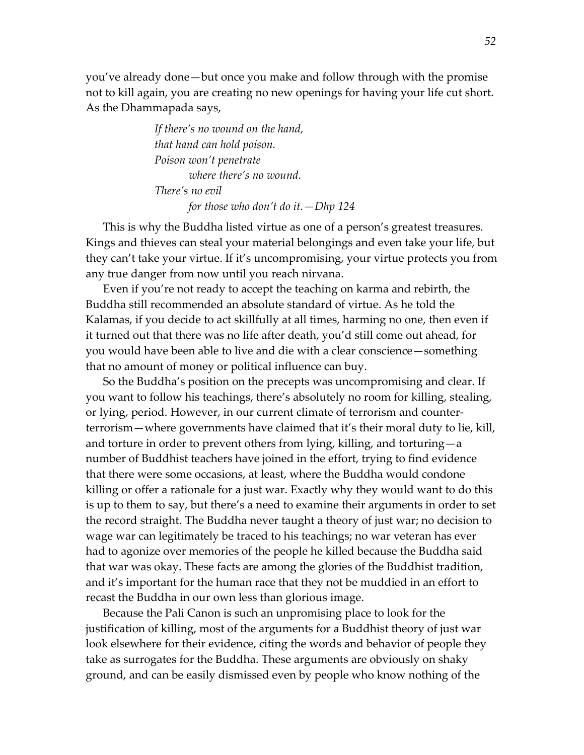you've already done—but once you make and follow through with the promise not to kill again, you are creating no new openings for having your life cut short. As the Dhammapada says,

> *If there's no wound on the hand,*
> *that hand can hold poison.*
> *Poison won't penetrate*
> *where there's no wound.*
> *There's no evil*
> *for those who don't do it.—Dhp 124*

This is why the Buddha listed virtue as one of a person's greatest treasures. Kings and thieves can steal your material belongings and even take your life, but they can't take your virtue. If it's uncompromising, your virtue protects you from any true danger from now until you reach nirvana.

Even if you're not ready to accept the teaching on karma and rebirth, the Buddha still recommended an absolute standard of virtue. As he told the Kalamas, if you decide to act skillfully at all times, harming no one, then even if it turned out that there was no life after death, you'd still come out ahead, for you would have been able to live and die with a clear conscience—something that no amount of money or political influence can buy.

So the Buddha's position on the precepts was uncompromising and clear. If you want to follow his teachings, there's absolutely no room for killing, stealing, or lying, period. However, in our current climate of terrorism and counter-terrorism—where governments have claimed that it's their moral duty to lie, kill, and torture in order to prevent others from lying, killing, and torturing—a number of Buddhist teachers have joined in the effort, trying to find evidence that there were some occasions, at least, where the Buddha would condone killing or offer a rationale for a just war. Exactly why they would want to do this is up to them to say, but there's a need to examine their arguments in order to set the record straight. The Buddha never taught a theory of just war; no decision to wage war can legitimately be traced to his teachings; no war veteran has ever had to agonize over memories of the people he killed because the Buddha said that war was okay. These facts are among the glories of the Buddhist tradition, and it's important for the human race that they not be muddied in an effort to recast the Buddha in our own less than glorious image.

Because the Pali Canon is such an unpromising place to look for the justification of killing, most of the arguments for a Buddhist theory of just war look elsewhere for their evidence, citing the words and behavior of people they take as surrogates for the Buddha. These arguments are obviously on shaky ground, and can be easily dismissed even by people who know nothing of the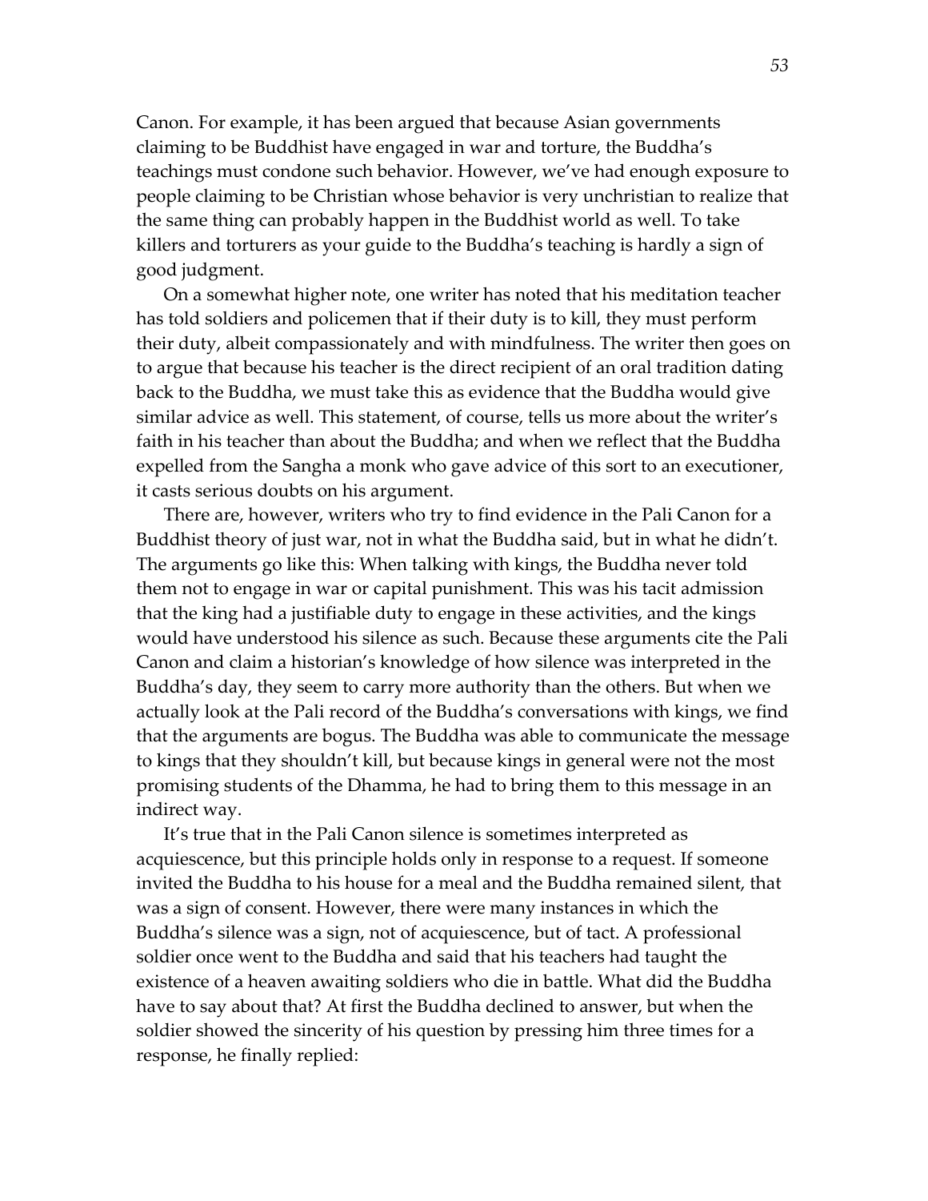Canon. For example, it has been argued that because Asian governments claiming to be Buddhist have engaged in war and torture, the Buddha's teachings must condone such behavior. However, we've had enough exposure to people claiming to be Christian whose behavior is very unchristian to realize that the same thing can probably happen in the Buddhist world as well. To take killers and torturers as your guide to the Buddha's teaching is hardly a sign of good judgment.

On a somewhat higher note, one writer has noted that his meditation teacher has told soldiers and policemen that if their duty is to kill, they must perform their duty, albeit compassionately and with mindfulness. The writer then goes on to argue that because his teacher is the direct recipient of an oral tradition dating back to the Buddha, we must take this as evidence that the Buddha would give similar advice as well. This statement, of course, tells us more about the writer's faith in his teacher than about the Buddha; and when we reflect that the Buddha expelled from the Sangha a monk who gave advice of this sort to an executioner, it casts serious doubts on his argument.

There are, however, writers who try to find evidence in the Pali Canon for a Buddhist theory of just war, not in what the Buddha said, but in what he didn't. The arguments go like this: When talking with kings, the Buddha never told them not to engage in war or capital punishment. This was his tacit admission that the king had a justifiable duty to engage in these activities, and the kings would have understood his silence as such. Because these arguments cite the Pali Canon and claim a historian's knowledge of how silence was interpreted in the Buddha's day, they seem to carry more authority than the others. But when we actually look at the Pali record of the Buddha's conversations with kings, we find that the arguments are bogus. The Buddha was able to communicate the message to kings that they shouldn't kill, but because kings in general were not the most promising students of the Dhamma, he had to bring them to this message in an indirect way.

It's true that in the Pali Canon silence is sometimes interpreted as acquiescence, but this principle holds only in response to a request. If someone invited the Buddha to his house for a meal and the Buddha remained silent, that was a sign of consent. However, there were many instances in which the Buddha's silence was a sign, not of acquiescence, but of tact. A professional soldier once went to the Buddha and said that his teachers had taught the existence of a heaven awaiting soldiers who die in battle. What did the Buddha have to say about that? At first the Buddha declined to answer, but when the soldier showed the sincerity of his question by pressing him three times for a response, he finally replied: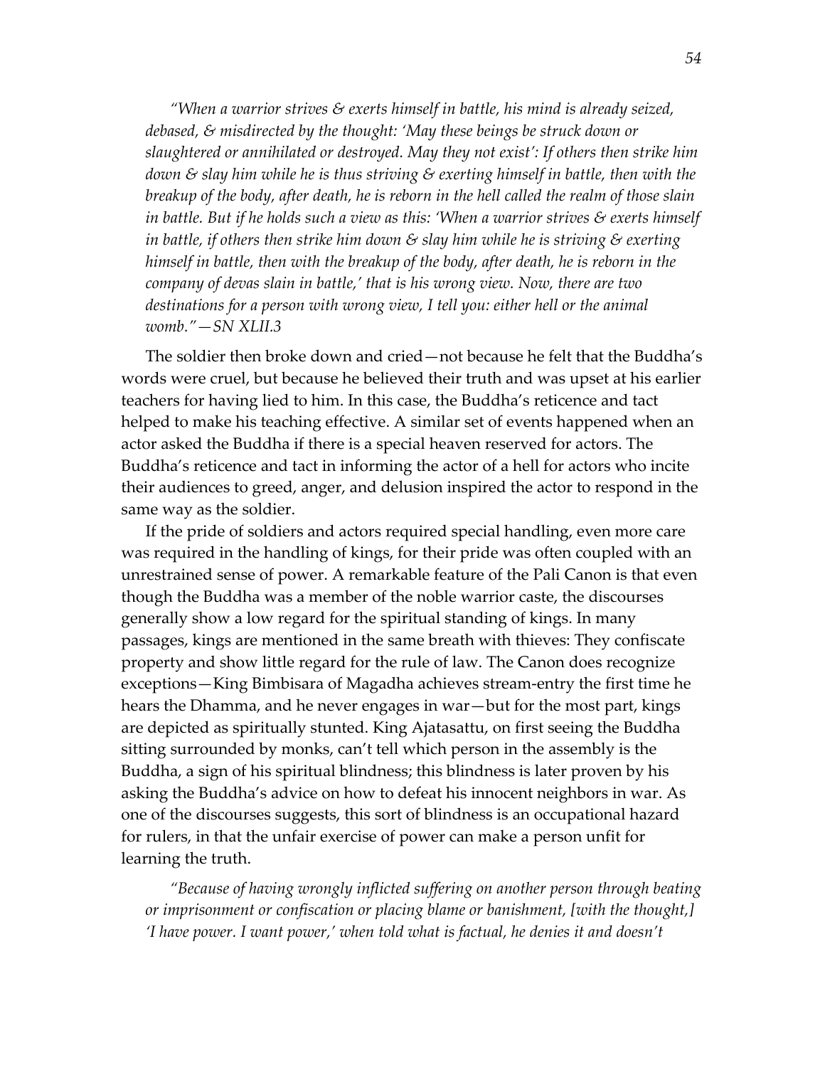*"When a warrior strives & exerts himself in battle, his mind is already seized, debased, & misdirected by the thought: 'May these beings be struck down or slaughtered or annihilated or destroyed. May they not exist': If others then strike him down & slay him while he is thus striving & exerting himself in battle, then with the breakup of the body, after death, he is reborn in the hell called the realm of those slain in battle. But if he holds such a view as this: 'When a warrior strives & exerts himself in battle, if others then strike him down & slay him while he is striving & exerting himself in battle, then with the breakup of the body, after death, he is reborn in the company of devas slain in battle,' that is his wrong view. Now, there are two destinations for a person with wrong view, I tell you: either hell or the animal womb."—SN XLII.3*

The soldier then broke down and cried—not because he felt that the Buddha's words were cruel, but because he believed their truth and was upset at his earlier teachers for having lied to him. In this case, the Buddha's reticence and tact helped to make his teaching effective. A similar set of events happened when an actor asked the Buddha if there is a special heaven reserved for actors. The Buddha's reticence and tact in informing the actor of a hell for actors who incite their audiences to greed, anger, and delusion inspired the actor to respond in the same way as the soldier.

If the pride of soldiers and actors required special handling, even more care was required in the handling of kings, for their pride was often coupled with an unrestrained sense of power. A remarkable feature of the Pali Canon is that even though the Buddha was a member of the noble warrior caste, the discourses generally show a low regard for the spiritual standing of kings. In many passages, kings are mentioned in the same breath with thieves: They confiscate property and show little regard for the rule of law. The Canon does recognize exceptions—King Bimbisara of Magadha achieves stream-entry the first time he hears the Dhamma, and he never engages in war—but for the most part, kings are depicted as spiritually stunted. King Ajatasattu, on first seeing the Buddha sitting surrounded by monks, can't tell which person in the assembly is the Buddha, a sign of his spiritual blindness; this blindness is later proven by his asking the Buddha's advice on how to defeat his innocent neighbors in war. As one of the discourses suggests, this sort of blindness is an occupational hazard for rulers, in that the unfair exercise of power can make a person unfit for learning the truth.

*"Because of having wrongly inflicted suffering on another person through beating or imprisonment or confiscation or placing blame or banishment, [with the thought,] 'I have power. I want power,' when told what is factual, he denies it and doesn't*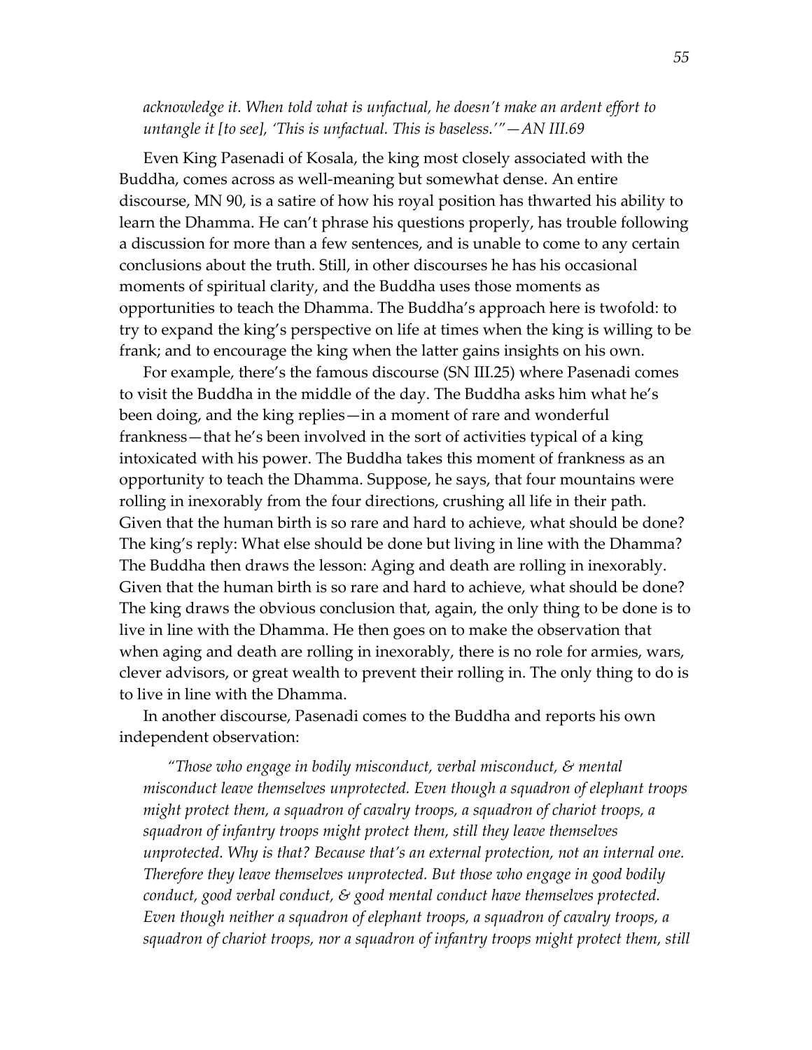*acknowledge it. When told what is unfactual, he doesn't make an ardent effort to untangle it [to see], 'This is unfactual. This is baseless.'"—AN III.69*

Even King Pasenadi of Kosala, the king most closely associated with the Buddha, comes across as well-meaning but somewhat dense. An entire discourse, MN 90, is a satire of how his royal position has thwarted his ability to learn the Dhamma. He can't phrase his questions properly, has trouble following a discussion for more than a few sentences, and is unable to come to any certain conclusions about the truth. Still, in other discourses he has his occasional moments of spiritual clarity, and the Buddha uses those moments as opportunities to teach the Dhamma. The Buddha's approach here is twofold: to try to expand the king's perspective on life at times when the king is willing to be frank; and to encourage the king when the latter gains insights on his own.

For example, there's the famous discourse (SN III.25) where Pasenadi comes to visit the Buddha in the middle of the day. The Buddha asks him what he's been doing, and the king replies—in a moment of rare and wonderful frankness—that he's been involved in the sort of activities typical of a king intoxicated with his power. The Buddha takes this moment of frankness as an opportunity to teach the Dhamma. Suppose, he says, that four mountains were rolling in inexorably from the four directions, crushing all life in their path. Given that the human birth is so rare and hard to achieve, what should be done? The king's reply: What else should be done but living in line with the Dhamma? The Buddha then draws the lesson: Aging and death are rolling in inexorably. Given that the human birth is so rare and hard to achieve, what should be done? The king draws the obvious conclusion that, again, the only thing to be done is to live in line with the Dhamma. He then goes on to make the observation that when aging and death are rolling in inexorably, there is no role for armies, wars, clever advisors, or great wealth to prevent their rolling in. The only thing to do is to live in line with the Dhamma.

In another discourse, Pasenadi comes to the Buddha and reports his own independent observation:

> *"Those who engage in bodily misconduct, verbal misconduct, & mental misconduct leave themselves unprotected. Even though a squadron of elephant troops might protect them, a squadron of cavalry troops, a squadron of chariot troops, a squadron of infantry troops might protect them, still they leave themselves unprotected. Why is that? Because that's an external protection, not an internal one. Therefore they leave themselves unprotected. But those who engage in good bodily conduct, good verbal conduct, & good mental conduct have themselves protected. Even though neither a squadron of elephant troops, a squadron of cavalry troops, a squadron of chariot troops, nor a squadron of infantry troops might protect them, still*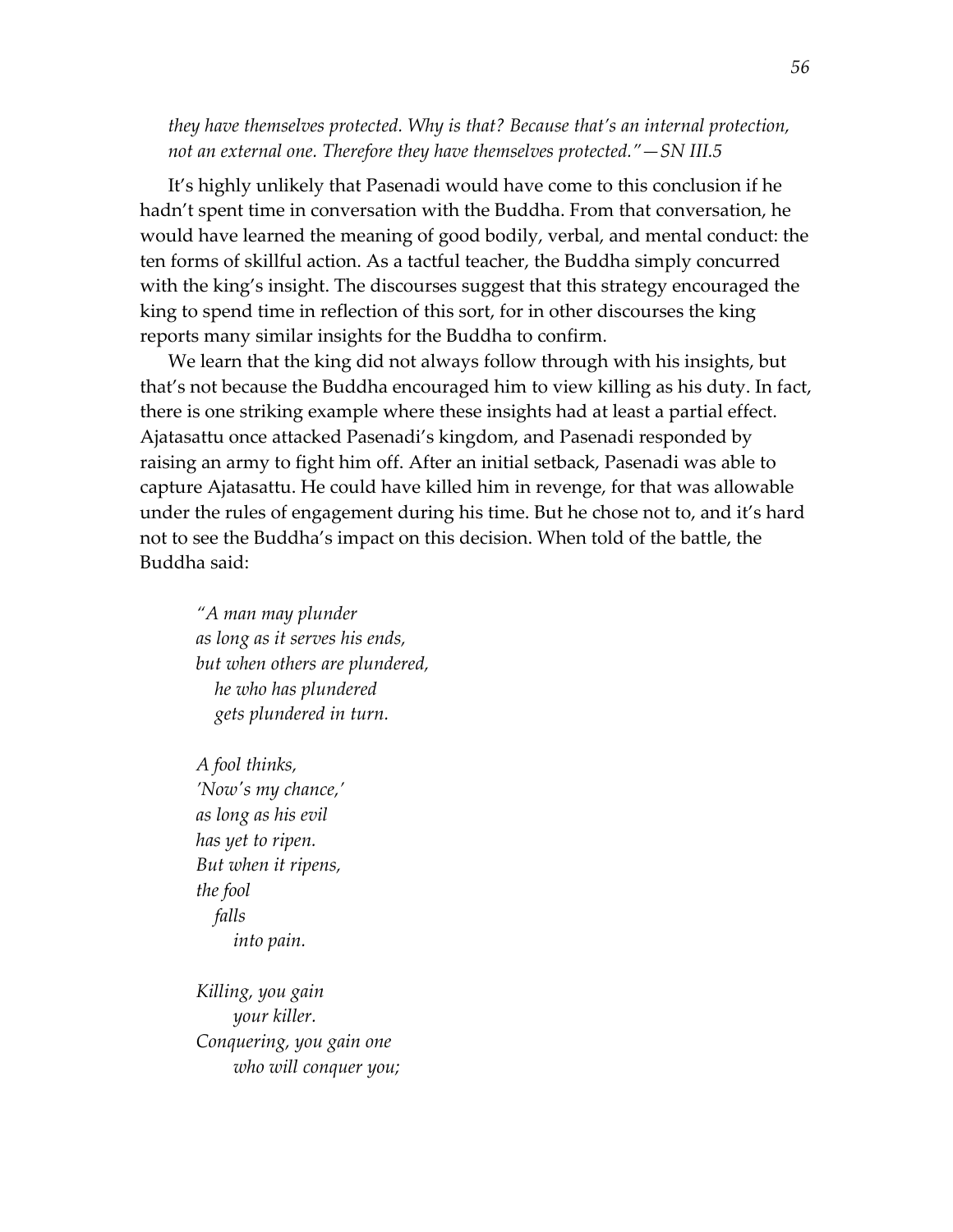*they have themselves protected. Why is that? Because that's an internal protection, not an external one. Therefore they have themselves protected."—SN III.5*

It's highly unlikely that Pasenadi would have come to this conclusion if he hadn't spent time in conversation with the Buddha. From that conversation, he would have learned the meaning of good bodily, verbal, and mental conduct: the ten forms of skillful action. As a tactful teacher, the Buddha simply concurred with the king's insight. The discourses suggest that this strategy encouraged the king to spend time in reflection of this sort, for in other discourses the king reports many similar insights for the Buddha to confirm.

We learn that the king did not always follow through with his insights, but that's not because the Buddha encouraged him to view killing as his duty. In fact, there is one striking example where these insights had at least a partial effect. Ajatasattu once attacked Pasenadi's kingdom, and Pasenadi responded by raising an army to fight him off. After an initial setback, Pasenadi was able to capture Ajatasattu. He could have killed him in revenge, for that was allowable under the rules of engagement during his time. But he chose not to, and it's hard not to see the Buddha's impact on this decision. When told of the battle, the Buddha said:

> *"A man may plunder*
> *as long as it serves his ends,*
> *but when others are plundered,*
> *he who has plundered*
> *gets plundered in turn.*
>
> *A fool thinks,*
> *'Now's my chance,'*
> *as long as his evil*
> *has yet to ripen.*
> *But when it ripens,*
> *the fool*
> *falls*
> *into pain.*
>
> *Killing, you gain*
> *your killer.*
> *Conquering, you gain one*
> *who will conquer you;*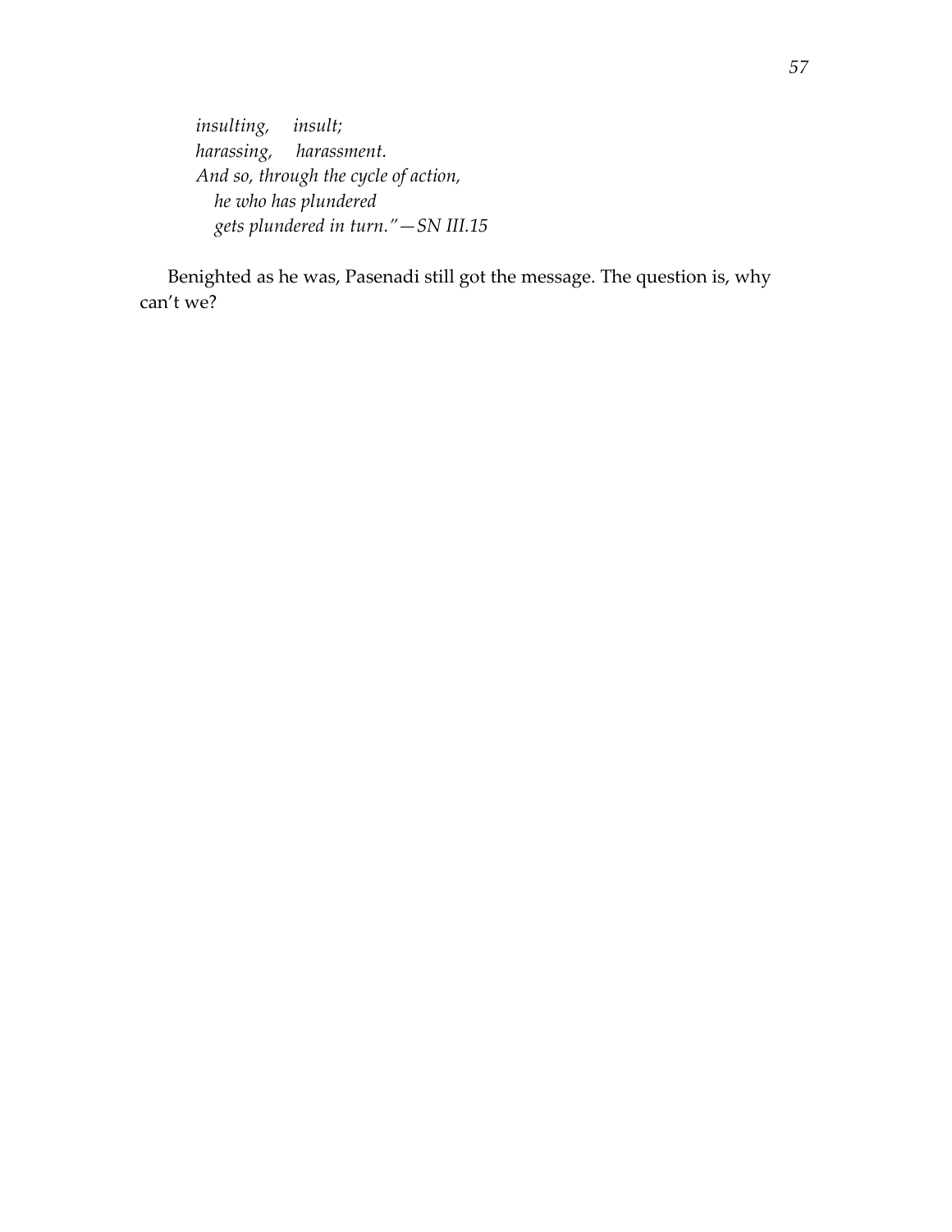*insulting, insult;*  
*harassing, harassment.*  
*And so, through the cycle of action,*  
*he who has plundered*  
*gets plundered in turn."—SN III.15*

Benighted as he was, Pasenadi still got the message. The question is, why can't we?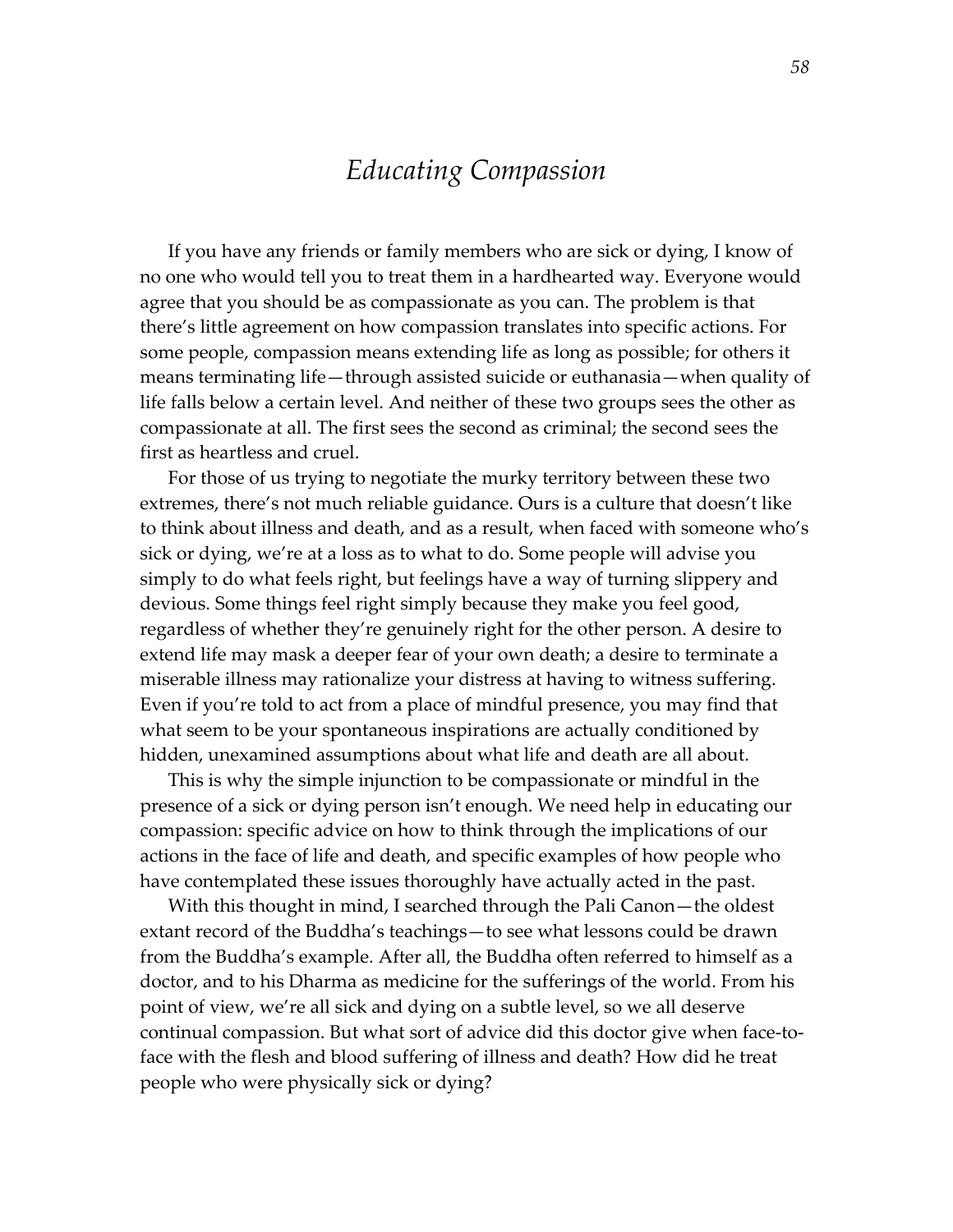# *Educating Compassion*

If you have any friends or family members who are sick or dying, I know of no one who would tell you to treat them in a hardhearted way. Everyone would agree that you should be as compassionate as you can. The problem is that there's little agreement on how compassion translates into specific actions. For some people, compassion means extending life as long as possible; for others it means terminating life—through assisted suicide or euthanasia—when quality of life falls below a certain level. And neither of these two groups sees the other as compassionate at all. The first sees the second as criminal; the second sees the first as heartless and cruel.

For those of us trying to negotiate the murky territory between these two extremes, there's not much reliable guidance. Ours is a culture that doesn't like to think about illness and death, and as a result, when faced with someone who's sick or dying, we're at a loss as to what to do. Some people will advise you simply to do what feels right, but feelings have a way of turning slippery and devious. Some things feel right simply because they make you feel good, regardless of whether they're genuinely right for the other person. A desire to extend life may mask a deeper fear of your own death; a desire to terminate a miserable illness may rationalize your distress at having to witness suffering. Even if you're told to act from a place of mindful presence, you may find that what seem to be your spontaneous inspirations are actually conditioned by hidden, unexamined assumptions about what life and death are all about.

This is why the simple injunction to be compassionate or mindful in the presence of a sick or dying person isn't enough. We need help in educating our compassion: specific advice on how to think through the implications of our actions in the face of life and death, and specific examples of how people who have contemplated these issues thoroughly have actually acted in the past.

With this thought in mind, I searched through the Pali Canon—the oldest extant record of the Buddha's teachings—to see what lessons could be drawn from the Buddha's example. After all, the Buddha often referred to himself as a doctor, and to his Dharma as medicine for the sufferings of the world. From his point of view, we're all sick and dying on a subtle level, so we all deserve continual compassion. But what sort of advice did this doctor give when face-to-face with the flesh and blood suffering of illness and death? How did he treat people who were physically sick or dying?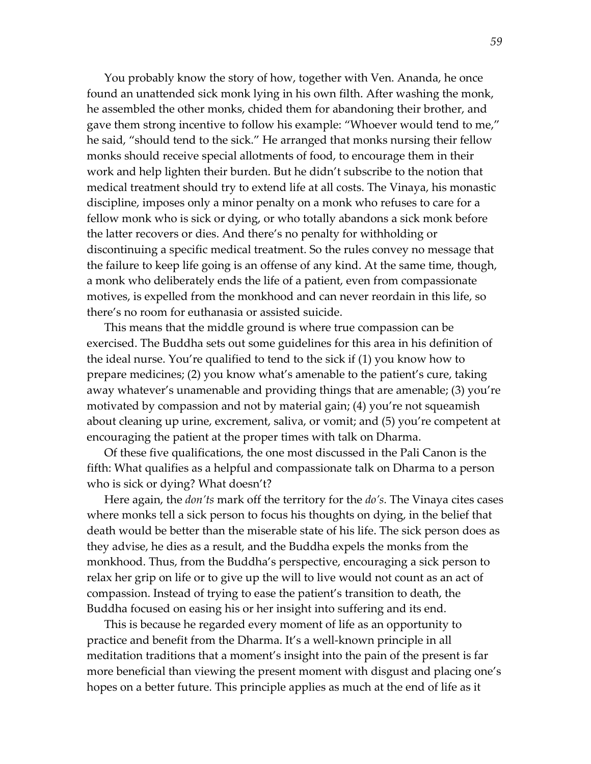You probably know the story of how, together with Ven. Ananda, he once found an unattended sick monk lying in his own filth. After washing the monk, he assembled the other monks, chided them for abandoning their brother, and gave them strong incentive to follow his example: "Whoever would tend to me," he said, "should tend to the sick." He arranged that monks nursing their fellow monks should receive special allotments of food, to encourage them in their work and help lighten their burden. But he didn't subscribe to the notion that medical treatment should try to extend life at all costs. The Vinaya, his monastic discipline, imposes only a minor penalty on a monk who refuses to care for a fellow monk who is sick or dying, or who totally abandons a sick monk before the latter recovers or dies. And there's no penalty for withholding or discontinuing a specific medical treatment. So the rules convey no message that the failure to keep life going is an offense of any kind. At the same time, though, a monk who deliberately ends the life of a patient, even from compassionate motives, is expelled from the monkhood and can never reordain in this life, so there's no room for euthanasia or assisted suicide.

This means that the middle ground is where true compassion can be exercised. The Buddha sets out some guidelines for this area in his definition of the ideal nurse. You're qualified to tend to the sick if (1) you know how to prepare medicines; (2) you know what's amenable to the patient's cure, taking away whatever's unamenable and providing things that are amenable; (3) you're motivated by compassion and not by material gain; (4) you're not squeamish about cleaning up urine, excrement, saliva, or vomit; and (5) you're competent at encouraging the patient at the proper times with talk on Dharma.

Of these five qualifications, the one most discussed in the Pali Canon is the fifth: What qualifies as a helpful and compassionate talk on Dharma to a person who is sick or dying? What doesn't?

Here again, the *don'ts* mark off the territory for the *do's.* The Vinaya cites cases where monks tell a sick person to focus his thoughts on dying, in the belief that death would be better than the miserable state of his life. The sick person does as they advise, he dies as a result, and the Buddha expels the monks from the monkhood. Thus, from the Buddha's perspective, encouraging a sick person to relax her grip on life or to give up the will to live would not count as an act of compassion. Instead of trying to ease the patient's transition to death, the Buddha focused on easing his or her insight into suffering and its end.

This is because he regarded every moment of life as an opportunity to practice and benefit from the Dharma. It's a well-known principle in all meditation traditions that a moment's insight into the pain of the present is far more beneficial than viewing the present moment with disgust and placing one's hopes on a better future. This principle applies as much at the end of life as it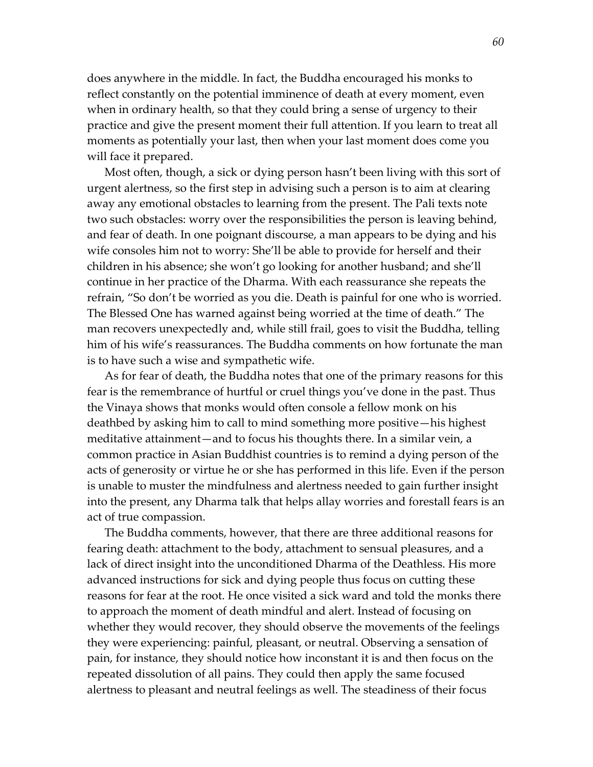does anywhere in the middle. In fact, the Buddha encouraged his monks to reflect constantly on the potential imminence of death at every moment, even when in ordinary health, so that they could bring a sense of urgency to their practice and give the present moment their full attention. If you learn to treat all moments as potentially your last, then when your last moment does come you will face it prepared.

Most often, though, a sick or dying person hasn't been living with this sort of urgent alertness, so the first step in advising such a person is to aim at clearing away any emotional obstacles to learning from the present. The Pali texts note two such obstacles: worry over the responsibilities the person is leaving behind, and fear of death. In one poignant discourse, a man appears to be dying and his wife consoles him not to worry: She'll be able to provide for herself and their children in his absence; she won't go looking for another husband; and she'll continue in her practice of the Dharma. With each reassurance she repeats the refrain, "So don't be worried as you die. Death is painful for one who is worried. The Blessed One has warned against being worried at the time of death." The man recovers unexpectedly and, while still frail, goes to visit the Buddha, telling him of his wife's reassurances. The Buddha comments on how fortunate the man is to have such a wise and sympathetic wife.

As for fear of death, the Buddha notes that one of the primary reasons for this fear is the remembrance of hurtful or cruel things you've done in the past. Thus the Vinaya shows that monks would often console a fellow monk on his deathbed by asking him to call to mind something more positive—his highest meditative attainment—and to focus his thoughts there. In a similar vein, a common practice in Asian Buddhist countries is to remind a dying person of the acts of generosity or virtue he or she has performed in this life. Even if the person is unable to muster the mindfulness and alertness needed to gain further insight into the present, any Dharma talk that helps allay worries and forestall fears is an act of true compassion.

The Buddha comments, however, that there are three additional reasons for fearing death: attachment to the body, attachment to sensual pleasures, and a lack of direct insight into the unconditioned Dharma of the Deathless. His more advanced instructions for sick and dying people thus focus on cutting these reasons for fear at the root. He once visited a sick ward and told the monks there to approach the moment of death mindful and alert. Instead of focusing on whether they would recover, they should observe the movements of the feelings they were experiencing: painful, pleasant, or neutral. Observing a sensation of pain, for instance, they should notice how inconstant it is and then focus on the repeated dissolution of all pains. They could then apply the same focused alertness to pleasant and neutral feelings as well. The steadiness of their focus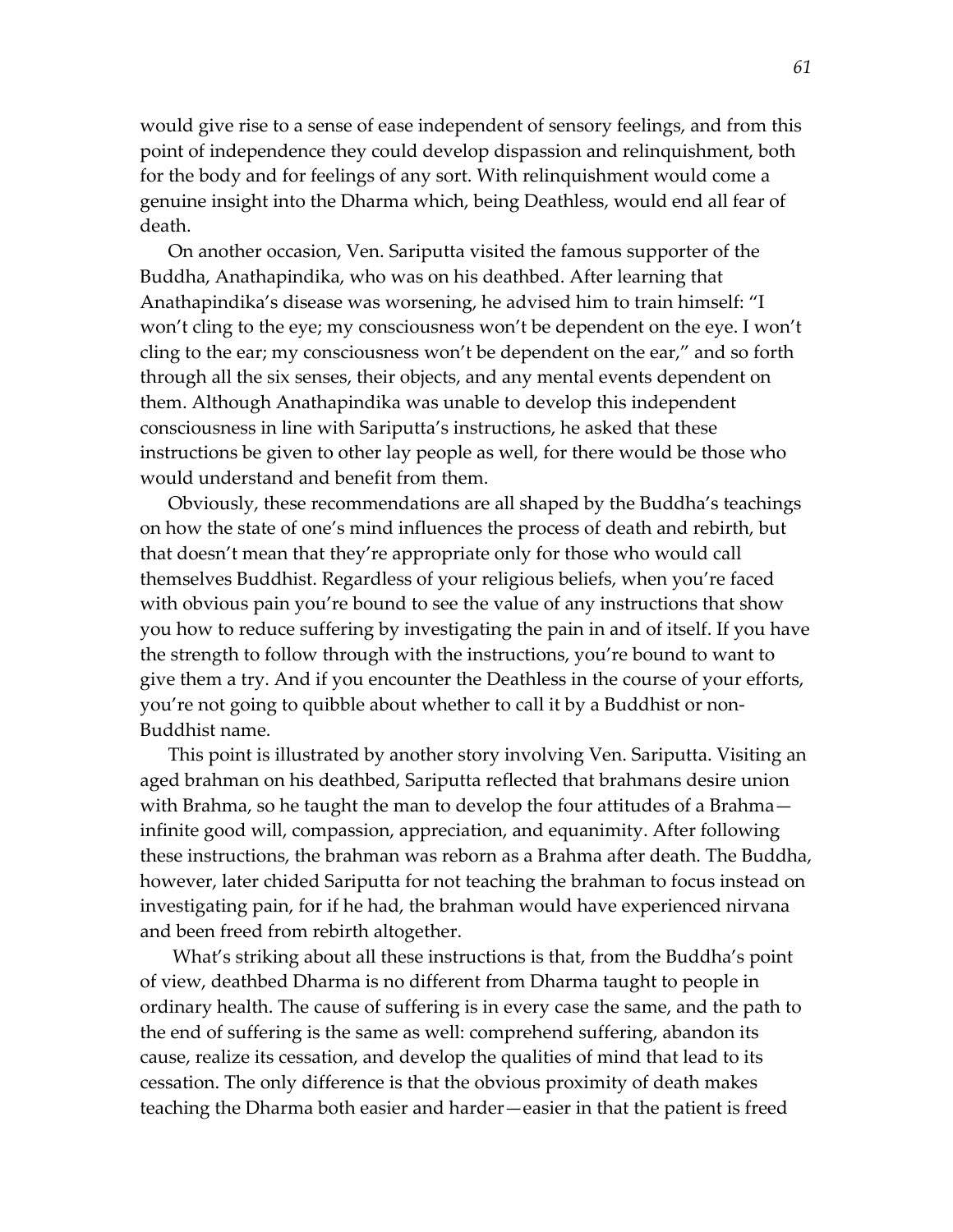would give rise to a sense of ease independent of sensory feelings, and from this point of independence they could develop dispassion and relinquishment, both for the body and for feelings of any sort. With relinquishment would come a genuine insight into the Dharma which, being Deathless, would end all fear of death.

On another occasion, Ven. Sariputta visited the famous supporter of the Buddha, Anathapindika, who was on his deathbed. After learning that Anathapindika's disease was worsening, he advised him to train himself: "I won't cling to the eye; my consciousness won't be dependent on the eye. I won't cling to the ear; my consciousness won't be dependent on the ear," and so forth through all the six senses, their objects, and any mental events dependent on them. Although Anathapindika was unable to develop this independent consciousness in line with Sariputta's instructions, he asked that these instructions be given to other lay people as well, for there would be those who would understand and benefit from them.

Obviously, these recommendations are all shaped by the Buddha's teachings on how the state of one's mind influences the process of death and rebirth, but that doesn't mean that they're appropriate only for those who would call themselves Buddhist. Regardless of your religious beliefs, when you're faced with obvious pain you're bound to see the value of any instructions that show you how to reduce suffering by investigating the pain in and of itself. If you have the strength to follow through with the instructions, you're bound to want to give them a try. And if you encounter the Deathless in the course of your efforts, you're not going to quibble about whether to call it by a Buddhist or non-Buddhist name.

This point is illustrated by another story involving Ven. Sariputta. Visiting an aged brahman on his deathbed, Sariputta reflected that brahmans desire union with Brahma, so he taught the man to develop the four attitudes of a Brahma—infinite good will, compassion, appreciation, and equanimity. After following these instructions, the brahman was reborn as a Brahma after death. The Buddha, however, later chided Sariputta for not teaching the brahman to focus instead on investigating pain, for if he had, the brahman would have experienced nirvana and been freed from rebirth altogether.

What's striking about all these instructions is that, from the Buddha's point of view, deathbed Dharma is no different from Dharma taught to people in ordinary health. The cause of suffering is in every case the same, and the path to the end of suffering is the same as well: comprehend suffering, abandon its cause, realize its cessation, and develop the qualities of mind that lead to its cessation. The only difference is that the obvious proximity of death makes teaching the Dharma both easier and harder—easier in that the patient is freed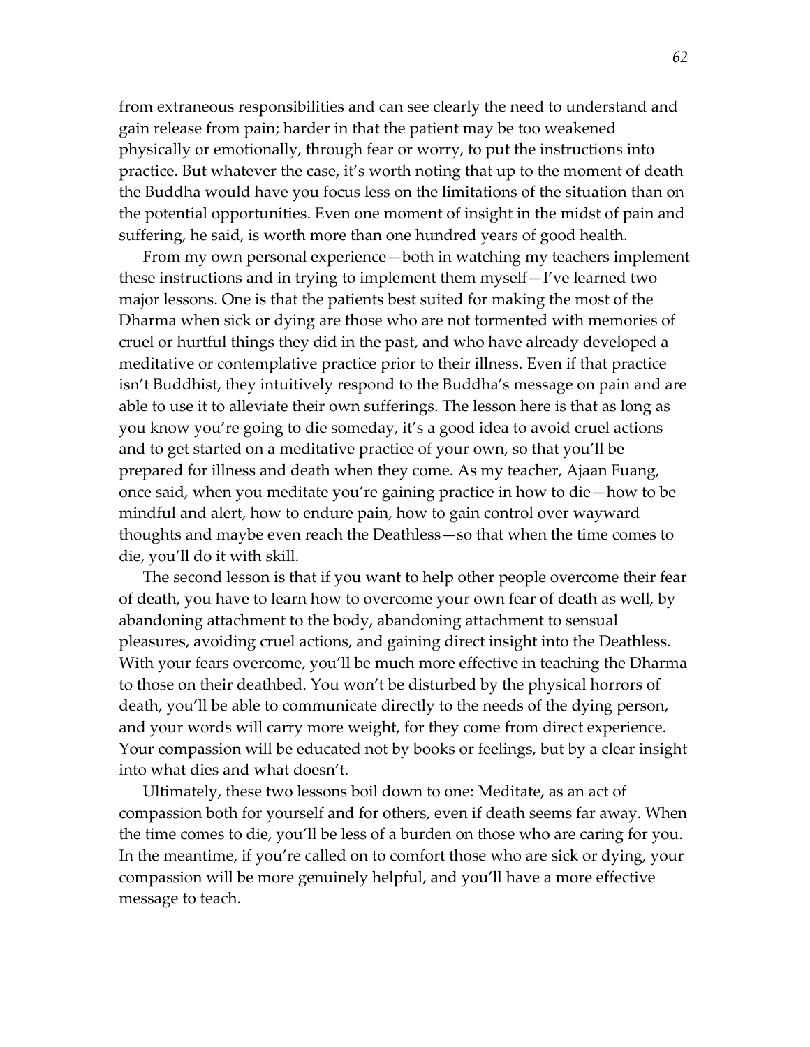from extraneous responsibilities and can see clearly the need to understand and gain release from pain; harder in that the patient may be too weakened physically or emotionally, through fear or worry, to put the instructions into practice. But whatever the case, it's worth noting that up to the moment of death the Buddha would have you focus less on the limitations of the situation than on the potential opportunities. Even one moment of insight in the midst of pain and suffering, he said, is worth more than one hundred years of good health.

From my own personal experience—both in watching my teachers implement these instructions and in trying to implement them myself—I've learned two major lessons. One is that the patients best suited for making the most of the Dharma when sick or dying are those who are not tormented with memories of cruel or hurtful things they did in the past, and who have already developed a meditative or contemplative practice prior to their illness. Even if that practice isn't Buddhist, they intuitively respond to the Buddha's message on pain and are able to use it to alleviate their own sufferings. The lesson here is that as long as you know you're going to die someday, it's a good idea to avoid cruel actions and to get started on a meditative practice of your own, so that you'll be prepared for illness and death when they come. As my teacher, Ajaan Fuang, once said, when you meditate you're gaining practice in how to die—how to be mindful and alert, how to endure pain, how to gain control over wayward thoughts and maybe even reach the Deathless—so that when the time comes to die, you'll do it with skill.

The second lesson is that if you want to help other people overcome their fear of death, you have to learn how to overcome your own fear of death as well, by abandoning attachment to the body, abandoning attachment to sensual pleasures, avoiding cruel actions, and gaining direct insight into the Deathless. With your fears overcome, you'll be much more effective in teaching the Dharma to those on their deathbed. You won't be disturbed by the physical horrors of death, you'll be able to communicate directly to the needs of the dying person, and your words will carry more weight, for they come from direct experience. Your compassion will be educated not by books or feelings, but by a clear insight into what dies and what doesn't.

Ultimately, these two lessons boil down to one: Meditate, as an act of compassion both for yourself and for others, even if death seems far away. When the time comes to die, you'll be less of a burden on those who are caring for you. In the meantime, if you're called on to comfort those who are sick or dying, your compassion will be more genuinely helpful, and you'll have a more effective message to teach.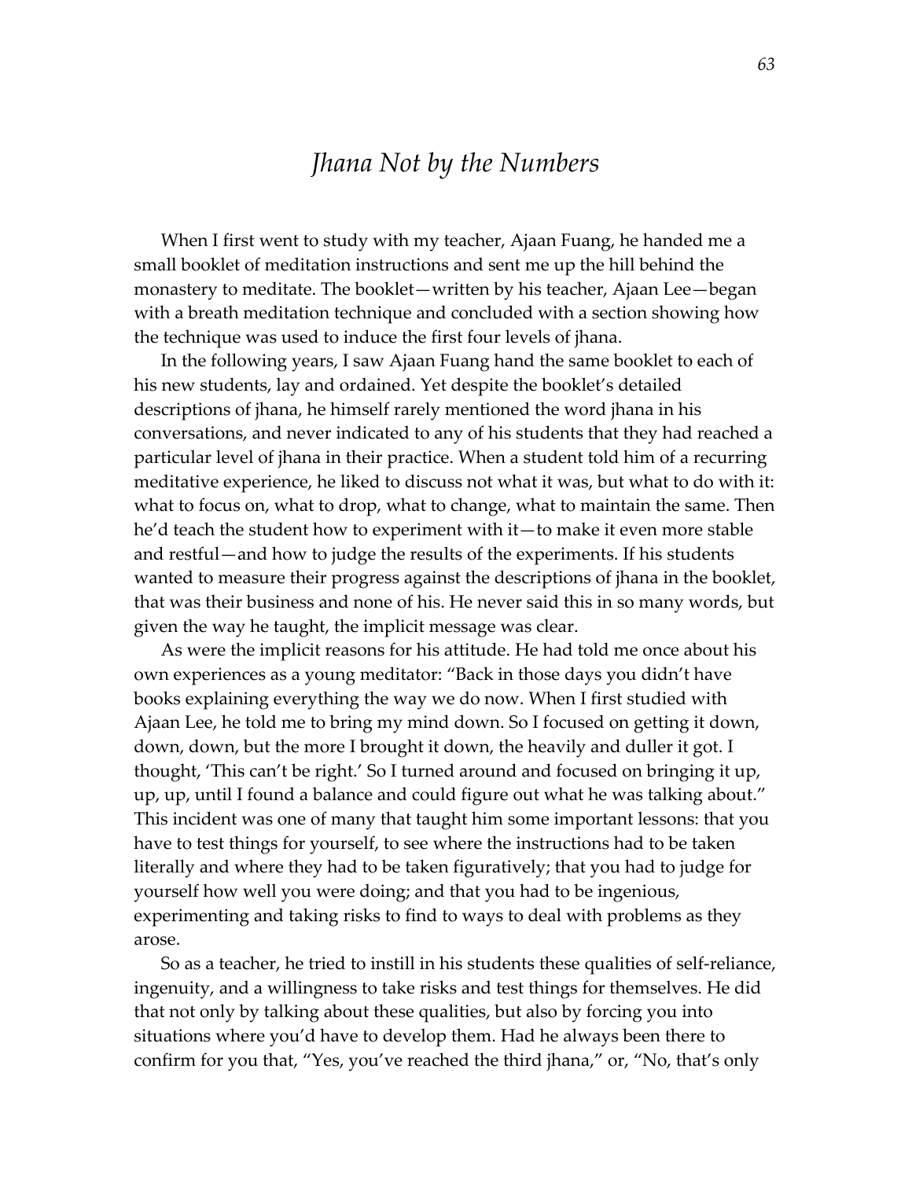# *Jhana Not by the Numbers*

When I first went to study with my teacher, Ajaan Fuang, he handed me a small booklet of meditation instructions and sent me up the hill behind the monastery to meditate. The booklet—written by his teacher, Ajaan Lee—began with a breath meditation technique and concluded with a section showing how the technique was used to induce the first four levels of jhana.

In the following years, I saw Ajaan Fuang hand the same booklet to each of his new students, lay and ordained. Yet despite the booklet's detailed descriptions of jhana, he himself rarely mentioned the word jhana in his conversations, and never indicated to any of his students that they had reached a particular level of jhana in their practice. When a student told him of a recurring meditative experience, he liked to discuss not what it was, but what to do with it: what to focus on, what to drop, what to change, what to maintain the same. Then he'd teach the student how to experiment with it—to make it even more stable and restful—and how to judge the results of the experiments. If his students wanted to measure their progress against the descriptions of jhana in the booklet, that was their business and none of his. He never said this in so many words, but given the way he taught, the implicit message was clear.

As were the implicit reasons for his attitude. He had told me once about his own experiences as a young meditator: "Back in those days you didn't have books explaining everything the way we do now. When I first studied with Ajaan Lee, he told me to bring my mind down. So I focused on getting it down, down, down, but the more I brought it down, the heavily and duller it got. I thought, 'This can't be right.' So I turned around and focused on bringing it up, up, up, until I found a balance and could figure out what he was talking about." This incident was one of many that taught him some important lessons: that you have to test things for yourself, to see where the instructions had to be taken literally and where they had to be taken figuratively; that you had to judge for yourself how well you were doing; and that you had to be ingenious, experimenting and taking risks to find to ways to deal with problems as they arose.

So as a teacher, he tried to instill in his students these qualities of self-reliance, ingenuity, and a willingness to take risks and test things for themselves. He did that not only by talking about these qualities, but also by forcing you into situations where you'd have to develop them. Had he always been there to confirm for you that, "Yes, you've reached the third jhana," or, "No, that's only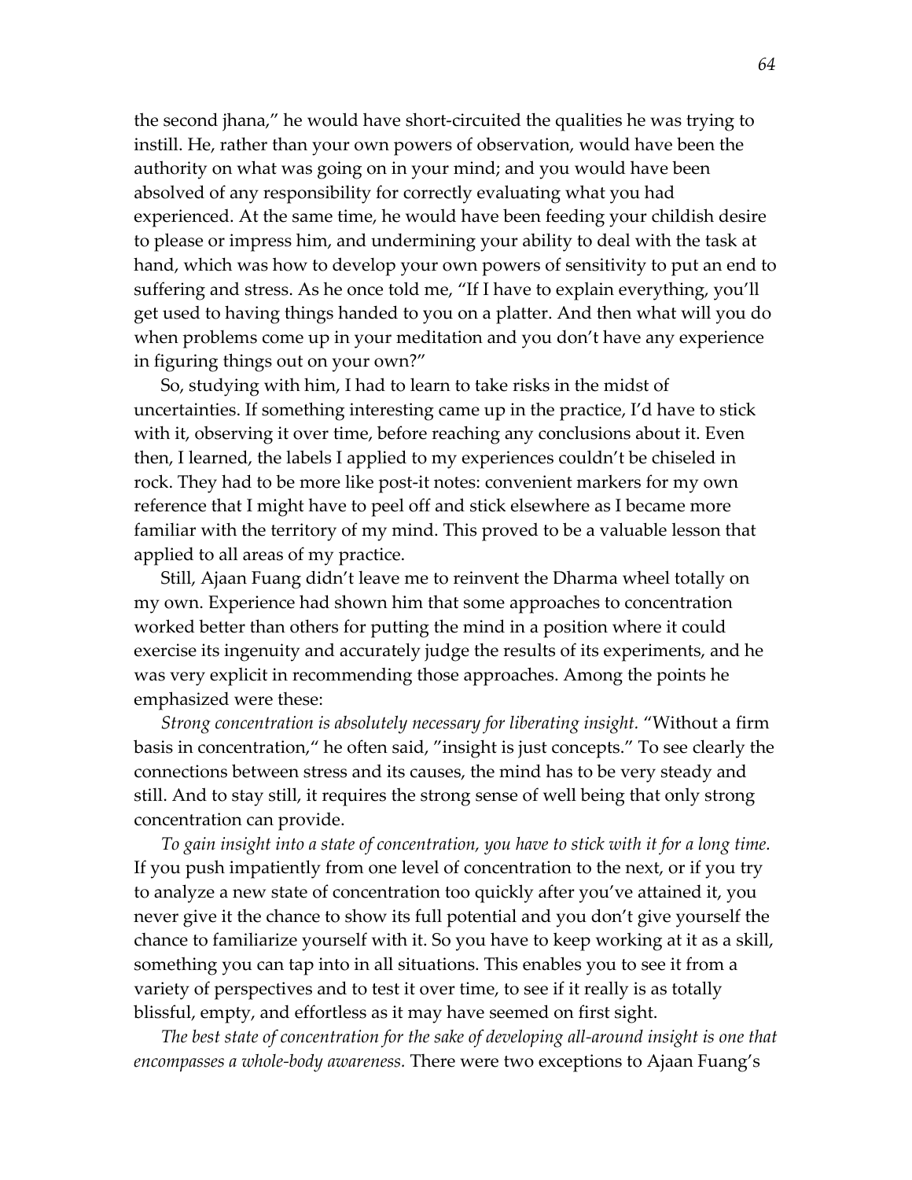the second jhana," he would have short-circuited the qualities he was trying to instill. He, rather than your own powers of observation, would have been the authority on what was going on in your mind; and you would have been absolved of any responsibility for correctly evaluating what you had experienced. At the same time, he would have been feeding your childish desire to please or impress him, and undermining your ability to deal with the task at hand, which was how to develop your own powers of sensitivity to put an end to suffering and stress. As he once told me, "If I have to explain everything, you'll get used to having things handed to you on a platter. And then what will you do when problems come up in your meditation and you don't have any experience in figuring things out on your own?"

So, studying with him, I had to learn to take risks in the midst of uncertainties. If something interesting came up in the practice, I'd have to stick with it, observing it over time, before reaching any conclusions about it. Even then, I learned, the labels I applied to my experiences couldn't be chiseled in rock. They had to be more like post-it notes: convenient markers for my own reference that I might have to peel off and stick elsewhere as I became more familiar with the territory of my mind. This proved to be a valuable lesson that applied to all areas of my practice.

Still, Ajaan Fuang didn't leave me to reinvent the Dharma wheel totally on my own. Experience had shown him that some approaches to concentration worked better than others for putting the mind in a position where it could exercise its ingenuity and accurately judge the results of its experiments, and he was very explicit in recommending those approaches. Among the points he emphasized were these:

*Strong concentration is absolutely necessary for liberating insight.* "Without a firm basis in concentration," he often said, "insight is just concepts." To see clearly the connections between stress and its causes, the mind has to be very steady and still. And to stay still, it requires the strong sense of well being that only strong concentration can provide.

*To gain insight into a state of concentration, you have to stick with it for a long time.* If you push impatiently from one level of concentration to the next, or if you try to analyze a new state of concentration too quickly after you've attained it, you never give it the chance to show its full potential and you don't give yourself the chance to familiarize yourself with it. So you have to keep working at it as a skill, something you can tap into in all situations. This enables you to see it from a variety of perspectives and to test it over time, to see if it really is as totally blissful, empty, and effortless as it may have seemed on first sight.

*The best state of concentration for the sake of developing all-around insight is one that encompasses a whole-body awareness.* There were two exceptions to Ajaan Fuang's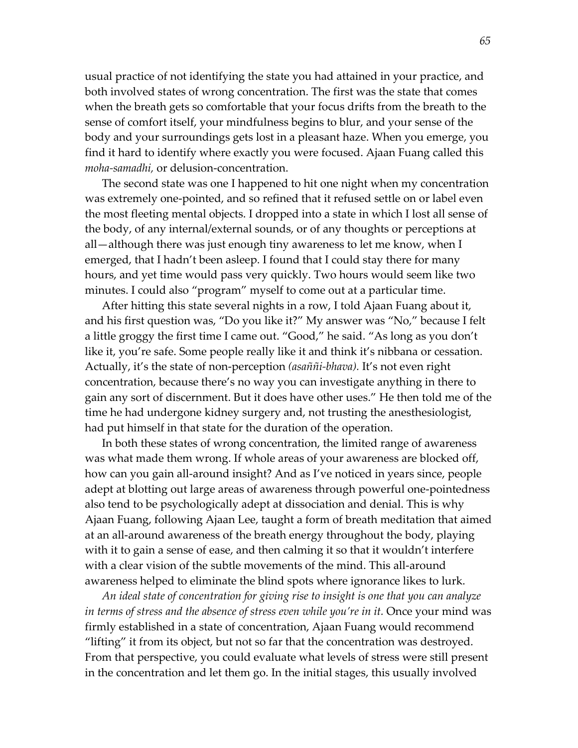usual practice of not identifying the state you had attained in your practice, and both involved states of wrong concentration. The first was the state that comes when the breath gets so comfortable that your focus drifts from the breath to the sense of comfort itself, your mindfulness begins to blur, and your sense of the body and your surroundings gets lost in a pleasant haze. When you emerge, you find it hard to identify where exactly you were focused. Ajaan Fuang called this *moha-samadhi,* or delusion-concentration.

The second state was one I happened to hit one night when my concentration was extremely one-pointed, and so refined that it refused settle on or label even the most fleeting mental objects. I dropped into a state in which I lost all sense of the body, of any internal/external sounds, or of any thoughts or perceptions at all—although there was just enough tiny awareness to let me know, when I emerged, that I hadn't been asleep. I found that I could stay there for many hours, and yet time would pass very quickly. Two hours would seem like two minutes. I could also "program" myself to come out at a particular time.

After hitting this state several nights in a row, I told Ajaan Fuang about it, and his first question was, "Do you like it?" My answer was "No," because I felt a little groggy the first time I came out. "Good," he said. "As long as you don't like it, you're safe. Some people really like it and think it's nibbana or cessation. Actually, it's the state of non-perception *(asaññi-bhava).* It's not even right concentration, because there's no way you can investigate anything in there to gain any sort of discernment. But it does have other uses." He then told me of the time he had undergone kidney surgery and, not trusting the anesthesiologist, had put himself in that state for the duration of the operation.

In both these states of wrong concentration, the limited range of awareness was what made them wrong. If whole areas of your awareness are blocked off, how can you gain all-around insight? And as I've noticed in years since, people adept at blotting out large areas of awareness through powerful one-pointedness also tend to be psychologically adept at dissociation and denial. This is why Ajaan Fuang, following Ajaan Lee, taught a form of breath meditation that aimed at an all-around awareness of the breath energy throughout the body, playing with it to gain a sense of ease, and then calming it so that it wouldn't interfere with a clear vision of the subtle movements of the mind. This all-around awareness helped to eliminate the blind spots where ignorance likes to lurk.

*An ideal state of concentration for giving rise to insight is one that you can analyze in terms of stress and the absence of stress even while you're in it.* Once your mind was firmly established in a state of concentration, Ajaan Fuang would recommend "lifting" it from its object, but not so far that the concentration was destroyed. From that perspective, you could evaluate what levels of stress were still present in the concentration and let them go. In the initial stages, this usually involved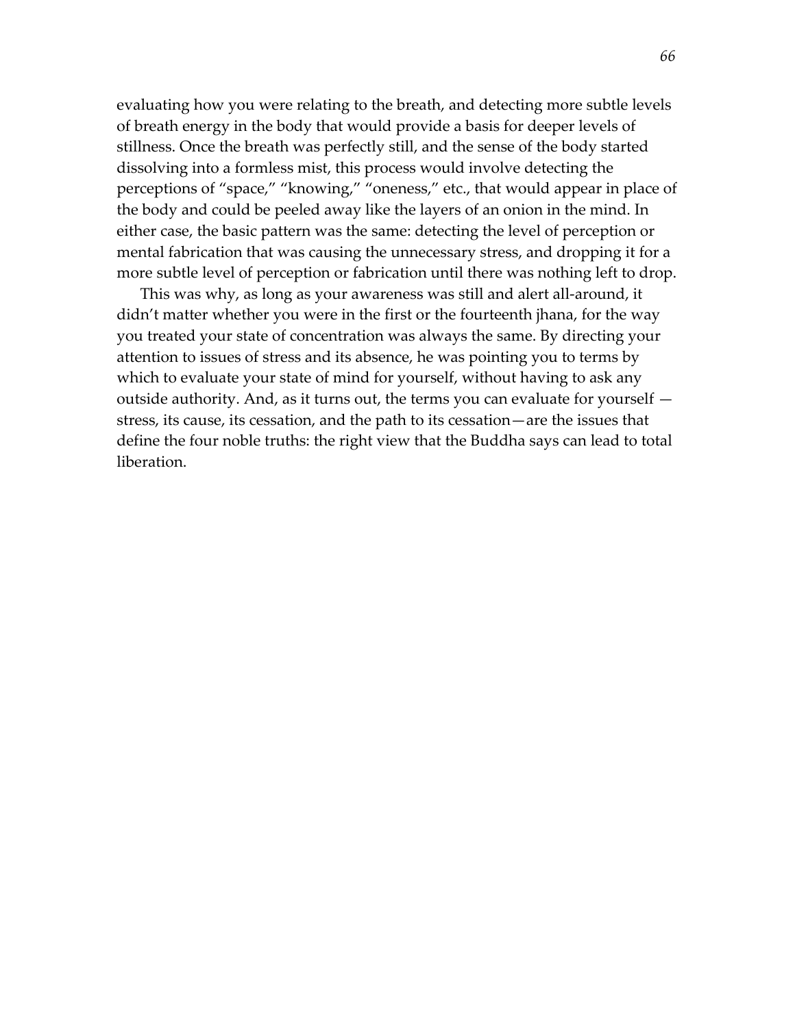evaluating how you were relating to the breath, and detecting more subtle levels of breath energy in the body that would provide a basis for deeper levels of stillness. Once the breath was perfectly still, and the sense of the body started dissolving into a formless mist, this process would involve detecting the perceptions of "space," "knowing," "oneness," etc., that would appear in place of the body and could be peeled away like the layers of an onion in the mind. In either case, the basic pattern was the same: detecting the level of perception or mental fabrication that was causing the unnecessary stress, and dropping it for a more subtle level of perception or fabrication until there was nothing left to drop.

This was why, as long as your awareness was still and alert all-around, it didn't matter whether you were in the first or the fourteenth jhana, for the way you treated your state of concentration was always the same. By directing your attention to issues of stress and its absence, he was pointing you to terms by which to evaluate your state of mind for yourself, without having to ask any outside authority. And, as it turns out, the terms you can evaluate for yourself — stress, its cause, its cessation, and the path to its cessation—are the issues that define the four noble truths: the right view that the Buddha says can lead to total liberation.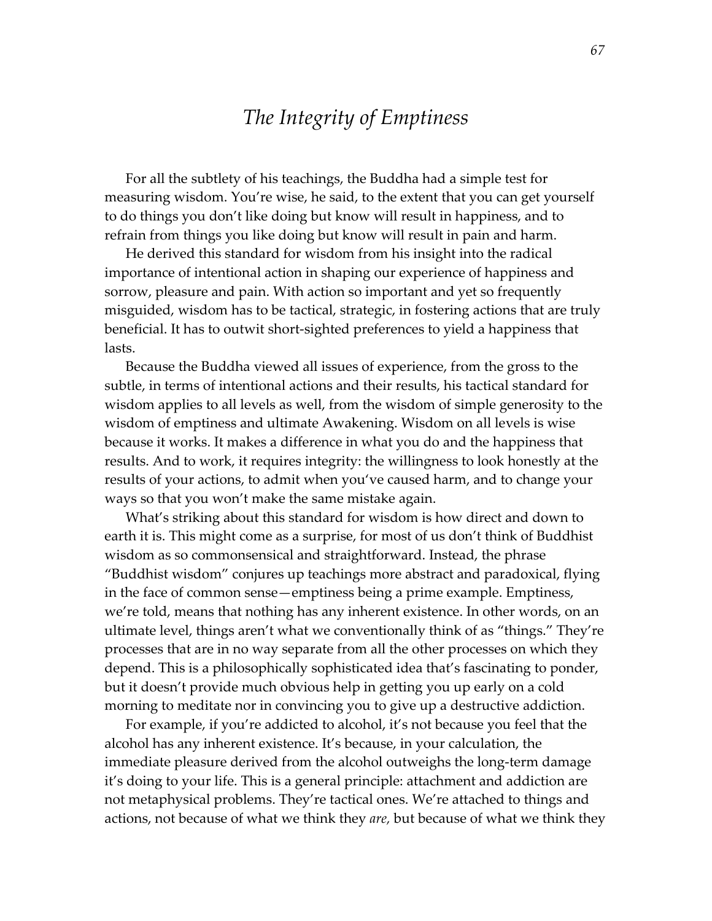# *The Integrity of Emptiness*

For all the subtlety of his teachings, the Buddha had a simple test for measuring wisdom. You're wise, he said, to the extent that you can get yourself to do things you don't like doing but know will result in happiness, and to refrain from things you like doing but know will result in pain and harm.

He derived this standard for wisdom from his insight into the radical importance of intentional action in shaping our experience of happiness and sorrow, pleasure and pain. With action so important and yet so frequently misguided, wisdom has to be tactical, strategic, in fostering actions that are truly beneficial. It has to outwit short-sighted preferences to yield a happiness that lasts.

Because the Buddha viewed all issues of experience, from the gross to the subtle, in terms of intentional actions and their results, his tactical standard for wisdom applies to all levels as well, from the wisdom of simple generosity to the wisdom of emptiness and ultimate Awakening. Wisdom on all levels is wise because it works. It makes a difference in what you do and the happiness that results. And to work, it requires integrity: the willingness to look honestly at the results of your actions, to admit when you've caused harm, and to change your ways so that you won't make the same mistake again.

What's striking about this standard for wisdom is how direct and down to earth it is. This might come as a surprise, for most of us don't think of Buddhist wisdom as so commonsensical and straightforward. Instead, the phrase "Buddhist wisdom" conjures up teachings more abstract and paradoxical, flying in the face of common sense—emptiness being a prime example. Emptiness, we're told, means that nothing has any inherent existence. In other words, on an ultimate level, things aren't what we conventionally think of as "things." They're processes that are in no way separate from all the other processes on which they depend. This is a philosophically sophisticated idea that's fascinating to ponder, but it doesn't provide much obvious help in getting you up early on a cold morning to meditate nor in convincing you to give up a destructive addiction.

For example, if you're addicted to alcohol, it's not because you feel that the alcohol has any inherent existence. It's because, in your calculation, the immediate pleasure derived from the alcohol outweighs the long-term damage it's doing to your life. This is a general principle: attachment and addiction are not metaphysical problems. They're tactical ones. We're attached to things and actions, not because of what we think they *are,* but because of what we think they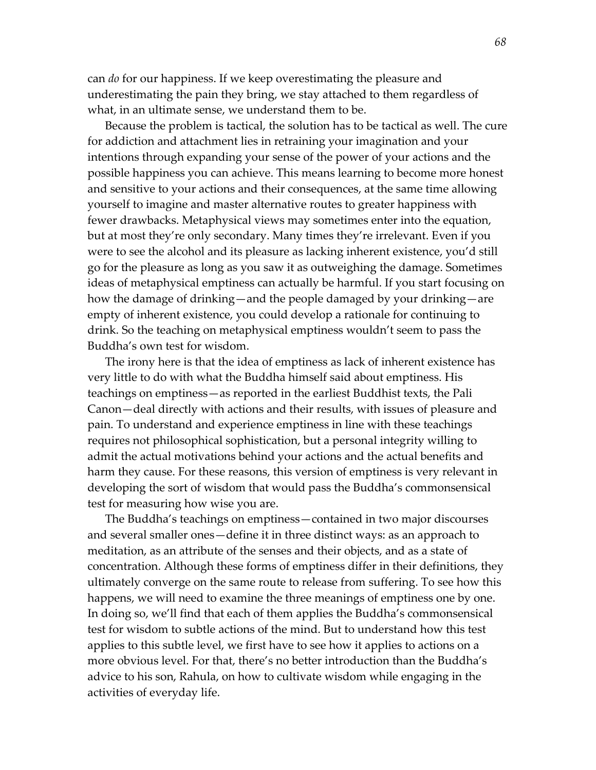can *do* for our happiness. If we keep overestimating the pleasure and underestimating the pain they bring, we stay attached to them regardless of what, in an ultimate sense, we understand them to be.

Because the problem is tactical, the solution has to be tactical as well. The cure for addiction and attachment lies in retraining your imagination and your intentions through expanding your sense of the power of your actions and the possible happiness you can achieve. This means learning to become more honest and sensitive to your actions and their consequences, at the same time allowing yourself to imagine and master alternative routes to greater happiness with fewer drawbacks. Metaphysical views may sometimes enter into the equation, but at most they're only secondary. Many times they're irrelevant. Even if you were to see the alcohol and its pleasure as lacking inherent existence, you'd still go for the pleasure as long as you saw it as outweighing the damage. Sometimes ideas of metaphysical emptiness can actually be harmful. If you start focusing on how the damage of drinking—and the people damaged by your drinking—are empty of inherent existence, you could develop a rationale for continuing to drink. So the teaching on metaphysical emptiness wouldn't seem to pass the Buddha's own test for wisdom.

The irony here is that the idea of emptiness as lack of inherent existence has very little to do with what the Buddha himself said about emptiness. His teachings on emptiness—as reported in the earliest Buddhist texts, the Pali Canon—deal directly with actions and their results, with issues of pleasure and pain. To understand and experience emptiness in line with these teachings requires not philosophical sophistication, but a personal integrity willing to admit the actual motivations behind your actions and the actual benefits and harm they cause. For these reasons, this version of emptiness is very relevant in developing the sort of wisdom that would pass the Buddha's commonsensical test for measuring how wise you are.

The Buddha's teachings on emptiness—contained in two major discourses and several smaller ones—define it in three distinct ways: as an approach to meditation, as an attribute of the senses and their objects, and as a state of concentration. Although these forms of emptiness differ in their definitions, they ultimately converge on the same route to release from suffering. To see how this happens, we will need to examine the three meanings of emptiness one by one. In doing so, we'll find that each of them applies the Buddha's commonsensical test for wisdom to subtle actions of the mind. But to understand how this test applies to this subtle level, we first have to see how it applies to actions on a more obvious level. For that, there's no better introduction than the Buddha's advice to his son, Rahula, on how to cultivate wisdom while engaging in the activities of everyday life.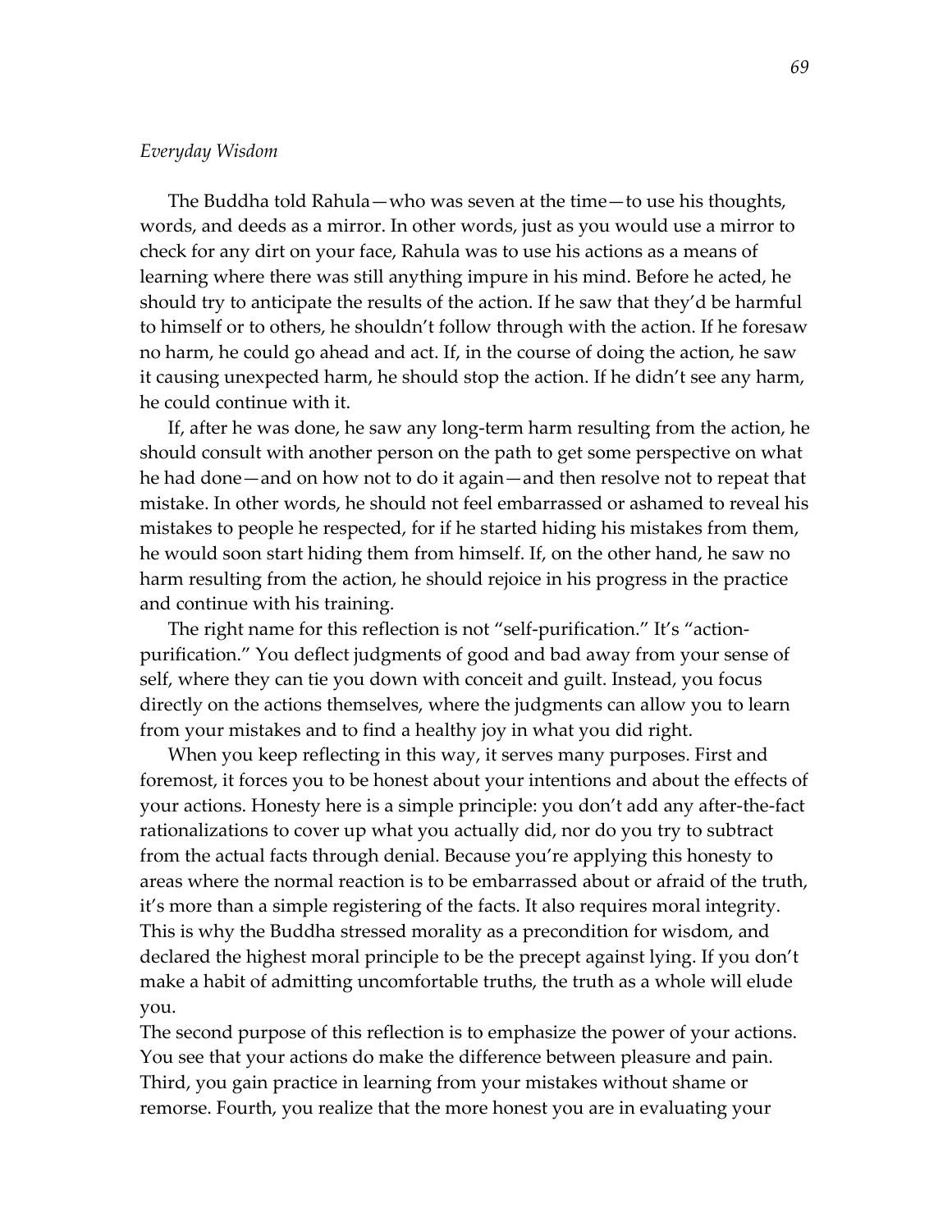*Everyday Wisdom*

The Buddha told Rahula—who was seven at the time—to use his thoughts, words, and deeds as a mirror. In other words, just as you would use a mirror to check for any dirt on your face, Rahula was to use his actions as a means of learning where there was still anything impure in his mind. Before he acted, he should try to anticipate the results of the action. If he saw that they'd be harmful to himself or to others, he shouldn't follow through with the action. If he foresaw no harm, he could go ahead and act. If, in the course of doing the action, he saw it causing unexpected harm, he should stop the action. If he didn't see any harm, he could continue with it.

If, after he was done, he saw any long-term harm resulting from the action, he should consult with another person on the path to get some perspective on what he had done—and on how not to do it again—and then resolve not to repeat that mistake. In other words, he should not feel embarrassed or ashamed to reveal his mistakes to people he respected, for if he started hiding his mistakes from them, he would soon start hiding them from himself. If, on the other hand, he saw no harm resulting from the action, he should rejoice in his progress in the practice and continue with his training.

The right name for this reflection is not "self-purification." It's "action-purification." You deflect judgments of good and bad away from your sense of self, where they can tie you down with conceit and guilt. Instead, you focus directly on the actions themselves, where the judgments can allow you to learn from your mistakes and to find a healthy joy in what you did right.

When you keep reflecting in this way, it serves many purposes. First and foremost, it forces you to be honest about your intentions and about the effects of your actions. Honesty here is a simple principle: you don't add any after-the-fact rationalizations to cover up what you actually did, nor do you try to subtract from the actual facts through denial. Because you're applying this honesty to areas where the normal reaction is to be embarrassed about or afraid of the truth, it's more than a simple registering of the facts. It also requires moral integrity. This is why the Buddha stressed morality as a precondition for wisdom, and declared the highest moral principle to be the precept against lying. If you don't make a habit of admitting uncomfortable truths, the truth as a whole will elude you.

The second purpose of this reflection is to emphasize the power of your actions. You see that your actions do make the difference between pleasure and pain. Third, you gain practice in learning from your mistakes without shame or remorse. Fourth, you realize that the more honest you are in evaluating your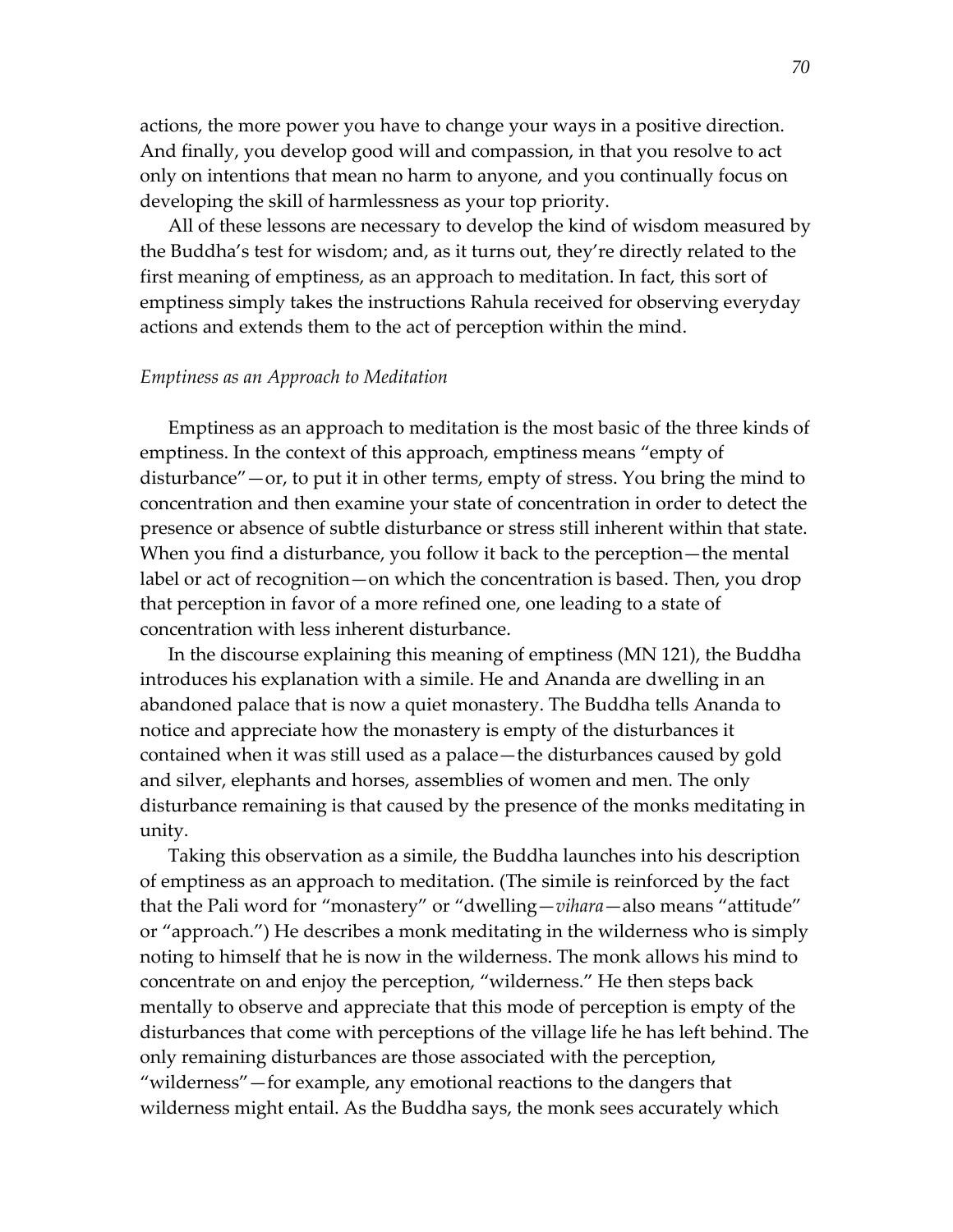actions, the more power you have to change your ways in a positive direction. And finally, you develop good will and compassion, in that you resolve to act only on intentions that mean no harm to anyone, and you continually focus on developing the skill of harmlessness as your top priority.

All of these lessons are necessary to develop the kind of wisdom measured by the Buddha's test for wisdom; and, as it turns out, they're directly related to the first meaning of emptiness, as an approach to meditation. In fact, this sort of emptiness simply takes the instructions Rahula received for observing everyday actions and extends them to the act of perception within the mind.

### *Emptiness as an Approach to Meditation*

Emptiness as an approach to meditation is the most basic of the three kinds of emptiness. In the context of this approach, emptiness means "empty of disturbance"—or, to put it in other terms, empty of stress. You bring the mind to concentration and then examine your state of concentration in order to detect the presence or absence of subtle disturbance or stress still inherent within that state. When you find a disturbance, you follow it back to the perception—the mental label or act of recognition—on which the concentration is based. Then, you drop that perception in favor of a more refined one, one leading to a state of concentration with less inherent disturbance.

In the discourse explaining this meaning of emptiness (MN 121), the Buddha introduces his explanation with a simile. He and Ananda are dwelling in an abandoned palace that is now a quiet monastery. The Buddha tells Ananda to notice and appreciate how the monastery is empty of the disturbances it contained when it was still used as a palace—the disturbances caused by gold and silver, elephants and horses, assemblies of women and men. The only disturbance remaining is that caused by the presence of the monks meditating in unity.

Taking this observation as a simile, the Buddha launches into his description of emptiness as an approach to meditation. (The simile is reinforced by the fact that the Pali word for "monastery" or "dwelling—*vihara*—also means "attitude" or "approach.") He describes a monk meditating in the wilderness who is simply noting to himself that he is now in the wilderness. The monk allows his mind to concentrate on and enjoy the perception, "wilderness." He then steps back mentally to observe and appreciate that this mode of perception is empty of the disturbances that come with perceptions of the village life he has left behind. The only remaining disturbances are those associated with the perception, "wilderness"—for example, any emotional reactions to the dangers that wilderness might entail. As the Buddha says, the monk sees accurately which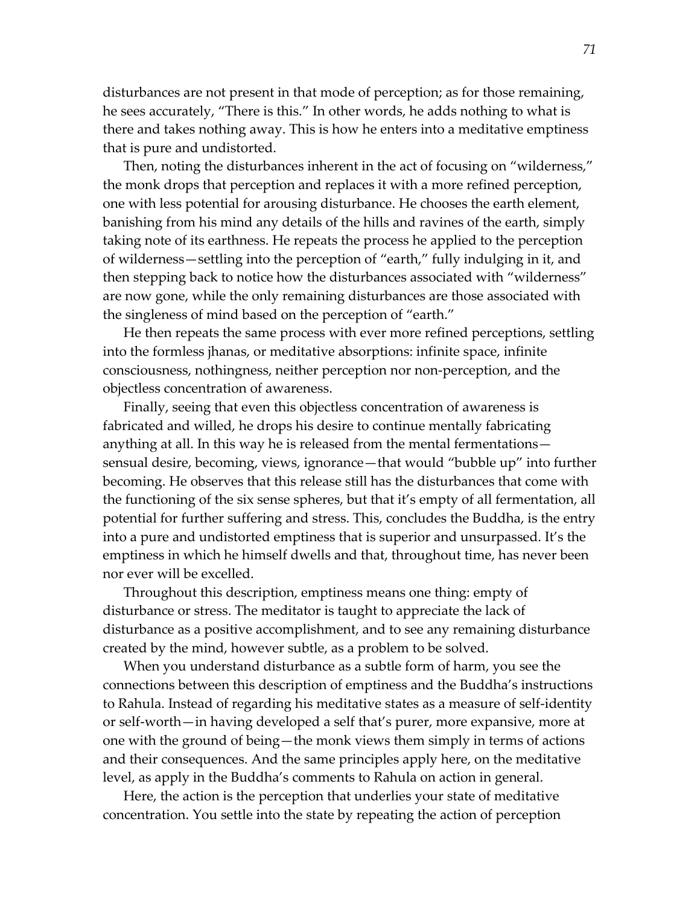disturbances are not present in that mode of perception; as for those remaining, he sees accurately, "There is this." In other words, he adds nothing to what is there and takes nothing away. This is how he enters into a meditative emptiness that is pure and undistorted.

Then, noting the disturbances inherent in the act of focusing on "wilderness," the monk drops that perception and replaces it with a more refined perception, one with less potential for arousing disturbance. He chooses the earth element, banishing from his mind any details of the hills and ravines of the earth, simply taking note of its earthness. He repeats the process he applied to the perception of wilderness—settling into the perception of "earth," fully indulging in it, and then stepping back to notice how the disturbances associated with "wilderness" are now gone, while the only remaining disturbances are those associated with the singleness of mind based on the perception of "earth."

He then repeats the same process with ever more refined perceptions, settling into the formless jhanas, or meditative absorptions: infinite space, infinite consciousness, nothingness, neither perception nor non-perception, and the objectless concentration of awareness.

Finally, seeing that even this objectless concentration of awareness is fabricated and willed, he drops his desire to continue mentally fabricating anything at all. In this way he is released from the mental fermentations—sensual desire, becoming, views, ignorance—that would "bubble up" into further becoming. He observes that this release still has the disturbances that come with the functioning of the six sense spheres, but that it's empty of all fermentation, all potential for further suffering and stress. This, concludes the Buddha, is the entry into a pure and undistorted emptiness that is superior and unsurpassed. It's the emptiness in which he himself dwells and that, throughout time, has never been nor ever will be excelled.

Throughout this description, emptiness means one thing: empty of disturbance or stress. The meditator is taught to appreciate the lack of disturbance as a positive accomplishment, and to see any remaining disturbance created by the mind, however subtle, as a problem to be solved.

When you understand disturbance as a subtle form of harm, you see the connections between this description of emptiness and the Buddha's instructions to Rahula. Instead of regarding his meditative states as a measure of self-identity or self-worth—in having developed a self that's purer, more expansive, more at one with the ground of being—the monk views them simply in terms of actions and their consequences. And the same principles apply here, on the meditative level, as apply in the Buddha's comments to Rahula on action in general.

Here, the action is the perception that underlies your state of meditative concentration. You settle into the state by repeating the action of perception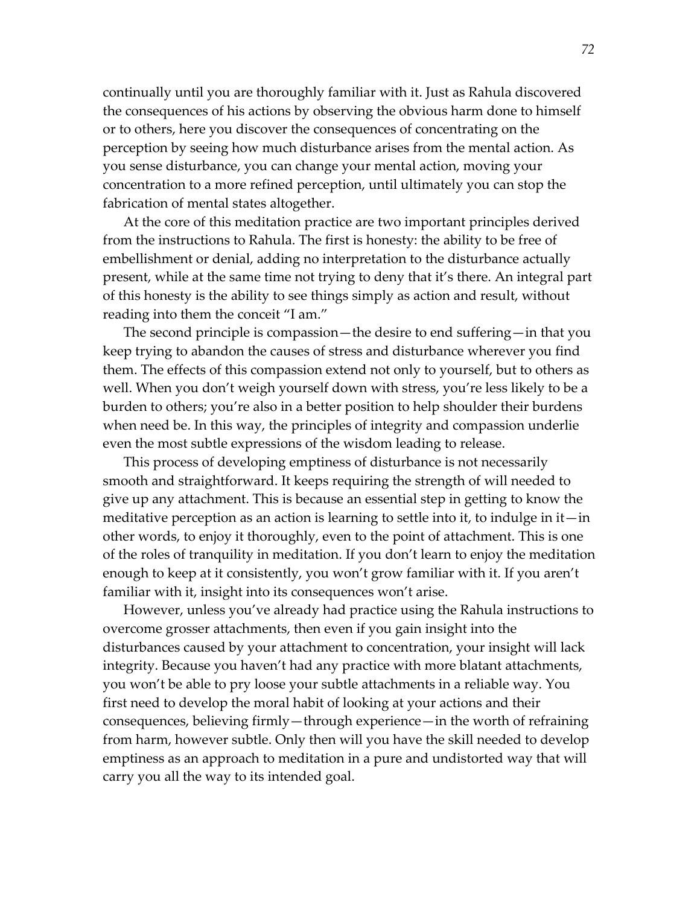continually until you are thoroughly familiar with it. Just as Rahula discovered the consequences of his actions by observing the obvious harm done to himself or to others, here you discover the consequences of concentrating on the perception by seeing how much disturbance arises from the mental action. As you sense disturbance, you can change your mental action, moving your concentration to a more refined perception, until ultimately you can stop the fabrication of mental states altogether.

At the core of this meditation practice are two important principles derived from the instructions to Rahula. The first is honesty: the ability to be free of embellishment or denial, adding no interpretation to the disturbance actually present, while at the same time not trying to deny that it's there. An integral part of this honesty is the ability to see things simply as action and result, without reading into them the conceit "I am."

The second principle is compassion—the desire to end suffering—in that you keep trying to abandon the causes of stress and disturbance wherever you find them. The effects of this compassion extend not only to yourself, but to others as well. When you don't weigh yourself down with stress, you're less likely to be a burden to others; you're also in a better position to help shoulder their burdens when need be. In this way, the principles of integrity and compassion underlie even the most subtle expressions of the wisdom leading to release.

This process of developing emptiness of disturbance is not necessarily smooth and straightforward. It keeps requiring the strength of will needed to give up any attachment. This is because an essential step in getting to know the meditative perception as an action is learning to settle into it, to indulge in it—in other words, to enjoy it thoroughly, even to the point of attachment. This is one of the roles of tranquility in meditation. If you don't learn to enjoy the meditation enough to keep at it consistently, you won't grow familiar with it. If you aren't familiar with it, insight into its consequences won't arise.

However, unless you've already had practice using the Rahula instructions to overcome grosser attachments, then even if you gain insight into the disturbances caused by your attachment to concentration, your insight will lack integrity. Because you haven't had any practice with more blatant attachments, you won't be able to pry loose your subtle attachments in a reliable way. You first need to develop the moral habit of looking at your actions and their consequences, believing firmly—through experience—in the worth of refraining from harm, however subtle. Only then will you have the skill needed to develop emptiness as an approach to meditation in a pure and undistorted way that will carry you all the way to its intended goal.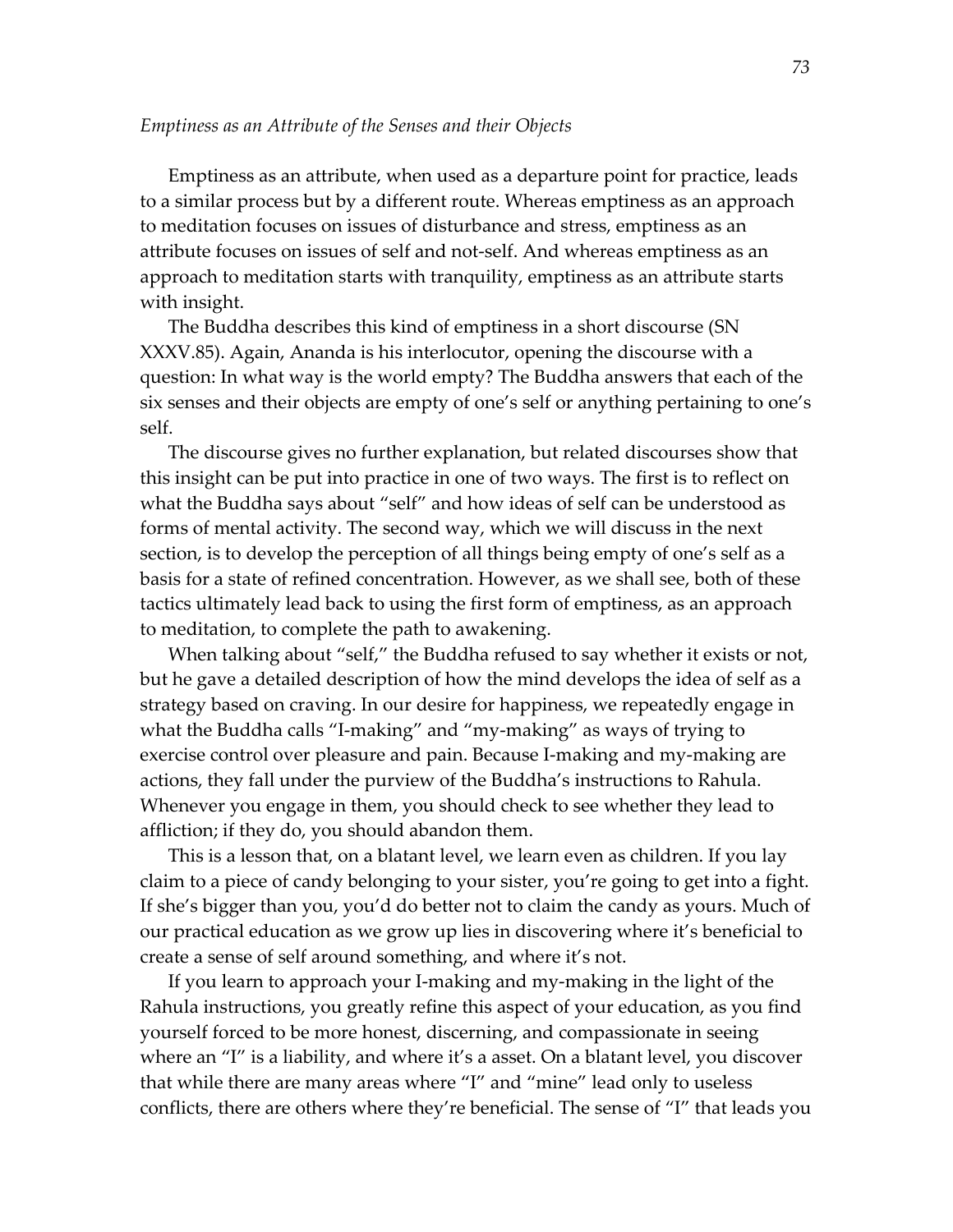*Emptiness as an Attribute of the Senses and their Objects*

Emptiness as an attribute, when used as a departure point for practice, leads to a similar process but by a different route. Whereas emptiness as an approach to meditation focuses on issues of disturbance and stress, emptiness as an attribute focuses on issues of self and not-self. And whereas emptiness as an approach to meditation starts with tranquility, emptiness as an attribute starts with insight.

The Buddha describes this kind of emptiness in a short discourse (SN XXXV.85). Again, Ananda is his interlocutor, opening the discourse with a question: In what way is the world empty? The Buddha answers that each of the six senses and their objects are empty of one's self or anything pertaining to one's self.

The discourse gives no further explanation, but related discourses show that this insight can be put into practice in one of two ways. The first is to reflect on what the Buddha says about "self" and how ideas of self can be understood as forms of mental activity. The second way, which we will discuss in the next section, is to develop the perception of all things being empty of one's self as a basis for a state of refined concentration. However, as we shall see, both of these tactics ultimately lead back to using the first form of emptiness, as an approach to meditation, to complete the path to awakening.

When talking about "self," the Buddha refused to say whether it exists or not, but he gave a detailed description of how the mind develops the idea of self as a strategy based on craving. In our desire for happiness, we repeatedly engage in what the Buddha calls "I-making" and "my-making" as ways of trying to exercise control over pleasure and pain. Because I-making and my-making are actions, they fall under the purview of the Buddha's instructions to Rahula. Whenever you engage in them, you should check to see whether they lead to affliction; if they do, you should abandon them.

This is a lesson that, on a blatant level, we learn even as children. If you lay claim to a piece of candy belonging to your sister, you're going to get into a fight. If she's bigger than you, you'd do better not to claim the candy as yours. Much of our practical education as we grow up lies in discovering where it's beneficial to create a sense of self around something, and where it's not.

If you learn to approach your I-making and my-making in the light of the Rahula instructions, you greatly refine this aspect of your education, as you find yourself forced to be more honest, discerning, and compassionate in seeing where an "I" is a liability, and where it's a asset. On a blatant level, you discover that while there are many areas where "I" and "mine" lead only to useless conflicts, there are others where they're beneficial. The sense of "I" that leads you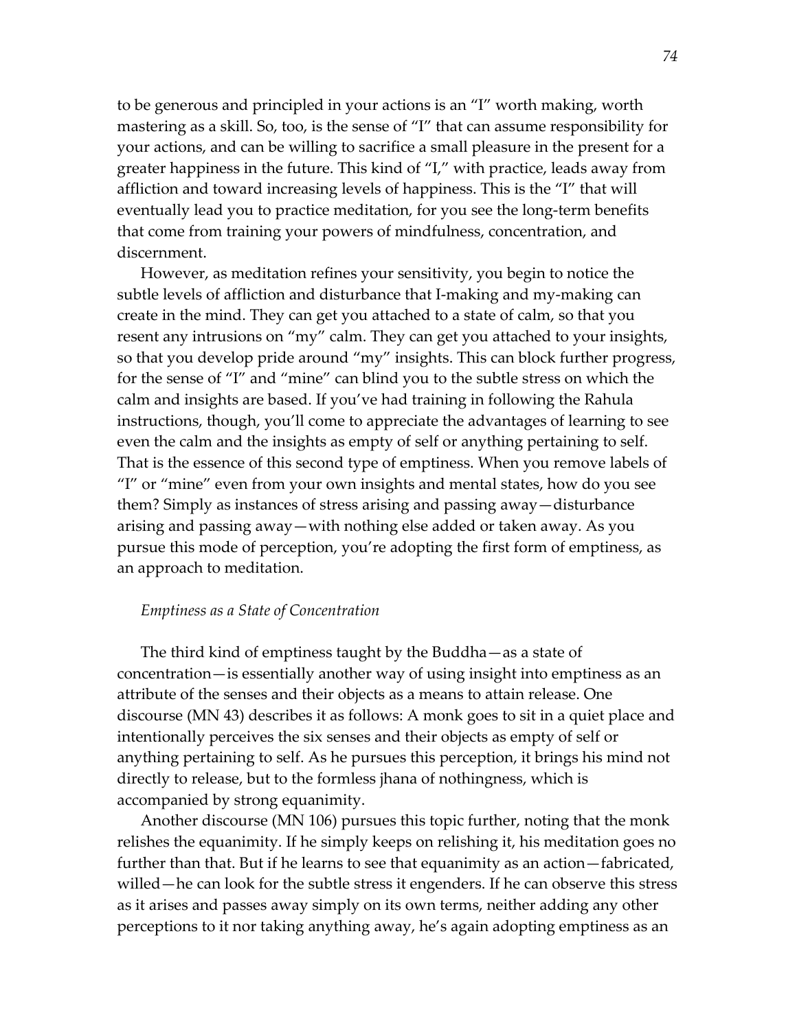to be generous and principled in your actions is an "I" worth making, worth mastering as a skill. So, too, is the sense of "I" that can assume responsibility for your actions, and can be willing to sacrifice a small pleasure in the present for a greater happiness in the future. This kind of "I," with practice, leads away from affliction and toward increasing levels of happiness. This is the "I" that will eventually lead you to practice meditation, for you see the long-term benefits that come from training your powers of mindfulness, concentration, and discernment.

However, as meditation refines your sensitivity, you begin to notice the subtle levels of affliction and disturbance that I-making and my-making can create in the mind. They can get you attached to a state of calm, so that you resent any intrusions on "my" calm. They can get you attached to your insights, so that you develop pride around "my" insights. This can block further progress, for the sense of "I" and "mine" can blind you to the subtle stress on which the calm and insights are based. If you've had training in following the Rahula instructions, though, you'll come to appreciate the advantages of learning to see even the calm and the insights as empty of self or anything pertaining to self. That is the essence of this second type of emptiness. When you remove labels of "I" or "mine" even from your own insights and mental states, how do you see them? Simply as instances of stress arising and passing away—disturbance arising and passing away—with nothing else added or taken away. As you pursue this mode of perception, you're adopting the first form of emptiness, as an approach to meditation.

*Emptiness as a State of Concentration*

The third kind of emptiness taught by the Buddha—as a state of concentration—is essentially another way of using insight into emptiness as an attribute of the senses and their objects as a means to attain release. One discourse (MN 43) describes it as follows: A monk goes to sit in a quiet place and intentionally perceives the six senses and their objects as empty of self or anything pertaining to self. As he pursues this perception, it brings his mind not directly to release, but to the formless jhana of nothingness, which is accompanied by strong equanimity.

Another discourse (MN 106) pursues this topic further, noting that the monk relishes the equanimity. If he simply keeps on relishing it, his meditation goes no further than that. But if he learns to see that equanimity as an action—fabricated, willed—he can look for the subtle stress it engenders. If he can observe this stress as it arises and passes away simply on its own terms, neither adding any other perceptions to it nor taking anything away, he's again adopting emptiness as an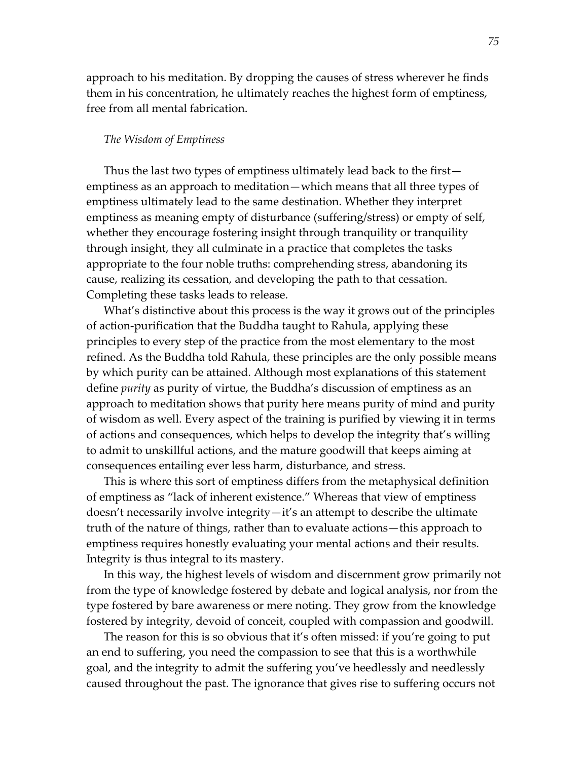approach to his meditation. By dropping the causes of stress wherever he finds them in his concentration, he ultimately reaches the highest form of emptiness, free from all mental fabrication.

### *The Wisdom of Emptiness*

Thus the last two types of emptiness ultimately lead back to the first—emptiness as an approach to meditation—which means that all three types of emptiness ultimately lead to the same destination. Whether they interpret emptiness as meaning empty of disturbance (suffering/stress) or empty of self, whether they encourage fostering insight through tranquility or tranquility through insight, they all culminate in a practice that completes the tasks appropriate to the four noble truths: comprehending stress, abandoning its cause, realizing its cessation, and developing the path to that cessation. Completing these tasks leads to release.

What's distinctive about this process is the way it grows out of the principles of action-purification that the Buddha taught to Rahula, applying these principles to every step of the practice from the most elementary to the most refined. As the Buddha told Rahula, these principles are the only possible means by which purity can be attained. Although most explanations of this statement define *purity* as purity of virtue, the Buddha's discussion of emptiness as an approach to meditation shows that purity here means purity of mind and purity of wisdom as well. Every aspect of the training is purified by viewing it in terms of actions and consequences, which helps to develop the integrity that's willing to admit to unskillful actions, and the mature goodwill that keeps aiming at consequences entailing ever less harm, disturbance, and stress.

This is where this sort of emptiness differs from the metaphysical definition of emptiness as "lack of inherent existence." Whereas that view of emptiness doesn't necessarily involve integrity—it's an attempt to describe the ultimate truth of the nature of things, rather than to evaluate actions—this approach to emptiness requires honestly evaluating your mental actions and their results. Integrity is thus integral to its mastery.

In this way, the highest levels of wisdom and discernment grow primarily not from the type of knowledge fostered by debate and logical analysis, nor from the type fostered by bare awareness or mere noting. They grow from the knowledge fostered by integrity, devoid of conceit, coupled with compassion and goodwill.

The reason for this is so obvious that it's often missed: if you're going to put an end to suffering, you need the compassion to see that this is a worthwhile goal, and the integrity to admit the suffering you've heedlessly and needlessly caused throughout the past. The ignorance that gives rise to suffering occurs not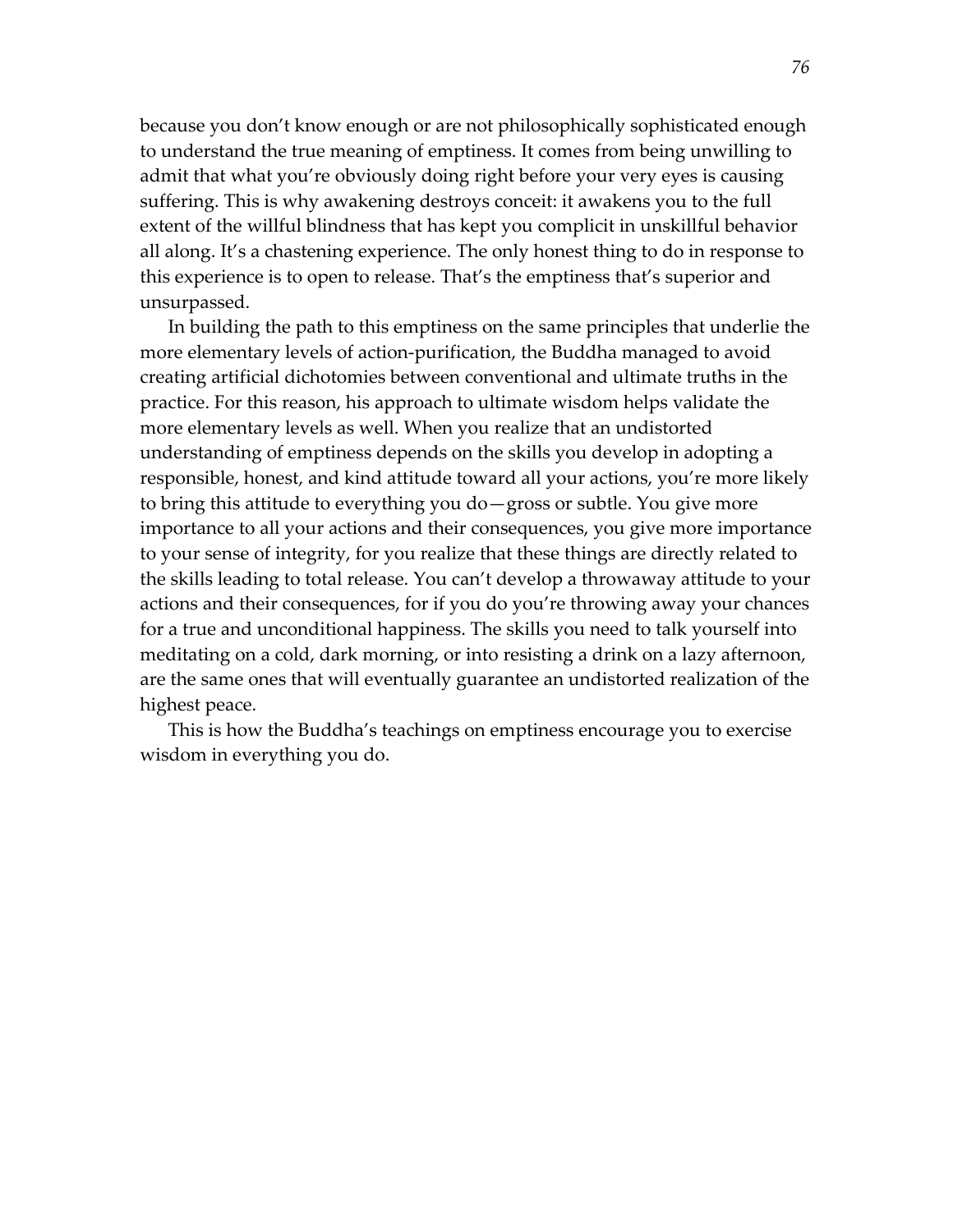because you don't know enough or are not philosophically sophisticated enough to understand the true meaning of emptiness. It comes from being unwilling to admit that what you're obviously doing right before your very eyes is causing suffering. This is why awakening destroys conceit: it awakens you to the full extent of the willful blindness that has kept you complicit in unskillful behavior all along. It's a chastening experience. The only honest thing to do in response to this experience is to open to release. That's the emptiness that's superior and unsurpassed.

In building the path to this emptiness on the same principles that underlie the more elementary levels of action-purification, the Buddha managed to avoid creating artificial dichotomies between conventional and ultimate truths in the practice. For this reason, his approach to ultimate wisdom helps validate the more elementary levels as well. When you realize that an undistorted understanding of emptiness depends on the skills you develop in adopting a responsible, honest, and kind attitude toward all your actions, you're more likely to bring this attitude to everything you do—gross or subtle. You give more importance to all your actions and their consequences, you give more importance to your sense of integrity, for you realize that these things are directly related to the skills leading to total release. You can't develop a throwaway attitude to your actions and their consequences, for if you do you're throwing away your chances for a true and unconditional happiness. The skills you need to talk yourself into meditating on a cold, dark morning, or into resisting a drink on a lazy afternoon, are the same ones that will eventually guarantee an undistorted realization of the highest peace.

This is how the Buddha's teachings on emptiness encourage you to exercise wisdom in everything you do.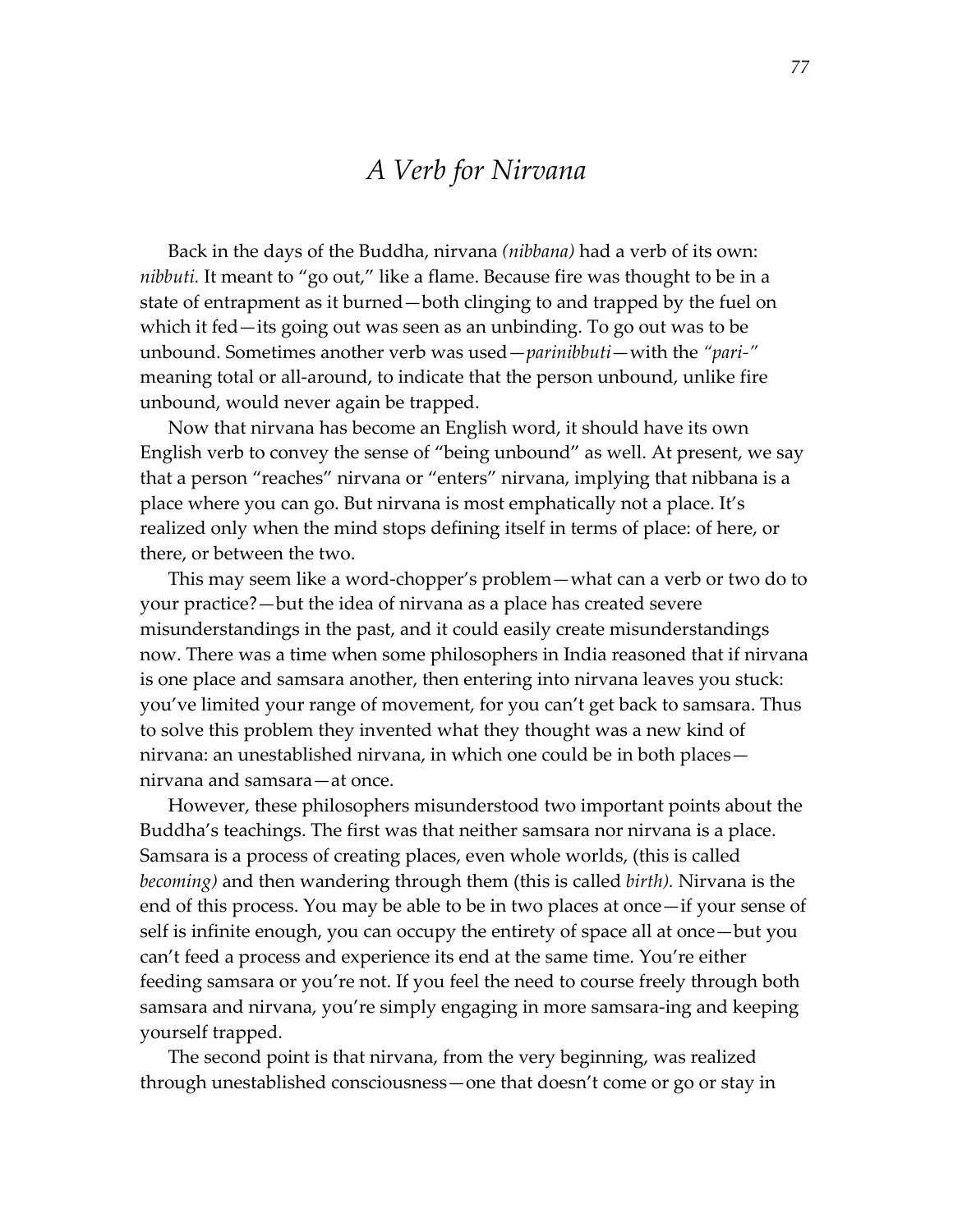# *A Verb for Nirvana*

Back in the days of the Buddha, nirvana *(nibbana)* had a verb of its own: *nibbuti.* It meant to "go out," like a flame. Because fire was thought to be in a state of entrapment as it burned—both clinging to and trapped by the fuel on which it fed—its going out was seen as an unbinding. To go out was to be unbound. Sometimes another verb was used—*parinibbuti*—with the *"pari-"* meaning total or all-around, to indicate that the person unbound, unlike fire unbound, would never again be trapped.

Now that nirvana has become an English word, it should have its own English verb to convey the sense of "being unbound" as well. At present, we say that a person "reaches" nirvana or "enters" nirvana, implying that nibbana is a place where you can go. But nirvana is most emphatically not a place. It's realized only when the mind stops defining itself in terms of place: of here, or there, or between the two.

This may seem like a word-chopper's problem—what can a verb or two do to your practice?—but the idea of nirvana as a place has created severe misunderstandings in the past, and it could easily create misunderstandings now. There was a time when some philosophers in India reasoned that if nirvana is one place and samsara another, then entering into nirvana leaves you stuck: you've limited your range of movement, for you can't get back to samsara. Thus to solve this problem they invented what they thought was a new kind of nirvana: an unestablished nirvana, in which one could be in both places—nirvana and samsara—at once.

However, these philosophers misunderstood two important points about the Buddha's teachings. The first was that neither samsara nor nirvana is a place. Samsara is a process of creating places, even whole worlds, (this is called *becoming)* and then wandering through them (this is called *birth).* Nirvana is the end of this process. You may be able to be in two places at once—if your sense of self is infinite enough, you can occupy the entirety of space all at once—but you can't feed a process and experience its end at the same time. You're either feeding samsara or you're not. If you feel the need to course freely through both samsara and nirvana, you're simply engaging in more samsara-ing and keeping yourself trapped.

The second point is that nirvana, from the very beginning, was realized through unestablished consciousness—one that doesn't come or go or stay in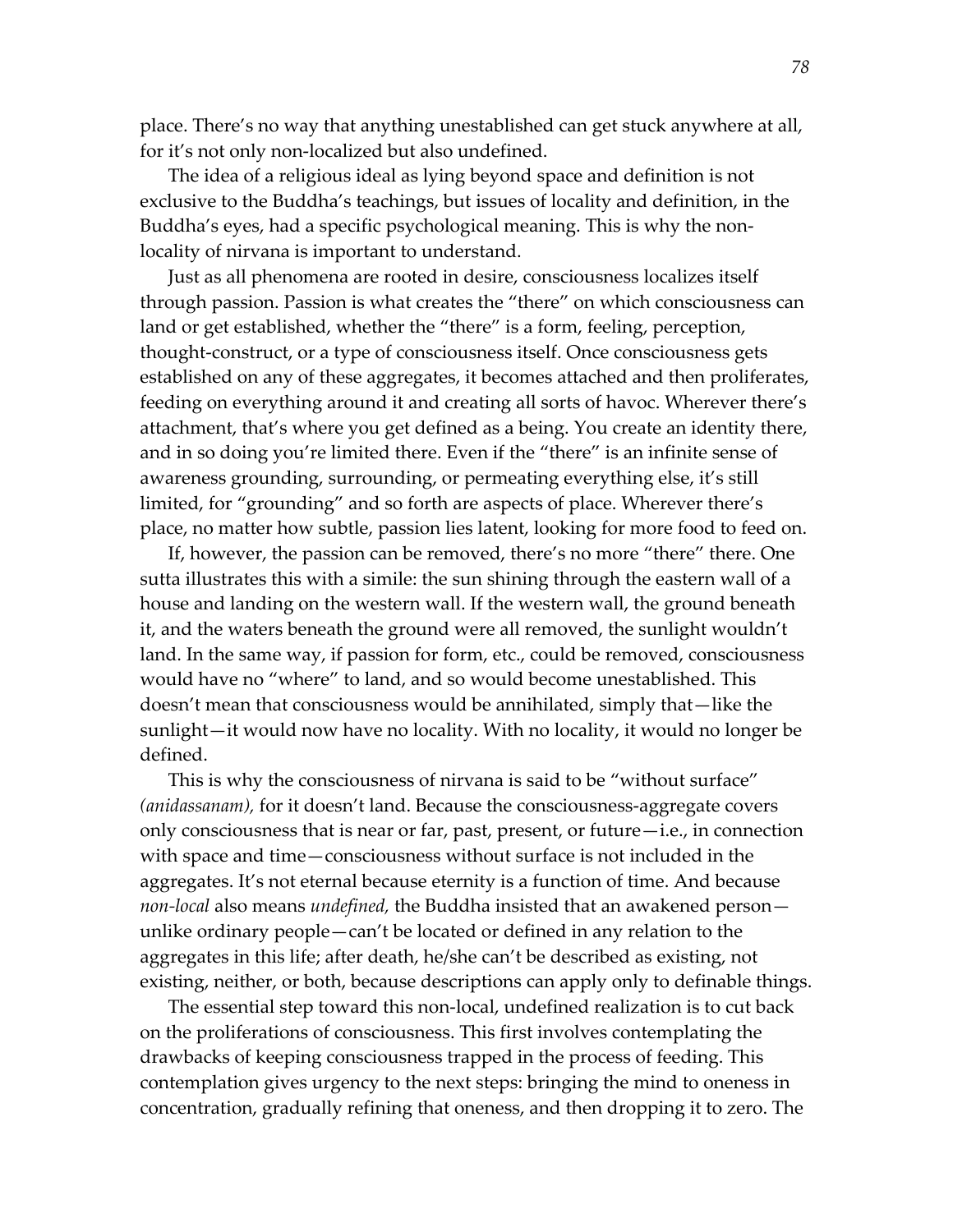place. There's no way that anything unestablished can get stuck anywhere at all, for it's not only non-localized but also undefined.

The idea of a religious ideal as lying beyond space and definition is not exclusive to the Buddha's teachings, but issues of locality and definition, in the Buddha's eyes, had a specific psychological meaning. This is why the non-locality of nirvana is important to understand.

Just as all phenomena are rooted in desire, consciousness localizes itself through passion. Passion is what creates the "there" on which consciousness can land or get established, whether the "there" is a form, feeling, perception, thought-construct, or a type of consciousness itself. Once consciousness gets established on any of these aggregates, it becomes attached and then proliferates, feeding on everything around it and creating all sorts of havoc. Wherever there's attachment, that's where you get defined as a being. You create an identity there, and in so doing you're limited there. Even if the "there" is an infinite sense of awareness grounding, surrounding, or permeating everything else, it's still limited, for "grounding" and so forth are aspects of place. Wherever there's place, no matter how subtle, passion lies latent, looking for more food to feed on.

If, however, the passion can be removed, there's no more "there" there. One sutta illustrates this with a simile: the sun shining through the eastern wall of a house and landing on the western wall. If the western wall, the ground beneath it, and the waters beneath the ground were all removed, the sunlight wouldn't land. In the same way, if passion for form, etc., could be removed, consciousness would have no "where" to land, and so would become unestablished. This doesn't mean that consciousness would be annihilated, simply that—like the sunlight—it would now have no locality. With no locality, it would no longer be defined.

This is why the consciousness of nirvana is said to be "without surface" *(anidassanam),* for it doesn't land. Because the consciousness-aggregate covers only consciousness that is near or far, past, present, or future—i.e., in connection with space and time—consciousness without surface is not included in the aggregates. It's not eternal because eternity is a function of time. And because *non-local* also means *undefined,* the Buddha insisted that an awakened person—unlike ordinary people—can't be located or defined in any relation to the aggregates in this life; after death, he/she can't be described as existing, not existing, neither, or both, because descriptions can apply only to definable things.

The essential step toward this non-local, undefined realization is to cut back on the proliferations of consciousness. This first involves contemplating the drawbacks of keeping consciousness trapped in the process of feeding. This contemplation gives urgency to the next steps: bringing the mind to oneness in concentration, gradually refining that oneness, and then dropping it to zero. The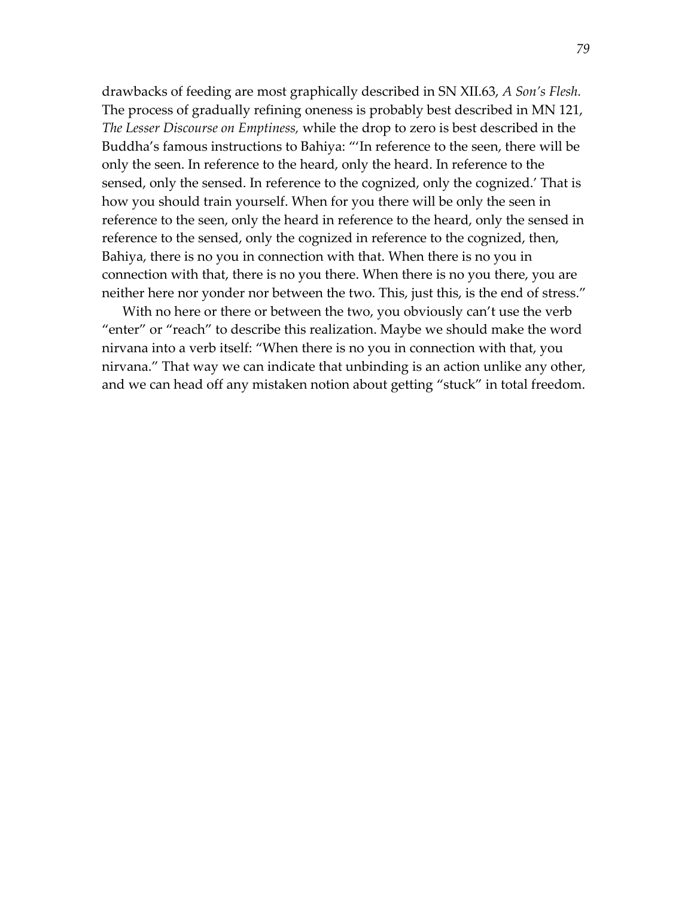drawbacks of feeding are most graphically described in SN XII.63, *A Son's Flesh.* The process of gradually refining oneness is probably best described in MN 121, *The Lesser Discourse on Emptiness,* while the drop to zero is best described in the Buddha's famous instructions to Bahiya: "'In reference to the seen, there will be only the seen. In reference to the heard, only the heard. In reference to the sensed, only the sensed. In reference to the cognized, only the cognized.' That is how you should train yourself. When for you there will be only the seen in reference to the seen, only the heard in reference to the heard, only the sensed in reference to the sensed, only the cognized in reference to the cognized, then, Bahiya, there is no you in connection with that. When there is no you in connection with that, there is no you there. When there is no you there, you are neither here nor yonder nor between the two. This, just this, is the end of stress."

With no here or there or between the two, you obviously can't use the verb "enter" or "reach" to describe this realization. Maybe we should make the word nirvana into a verb itself: "When there is no you in connection with that, you nirvana." That way we can indicate that unbinding is an action unlike any other, and we can head off any mistaken notion about getting "stuck" in total freedom.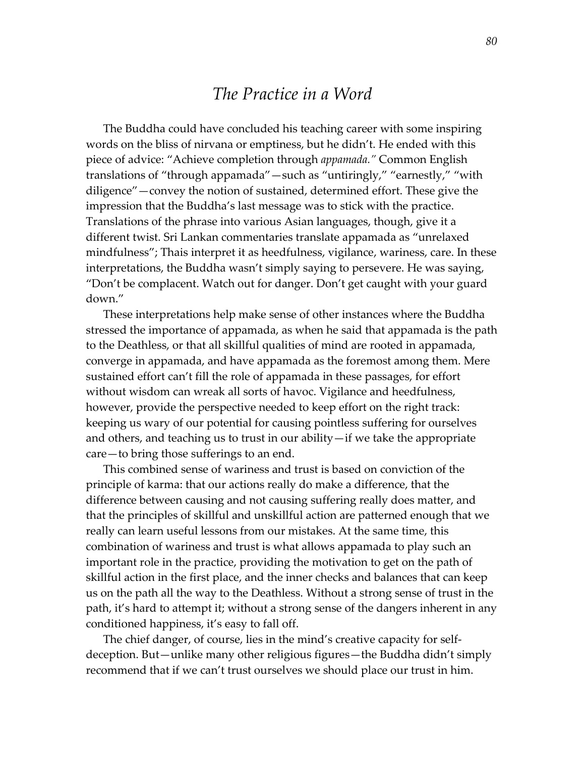# *The Practice in a Word*

The Buddha could have concluded his teaching career with some inspiring words on the bliss of nirvana or emptiness, but he didn't. He ended with this piece of advice: "Achieve completion through *appamada."* Common English translations of "through appamada"—such as "untiringly," "earnestly," "with diligence"—convey the notion of sustained, determined effort. These give the impression that the Buddha's last message was to stick with the practice. Translations of the phrase into various Asian languages, though, give it a different twist. Sri Lankan commentaries translate appamada as "unrelaxed mindfulness"; Thais interpret it as heedfulness, vigilance, wariness, care. In these interpretations, the Buddha wasn't simply saying to persevere. He was saying, "Don't be complacent. Watch out for danger. Don't get caught with your guard down."

These interpretations help make sense of other instances where the Buddha stressed the importance of appamada, as when he said that appamada is the path to the Deathless, or that all skillful qualities of mind are rooted in appamada, converge in appamada, and have appamada as the foremost among them. Mere sustained effort can't fill the role of appamada in these passages, for effort without wisdom can wreak all sorts of havoc. Vigilance and heedfulness, however, provide the perspective needed to keep effort on the right track: keeping us wary of our potential for causing pointless suffering for ourselves and others, and teaching us to trust in our ability—if we take the appropriate care—to bring those sufferings to an end.

This combined sense of wariness and trust is based on conviction of the principle of karma: that our actions really do make a difference, that the difference between causing and not causing suffering really does matter, and that the principles of skillful and unskillful action are patterned enough that we really can learn useful lessons from our mistakes. At the same time, this combination of wariness and trust is what allows appamada to play such an important role in the practice, providing the motivation to get on the path of skillful action in the first place, and the inner checks and balances that can keep us on the path all the way to the Deathless. Without a strong sense of trust in the path, it's hard to attempt it; without a strong sense of the dangers inherent in any conditioned happiness, it's easy to fall off.

The chief danger, of course, lies in the mind's creative capacity for self-deception. But—unlike many other religious figures—the Buddha didn't simply recommend that if we can't trust ourselves we should place our trust in him.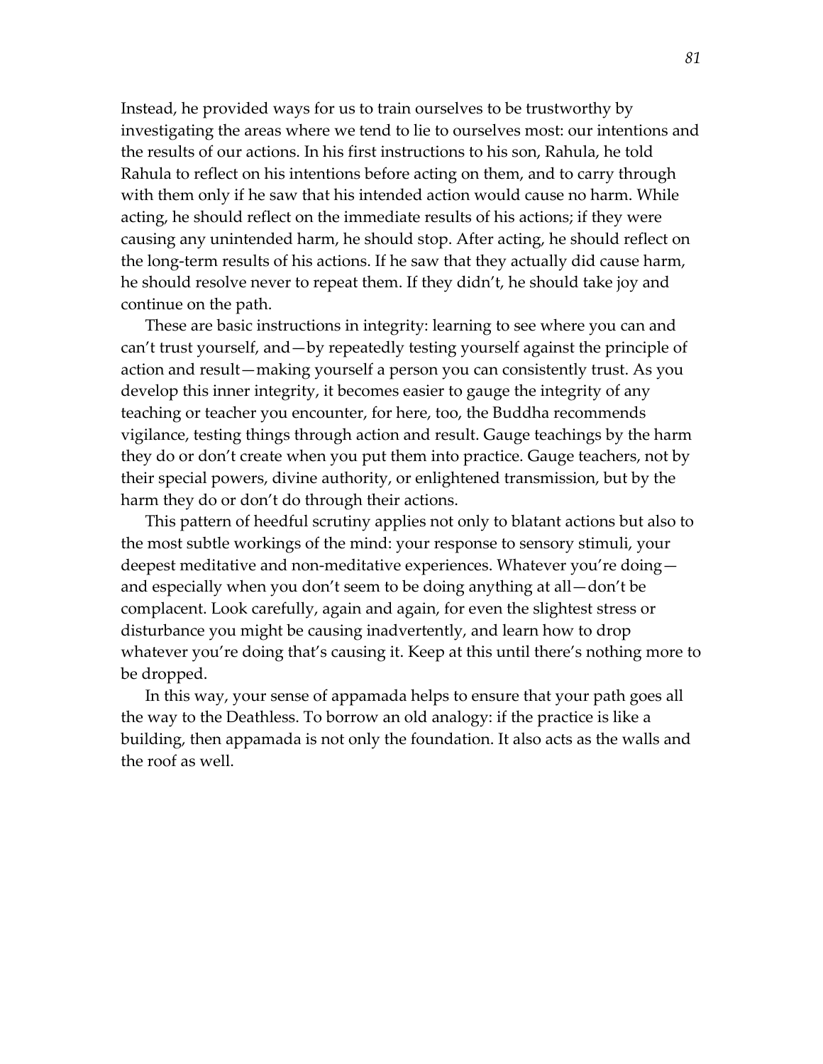Instead, he provided ways for us to train ourselves to be trustworthy by investigating the areas where we tend to lie to ourselves most: our intentions and the results of our actions. In his first instructions to his son, Rahula, he told Rahula to reflect on his intentions before acting on them, and to carry through with them only if he saw that his intended action would cause no harm. While acting, he should reflect on the immediate results of his actions; if they were causing any unintended harm, he should stop. After acting, he should reflect on the long-term results of his actions. If he saw that they actually did cause harm, he should resolve never to repeat them. If they didn't, he should take joy and continue on the path.

These are basic instructions in integrity: learning to see where you can and can't trust yourself, and—by repeatedly testing yourself against the principle of action and result—making yourself a person you can consistently trust. As you develop this inner integrity, it becomes easier to gauge the integrity of any teaching or teacher you encounter, for here, too, the Buddha recommends vigilance, testing things through action and result. Gauge teachings by the harm they do or don't create when you put them into practice. Gauge teachers, not by their special powers, divine authority, or enlightened transmission, but by the harm they do or don't do through their actions.

This pattern of heedful scrutiny applies not only to blatant actions but also to the most subtle workings of the mind: your response to sensory stimuli, your deepest meditative and non-meditative experiences. Whatever you're doing—and especially when you don't seem to be doing anything at all—don't be complacent. Look carefully, again and again, for even the slightest stress or disturbance you might be causing inadvertently, and learn how to drop whatever you're doing that's causing it. Keep at this until there's nothing more to be dropped.

In this way, your sense of appamada helps to ensure that your path goes all the way to the Deathless. To borrow an old analogy: if the practice is like a building, then appamada is not only the foundation. It also acts as the walls and the roof as well.